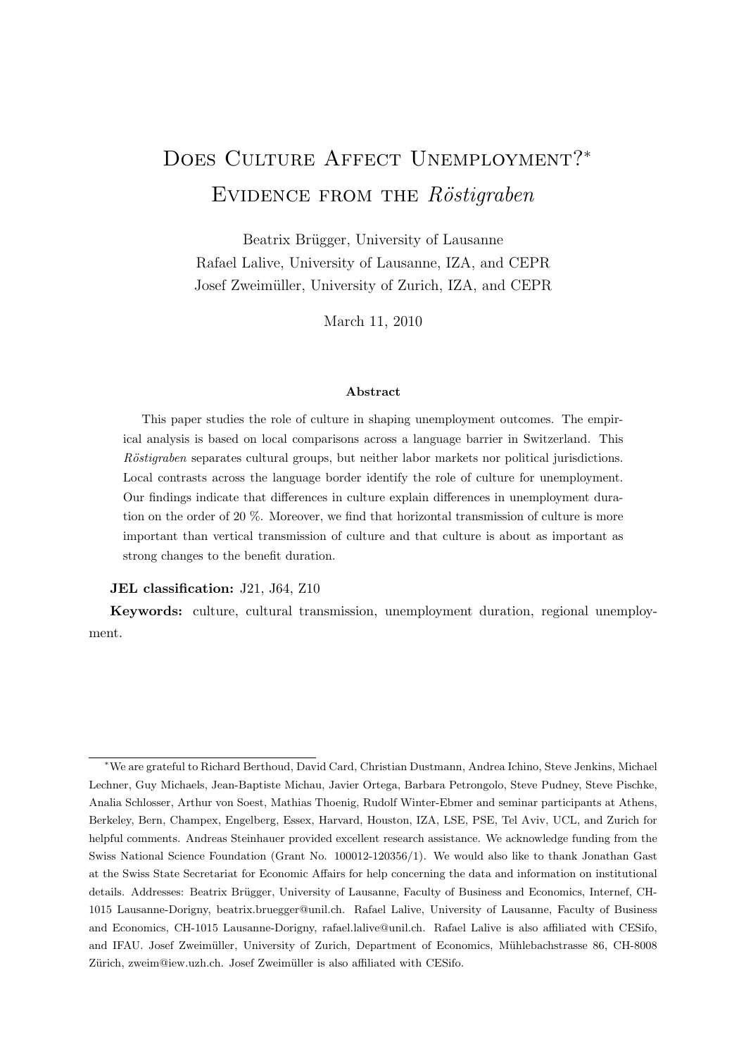# Does Culture Affect Unemployment?*
## Evidence from the *Röstigraben*

Beatrix Brügger, University of Lausanne
Rafael Lalive, University of Lausanne, IZA, and CEPR
Josef Zweimüller, University of Zurich, IZA, and CEPR

March 11, 2010

**Abstract**

This paper studies the role of culture in shaping unemployment outcomes. The empirical analysis is based on local comparisons across a language barrier in Switzerland. This *Röstigraben* separates cultural groups, but neither labor markets nor political jurisdictions. Local contrasts across the language border identify the role of culture for unemployment. Our findings indicate that differences in culture explain differences in unemployment duration on the order of 20 %. Moreover, we find that horizontal transmission of culture is more important than vertical transmission of culture and that culture is about as important as strong changes to the benefit duration.

**JEL classification:** J21, J64, Z10

**Keywords:** culture, cultural transmission, unemployment duration, regional unemployment.

---

*We are grateful to Richard Berthoud, David Card, Christian Dustmann, Andrea Ichino, Steve Jenkins, Michael Lechner, Guy Michaels, Jean-Baptiste Michau, Javier Ortega, Barbara Petrongolo, Steve Pudney, Steve Pischke, Analia Schlosser, Arthur von Soest, Mathias Thoenig, Rudolf Winter-Ebmer and seminar participants at Athens, Berkeley, Bern, Champex, Engelberg, Essex, Harvard, Houston, IZA, LSE, PSE, Tel Aviv, UCL, and Zurich for helpful comments. Andreas Steinhauer provided excellent research assistance. We acknowledge funding from the Swiss National Science Foundation (Grant No. 100012-120356/1). We would also like to thank Jonathan Gast at the Swiss State Secretariat for Economic Affairs for help concerning the data and information on institutional details. Addresses: Beatrix Brügger, University of Lausanne, Faculty of Business and Economics, Internef, CH-1015 Lausanne-Dorigny, beatrix.bruegger@unil.ch. Rafael Lalive, University of Lausanne, Faculty of Business and Economics, CH-1015 Lausanne-Dorigny, rafael.lalive@unil.ch. Rafael Lalive is also affiliated with CESifo, and IFAU. Josef Zweimüller, University of Zurich, Department of Economics, Mühlebachstrasse 86, CH-8008 Zürich, zweim@iew.uzh.ch. Josef Zweimüller is also affiliated with CESifo.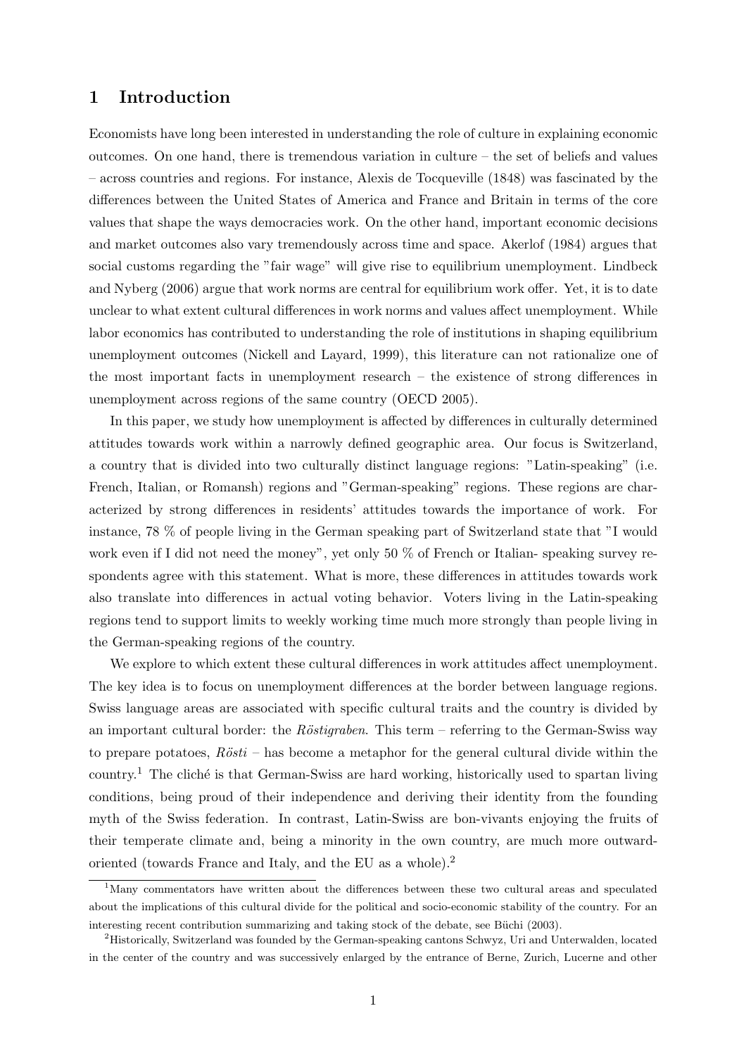# 1 Introduction

Economists have long been interested in understanding the role of culture in explaining economic outcomes. On one hand, there is tremendous variation in culture – the set of beliefs and values – across countries and regions. For instance, Alexis de Tocqueville (1848) was fascinated by the differences between the United States of America and France and Britain in terms of the core values that shape the ways democracies work. On the other hand, important economic decisions and market outcomes also vary tremendously across time and space. Akerlof (1984) argues that social customs regarding the "fair wage" will give rise to equilibrium unemployment. Lindbeck and Nyberg (2006) argue that work norms are central for equilibrium work offer. Yet, it is to date unclear to what extent cultural differences in work norms and values affect unemployment. While labor economics has contributed to understanding the role of institutions in shaping equilibrium unemployment outcomes (Nickell and Layard, 1999), this literature can not rationalize one of the most important facts in unemployment research – the existence of strong differences in unemployment across regions of the same country (OECD 2005).

In this paper, we study how unemployment is affected by differences in culturally determined attitudes towards work within a narrowly defined geographic area. Our focus is Switzerland, a country that is divided into two culturally distinct language regions: "Latin-speaking" (i.e. French, Italian, or Romansh) regions and "German-speaking" regions. These regions are characterized by strong differences in residents' attitudes towards the importance of work. For instance, 78 % of people living in the German speaking part of Switzerland state that "I would work even if I did not need the money", yet only 50 % of French or Italian- speaking survey respondents agree with this statement. What is more, these differences in attitudes towards work also translate into differences in actual voting behavior. Voters living in the Latin-speaking regions tend to support limits to weekly working time much more strongly than people living in the German-speaking regions of the country.

We explore to which extent these cultural differences in work attitudes affect unemployment. The key idea is to focus on unemployment differences at the border between language regions. Swiss language areas are associated with specific cultural traits and the country is divided by an important cultural border: the *Röstigraben*. This term – referring to the German-Swiss way to prepare potatoes, *Rösti* – has become a metaphor for the general cultural divide within the country.[1] The cliché is that German-Swiss are hard working, historically used to spartan living conditions, being proud of their independence and deriving their identity from the founding myth of the Swiss federation. In contrast, Latin-Swiss are bon-vivants enjoying the fruits of their temperate climate and, being a minority in the own country, are much more outward-oriented (towards France and Italy, and the EU as a whole).[2]

[1] Many commentators have written about the differences between these two cultural areas and speculated about the implications of this cultural divide for the political and socio-economic stability of the country. For an interesting recent contribution summarizing and taking stock of the debate, see Büchi (2003).

[2] Historically, Switzerland was founded by the German-speaking cantons Schwyz, Uri and Unterwalden, located in the center of the country and was successively enlarged by the entrance of Berne, Zurich, Lucerne and other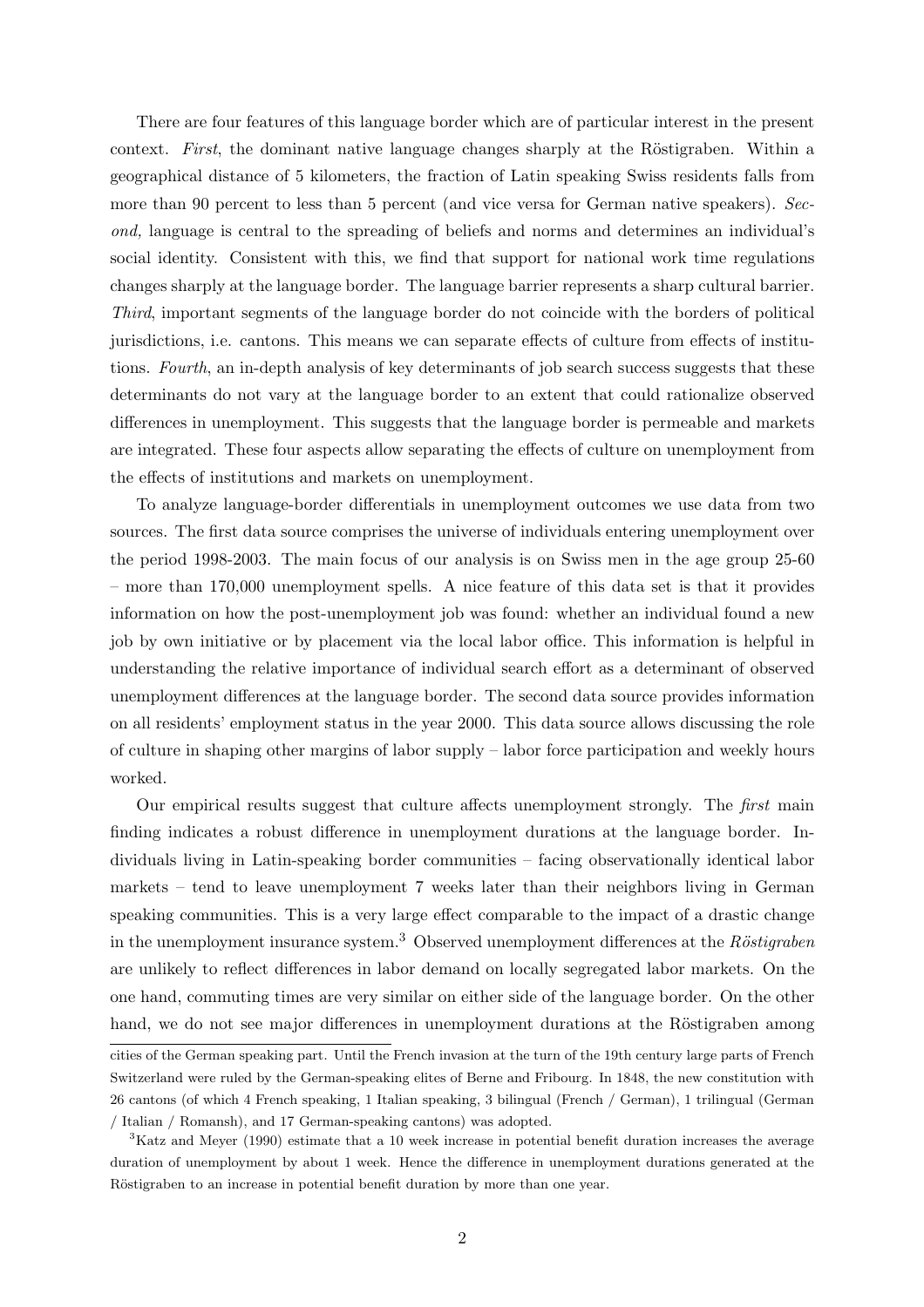There are four features of this language border which are of particular interest in the present context. *First*, the dominant native language changes sharply at the Röstigraben. Within a geographical distance of 5 kilometers, the fraction of Latin speaking Swiss residents falls from more than 90 percent to less than 5 percent (and vice versa for German native speakers). *Second,* language is central to the spreading of beliefs and norms and determines an individual's social identity. Consistent with this, we find that support for national work time regulations changes sharply at the language border. The language barrier represents a sharp cultural barrier. *Third*, important segments of the language border do not coincide with the borders of political jurisdictions, i.e. cantons. This means we can separate effects of culture from effects of institutions. *Fourth*, an in-depth analysis of key determinants of job search success suggests that these determinants do not vary at the language border to an extent that could rationalize observed differences in unemployment. This suggests that the language border is permeable and markets are integrated. These four aspects allow separating the effects of culture on unemployment from the effects of institutions and markets on unemployment.

To analyze language-border differentials in unemployment outcomes we use data from two sources. The first data source comprises the universe of individuals entering unemployment over the period 1998-2003. The main focus of our analysis is on Swiss men in the age group 25-60 – more than 170,000 unemployment spells. A nice feature of this data set is that it provides information on how the post-unemployment job was found: whether an individual found a new job by own initiative or by placement via the local labor office. This information is helpful in understanding the relative importance of individual search effort as a determinant of observed unemployment differences at the language border. The second data source provides information on all residents' employment status in the year 2000. This data source allows discussing the role of culture in shaping other margins of labor supply – labor force participation and weekly hours worked.

Our empirical results suggest that culture affects unemployment strongly. The *first* main finding indicates a robust difference in unemployment durations at the language border. Individuals living in Latin-speaking border communities – facing observationally identical labor markets – tend to leave unemployment 7 weeks later than their neighbors living in German speaking communities. This is a very large effect comparable to the impact of a drastic change in the unemployment insurance system.[3] Observed unemployment differences at the *Röstigraben* are unlikely to reflect differences in labor demand on locally segregated labor markets. On the one hand, commuting times are very similar on either side of the language border. On the other hand, we do not see major differences in unemployment durations at the Röstigraben among

cities of the German speaking part. Until the French invasion at the turn of the 19th century large parts of French Switzerland were ruled by the German-speaking elites of Berne and Fribourg. In 1848, the new constitution with 26 cantons (of which 4 French speaking, 1 Italian speaking, 3 bilingual (French / German), 1 trilingual (German / Italian / Romansh), and 17 German-speaking cantons) was adopted.

[3]Katz and Meyer (1990) estimate that a 10 week increase in potential benefit duration increases the average duration of unemployment by about 1 week. Hence the difference in unemployment durations generated at the Röstigraben to an increase in potential benefit duration by more than one year.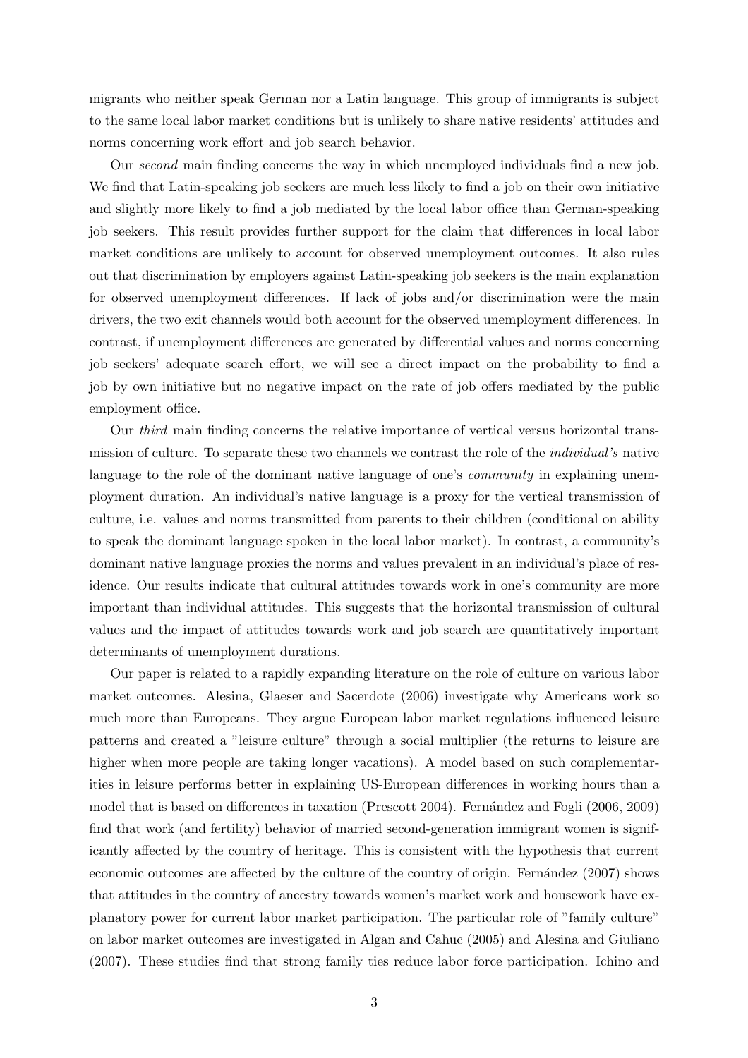migrants who neither speak German nor a Latin language. This group of immigrants is subject to the same local labor market conditions but is unlikely to share native residents' attitudes and norms concerning work effort and job search behavior.

Our *second* main finding concerns the way in which unemployed individuals find a new job. We find that Latin-speaking job seekers are much less likely to find a job on their own initiative and slightly more likely to find a job mediated by the local labor office than German-speaking job seekers. This result provides further support for the claim that differences in local labor market conditions are unlikely to account for observed unemployment outcomes. It also rules out that discrimination by employers against Latin-speaking job seekers is the main explanation for observed unemployment differences. If lack of jobs and/or discrimination were the main drivers, the two exit channels would both account for the observed unemployment differences. In contrast, if unemployment differences are generated by differential values and norms concerning job seekers' adequate search effort, we will see a direct impact on the probability to find a job by own initiative but no negative impact on the rate of job offers mediated by the public employment office.

Our *third* main finding concerns the relative importance of vertical versus horizontal transmission of culture. To separate these two channels we contrast the role of the *individual's* native language to the role of the dominant native language of one's *community* in explaining unemployment duration. An individual's native language is a proxy for the vertical transmission of culture, i.e. values and norms transmitted from parents to their children (conditional on ability to speak the dominant language spoken in the local labor market). In contrast, a community's dominant native language proxies the norms and values prevalent in an individual's place of residence. Our results indicate that cultural attitudes towards work in one's community are more important than individual attitudes. This suggests that the horizontal transmission of cultural values and the impact of attitudes towards work and job search are quantitatively important determinants of unemployment durations.

Our paper is related to a rapidly expanding literature on the role of culture on various labor market outcomes. Alesina, Glaeser and Sacerdote (2006) investigate why Americans work so much more than Europeans. They argue European labor market regulations influenced leisure patterns and created a "leisure culture" through a social multiplier (the returns to leisure are higher when more people are taking longer vacations). A model based on such complementarities in leisure performs better in explaining US-European differences in working hours than a model that is based on differences in taxation (Prescott 2004). Fernández and Fogli (2006, 2009) find that work (and fertility) behavior of married second-generation immigrant women is significantly affected by the country of heritage. This is consistent with the hypothesis that current economic outcomes are affected by the culture of the country of origin. Fernández (2007) shows that attitudes in the country of ancestry towards women's market work and housework have explanatory power for current labor market participation. The particular role of "family culture" on labor market outcomes are investigated in Algan and Cahuc (2005) and Alesina and Giuliano (2007). These studies find that strong family ties reduce labor force participation. Ichino and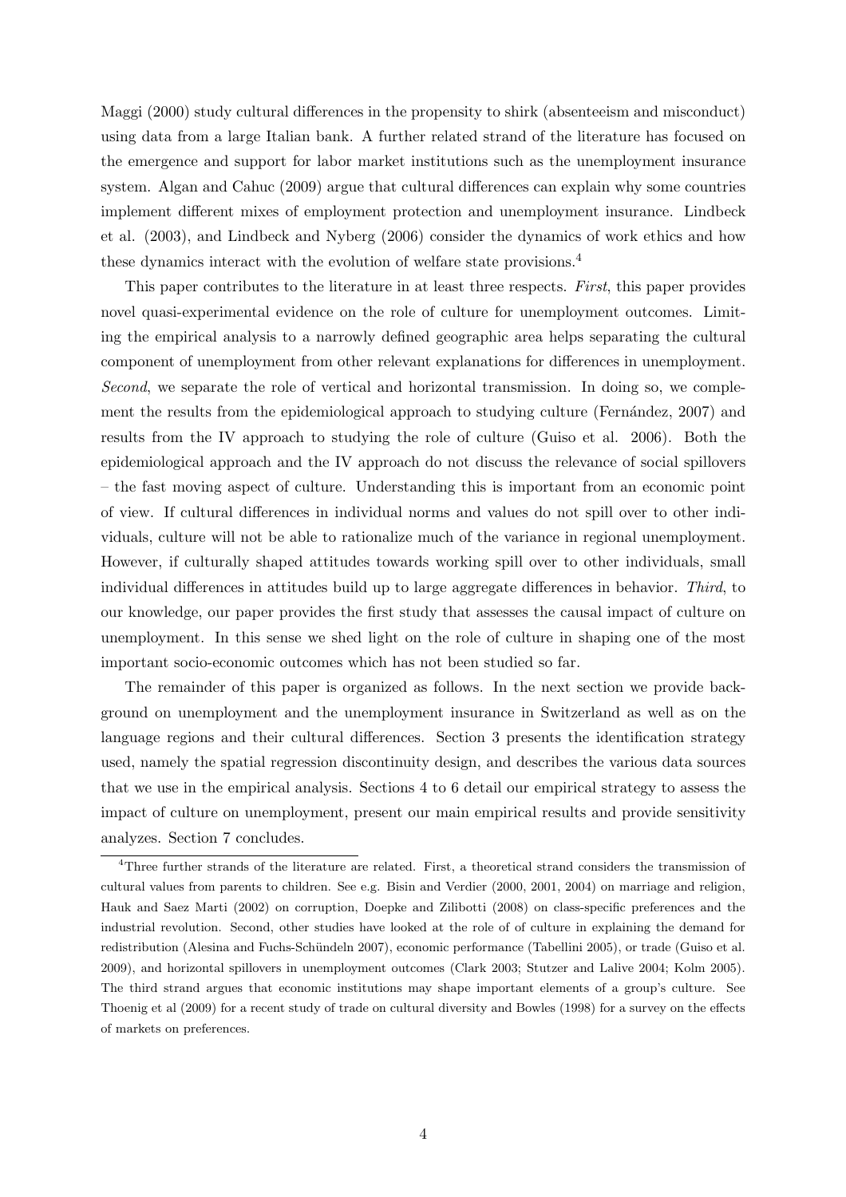Maggi (2000) study cultural differences in the propensity to shirk (absenteeism and misconduct) using data from a large Italian bank. A further related strand of the literature has focused on the emergence and support for labor market institutions such as the unemployment insurance system. Algan and Cahuc (2009) argue that cultural differences can explain why some countries implement different mixes of employment protection and unemployment insurance. Lindbeck et al. (2003), and Lindbeck and Nyberg (2006) consider the dynamics of work ethics and how these dynamics interact with the evolution of welfare state provisions.[4]

This paper contributes to the literature in at least three respects. *First*, this paper provides novel quasi-experimental evidence on the role of culture for unemployment outcomes. Limiting the empirical analysis to a narrowly defined geographic area helps separating the cultural component of unemployment from other relevant explanations for differences in unemployment. *Second*, we separate the role of vertical and horizontal transmission. In doing so, we complement the results from the epidemiological approach to studying culture (Fernández, 2007) and results from the IV approach to studying the role of culture (Guiso et al. 2006). Both the epidemiological approach and the IV approach do not discuss the relevance of social spillovers – the fast moving aspect of culture. Understanding this is important from an economic point of view. If cultural differences in individual norms and values do not spill over to other individuals, culture will not be able to rationalize much of the variance in regional unemployment. However, if culturally shaped attitudes towards working spill over to other individuals, small individual differences in attitudes build up to large aggregate differences in behavior. *Third*, to our knowledge, our paper provides the first study that assesses the causal impact of culture on unemployment. In this sense we shed light on the role of culture in shaping one of the most important socio-economic outcomes which has not been studied so far.

The remainder of this paper is organized as follows. In the next section we provide background on unemployment and the unemployment insurance in Switzerland as well as on the language regions and their cultural differences. Section 3 presents the identification strategy used, namely the spatial regression discontinuity design, and describes the various data sources that we use in the empirical analysis. Sections 4 to 6 detail our empirical strategy to assess the impact of culture on unemployment, present our main empirical results and provide sensitivity analyzes. Section 7 concludes.

[4]Three further strands of the literature are related. First, a theoretical strand considers the transmission of cultural values from parents to children. See e.g. Bisin and Verdier (2000, 2001, 2004) on marriage and religion, Hauk and Saez Marti (2002) on corruption, Doepke and Zilibotti (2008) on class-specific preferences and the industrial revolution. Second, other studies have looked at the role of of culture in explaining the demand for redistribution (Alesina and Fuchs-Schündeln 2007), economic performance (Tabellini 2005), or trade (Guiso et al. 2009), and horizontal spillovers in unemployment outcomes (Clark 2003; Stutzer and Lalive 2004; Kolm 2005). The third strand argues that economic institutions may shape important elements of a group's culture. See Thoenig et al (2009) for a recent study of trade on cultural diversity and Bowles (1998) for a survey on the effects of markets on preferences.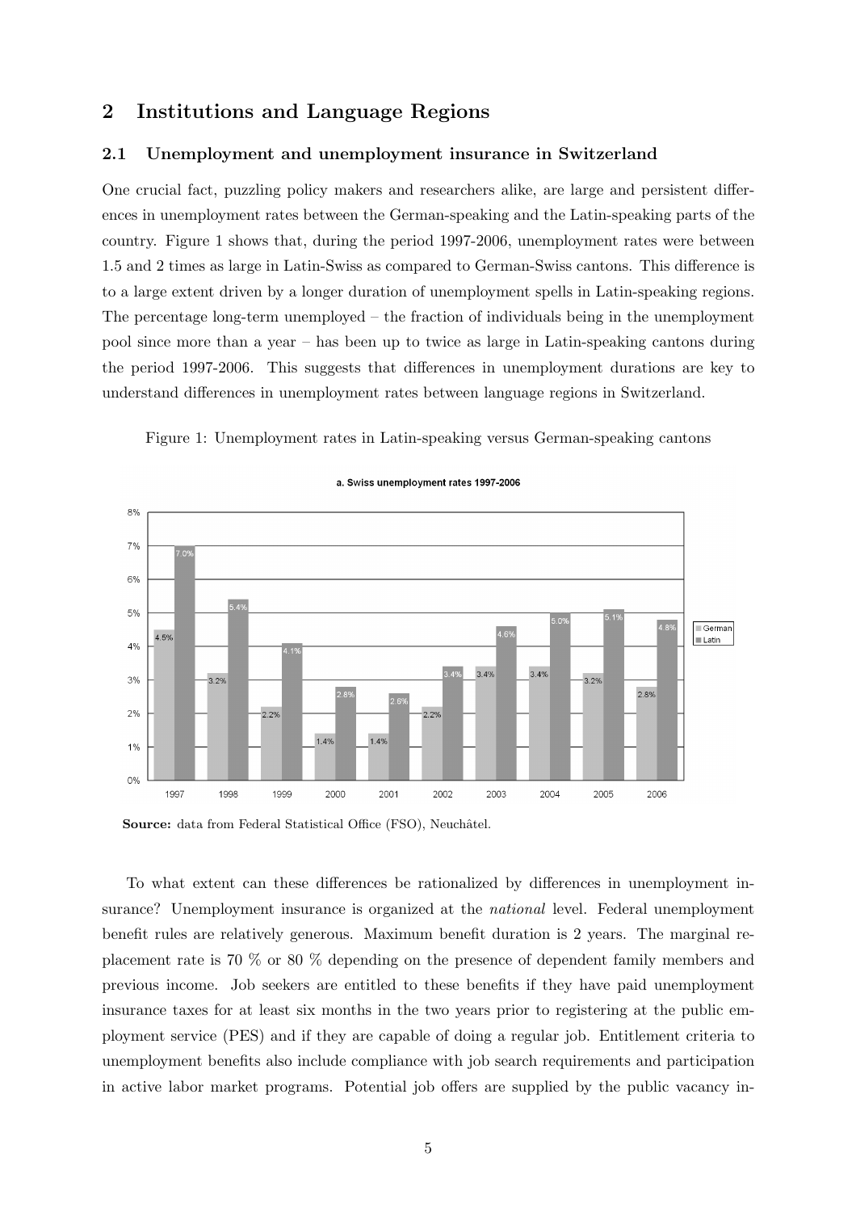## 2 Institutions and Language Regions

### 2.1 Unemployment and unemployment insurance in Switzerland

One crucial fact, puzzling policy makers and researchers alike, are large and persistent differences in unemployment rates between the German-speaking and the Latin-speaking parts of the country. Figure 1 shows that, during the period 1997-2006, unemployment rates were between 1.5 and 2 times as large in Latin-Swiss as compared to German-Swiss cantons. This difference is to a large extent driven by a longer duration of unemployment spells in Latin-speaking regions. The percentage long-term unemployed – the fraction of individuals being in the unemployment pool since more than a year – has been up to twice as large in Latin-speaking cantons during the period 1997-2006. This suggests that differences in unemployment durations are key to understand differences in unemployment rates between language regions in Switzerland.

Figure 1: Unemployment rates in Latin-speaking versus German-speaking cantons

**a. Swiss unemployment rates 1997-2006**

| Year | German | Latin |
|---|---|---|
| 1997 | 4.5% | 7.0% |
| 1998 | 3.2% | 5.4% |
| 1999 | 2.2% | 4.1% |
| 2000 | 1.4% | 2.8% |
| 2001 | 1.4% | 2.6% |
| 2002 | 2.2% | 3.4% |
| 2003 | 3.4% | 4.6% |
| 2004 | 3.4% | 5.0% |
| 2005 | 3.2% | 5.1% |
| 2006 | 2.8% | 4.8% |

**Source:** data from Federal Statistical Office (FSO), Neuchâtel.

To what extent can these differences be rationalized by differences in unemployment insurance? Unemployment insurance is organized at the *national* level. Federal unemployment benefit rules are relatively generous. Maximum benefit duration is 2 years. The marginal replacement rate is 70 % or 80 % depending on the presence of dependent family members and previous income. Job seekers are entitled to these benefits if they have paid unemployment insurance taxes for at least six months in the two years prior to registering at the public employment service (PES) and if they are capable of doing a regular job. Entitlement criteria to unemployment benefits also include compliance with job search requirements and participation in active labor market programs. Potential job offers are supplied by the public vacancy in-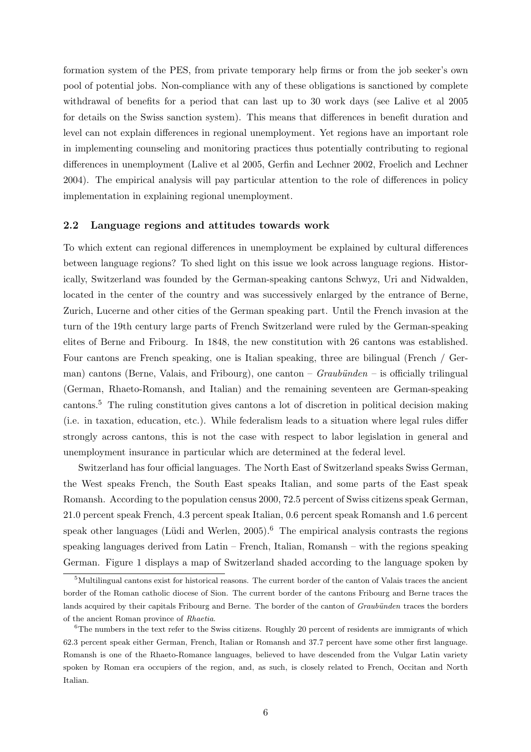formation system of the PES, from private temporary help firms or from the job seeker's own pool of potential jobs. Non-compliance with any of these obligations is sanctioned by complete withdrawal of benefits for a period that can last up to 30 work days (see Lalive et al 2005 for details on the Swiss sanction system). This means that differences in benefit duration and level can not explain differences in regional unemployment. Yet regions have an important role in implementing counseling and monitoring practices thus potentially contributing to regional differences in unemployment (Lalive et al 2005, Gerfin and Lechner 2002, Froelich and Lechner 2004). The empirical analysis will pay particular attention to the role of differences in policy implementation in explaining regional unemployment.

### 2.2 Language regions and attitudes towards work

To which extent can regional differences in unemployment be explained by cultural differences between language regions? To shed light on this issue we look across language regions. Historically, Switzerland was founded by the German-speaking cantons Schwyz, Uri and Nidwalden, located in the center of the country and was successively enlarged by the entrance of Berne, Zurich, Lucerne and other cities of the German speaking part. Until the French invasion at the turn of the 19th century large parts of French Switzerland were ruled by the German-speaking elites of Berne and Fribourg. In 1848, the new constitution with 26 cantons was established. Four cantons are French speaking, one is Italian speaking, three are bilingual (French / German) cantons (Berne, Valais, and Fribourg), one canton – *Graubünden* – is officially trilingual (German, Rhaeto-Romansh, and Italian) and the remaining seventeen are German-speaking cantons.[5] The ruling constitution gives cantons a lot of discretion in political decision making (i.e. in taxation, education, etc.). While federalism leads to a situation where legal rules differ strongly across cantons, this is not the case with respect to labor legislation in general and unemployment insurance in particular which are determined at the federal level.

Switzerland has four official languages. The North East of Switzerland speaks Swiss German, the West speaks French, the South East speaks Italian, and some parts of the East speak Romansh. According to the population census 2000, 72.5 percent of Swiss citizens speak German, 21.0 percent speak French, 4.3 percent speak Italian, 0.6 percent speak Romansh and 1.6 percent speak other languages (Lüdi and Werlen, 2005).[6] The empirical analysis contrasts the regions speaking languages derived from Latin – French, Italian, Romansh – with the regions speaking German. Figure 1 displays a map of Switzerland shaded according to the language spoken by

[5] Multilingual cantons exist for historical reasons. The current border of the canton of Valais traces the ancient border of the Roman catholic diocese of Sion. The current border of the cantons Fribourg and Berne traces the lands acquired by their capitals Fribourg and Berne. The border of the canton of *Graubünden* traces the borders of the ancient Roman province of *Rhaetia*.

[6] The numbers in the text refer to the Swiss citizens. Roughly 20 percent of residents are immigrants of which 62.3 percent speak either German, French, Italian or Romansh and 37.7 percent have some other first language. Romansh is one of the Rhaeto-Romance languages, believed to have descended from the Vulgar Latin variety spoken by Roman era occupiers of the region, and, as such, is closely related to French, Occitan and North Italian.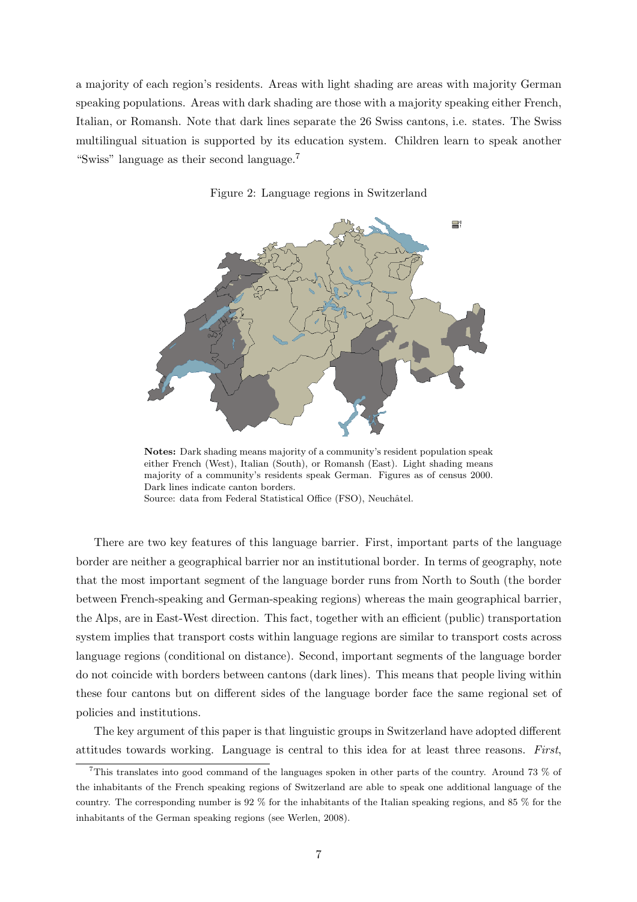a majority of each region's residents. Areas with light shading are areas with majority German speaking populations. Areas with dark shading are those with a majority speaking either French, Italian, or Romansh. Note that dark lines separate the 26 Swiss cantons, i.e. states. The Swiss multilingual situation is supported by its education system. Children learn to speak another "Swiss" language as their second language.[7]

Figure 2: Language regions in Switzerland

**Notes:** Dark shading means majority of a community's resident population speak either French (West), Italian (South), or Romansh (East). Light shading means majority of a community's residents speak German. Figures as of census 2000. Dark lines indicate canton borders.
Source: data from Federal Statistical Office (FSO), Neuchâtel.

There are two key features of this language barrier. First, important parts of the language border are neither a geographical barrier nor an institutional border. In terms of geography, note that the most important segment of the language border runs from North to South (the border between French-speaking and German-speaking regions) whereas the main geographical barrier, the Alps, are in East-West direction. This fact, together with an efficient (public) transportation system implies that transport costs within language regions are similar to transport costs across language regions (conditional on distance). Second, important segments of the language border do not coincide with borders between cantons (dark lines). This means that people living within these four cantons but on different sides of the language border face the same regional set of policies and institutions.

The key argument of this paper is that linguistic groups in Switzerland have adopted different attitudes towards working. Language is central to this idea for at least three reasons. *First*,

[7] This translates into good command of the languages spoken in other parts of the country. Around 73 % of the inhabitants of the French speaking regions of Switzerland are able to speak one additional language of the country. The corresponding number is 92 % for the inhabitants of the Italian speaking regions, and 85 % for the inhabitants of the German speaking regions (see Werlen, 2008).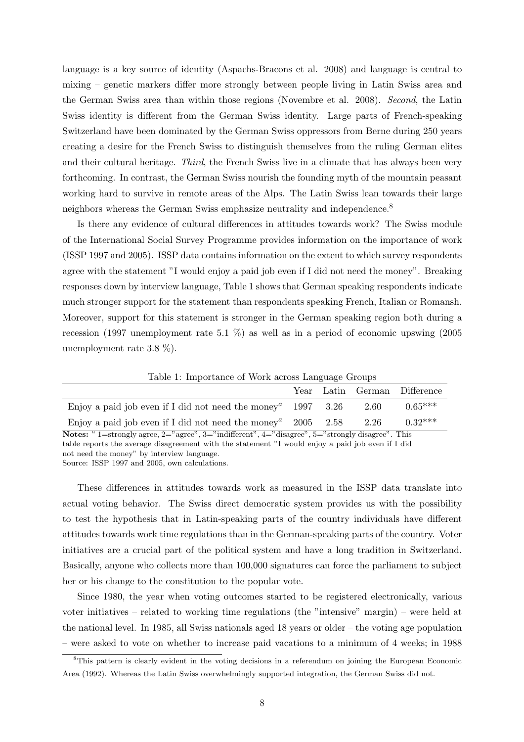language is a key source of identity (Aspachs-Bracons et al. 2008) and language is central to mixing – genetic markers differ more strongly between people living in Latin Swiss area and the German Swiss area than within those regions (Novembre et al. 2008). *Second*, the Latin Swiss identity is different from the German Swiss identity. Large parts of French-speaking Switzerland have been dominated by the German Swiss oppressors from Berne during 250 years creating a desire for the French Swiss to distinguish themselves from the ruling German elites and their cultural heritage. *Third*, the French Swiss live in a climate that has always been very forthcoming. In contrast, the German Swiss nourish the founding myth of the mountain peasant working hard to survive in remote areas of the Alps. The Latin Swiss lean towards their large neighbors whereas the German Swiss emphasize neutrality and independence.[8]

Is there any evidence of cultural differences in attitudes towards work? The Swiss module of the International Social Survey Programme provides information on the importance of work (ISSP 1997 and 2005). ISSP data contains information on the extent to which survey respondents agree with the statement "I would enjoy a paid job even if I did not need the money". Breaking responses down by interview language, Table 1 shows that German speaking respondents indicate much stronger support for the statement than respondents speaking French, Italian or Romansh. Moreover, support for this statement is stronger in the German speaking region both during a recession (1997 unemployment rate 5.1 %) as well as in a period of economic upswing (2005 unemployment rate 3.8 %).

Table 1: Importance of Work across Language Groups

| | Year | Latin | German | Difference |
|---|---|---|---|---|
| Enjoy a paid job even if I did not need the money[a] | 1997 | 3.26 | 2.60 | 0.65*** |
| Enjoy a paid job even if I did not need the money[a] | 2005 | 2.58 | 2.26 | 0.32*** |

**Notes:** [a] 1=strongly agree, 2="agree", 3="indifferent", 4="disagree", 5="strongly disagree". This table reports the average disagreement with the statement "I would enjoy a paid job even if I did not need the money" by interview language.
Source: ISSP 1997 and 2005, own calculations.

These differences in attitudes towards work as measured in the ISSP data translate into actual voting behavior. The Swiss direct democratic system provides us with the possibility to test the hypothesis that in Latin-speaking parts of the country individuals have different attitudes towards work time regulations than in the German-speaking parts of the country. Voter initiatives are a crucial part of the political system and have a long tradition in Switzerland. Basically, anyone who collects more than 100,000 signatures can force the parliament to subject her or his change to the constitution to the popular vote.

Since 1980, the year when voting outcomes started to be registered electronically, various voter initiatives – related to working time regulations (the "intensive" margin) – were held at the national level. In 1985, all Swiss nationals aged 18 years or older – the voting age population – were asked to vote on whether to increase paid vacations to a minimum of 4 weeks; in 1988

[8] This pattern is clearly evident in the voting decisions in a referendum on joining the European Economic Area (1992). Whereas the Latin Swiss overwhelmingly supported integration, the German Swiss did not.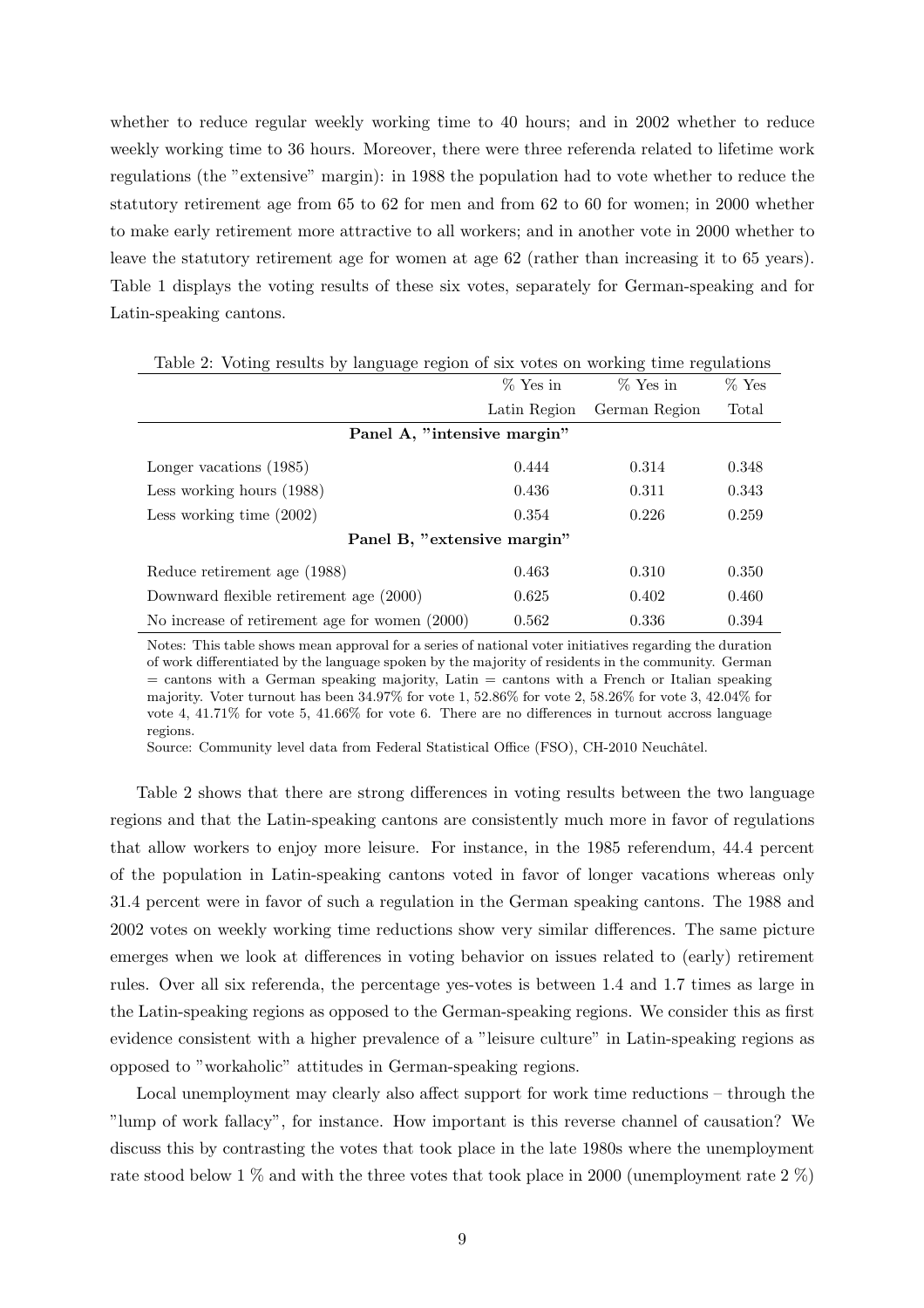whether to reduce regular weekly working time to 40 hours; and in 2002 whether to reduce weekly working time to 36 hours. Moreover, there were three referenda related to lifetime work regulations (the "extensive" margin): in 1988 the population had to vote whether to reduce the statutory retirement age from 65 to 62 for men and from 62 to 60 for women; in 2000 whether to make early retirement more attractive to all workers; and in another vote in 2000 whether to leave the statutory retirement age for women at age 62 (rather than increasing it to 65 years). Table 1 displays the voting results of these six votes, separately for German-speaking and for Latin-speaking cantons.

Table 2: Voting results by language region of six votes on working time regulations

| | % Yes in Latin Region | % Yes in German Region | % Yes Total |
|---|---|---|---|
| **Panel A, "intensive margin"** | | | |
| Longer vacations (1985) | 0.444 | 0.314 | 0.348 |
| Less working hours (1988) | 0.436 | 0.311 | 0.343 |
| Less working time (2002) | 0.354 | 0.226 | 0.259 |
| **Panel B, "extensive margin"** | | | |
| Reduce retirement age (1988) | 0.463 | 0.310 | 0.350 |
| Downward flexible retirement age (2000) | 0.625 | 0.402 | 0.460 |
| No increase of retirement age for women (2000) | 0.562 | 0.336 | 0.394 |

Notes: This table shows mean approval for a series of national voter initiatives regarding the duration of work differentiated by the language spoken by the majority of residents in the community. German = cantons with a German speaking majority, Latin = cantons with a French or Italian speaking majority. Voter turnout has been 34.97% for vote 1, 52.86% for vote 2, 58.26% for vote 3, 42.04% for vote 4, 41.71% for vote 5, 41.66% for vote 6. There are no differences in turnout accross language regions.

Source: Community level data from Federal Statistical Office (FSO), CH-2010 Neuchâtel.

Table 2 shows that there are strong differences in voting results between the two language regions and that the Latin-speaking cantons are consistently much more in favor of regulations that allow workers to enjoy more leisure. For instance, in the 1985 referendum, 44.4 percent of the population in Latin-speaking cantons voted in favor of longer vacations whereas only 31.4 percent were in favor of such a regulation in the German speaking cantons. The 1988 and 2002 votes on weekly working time reductions show very similar differences. The same picture emerges when we look at differences in voting behavior on issues related to (early) retirement rules. Over all six referenda, the percentage yes-votes is between 1.4 and 1.7 times as large in the Latin-speaking regions as opposed to the German-speaking regions. We consider this as first evidence consistent with a higher prevalence of a "leisure culture" in Latin-speaking regions as opposed to "workaholic" attitudes in German-speaking regions.

Local unemployment may clearly also affect support for work time reductions – through the "lump of work fallacy", for instance. How important is this reverse channel of causation? We discuss this by contrasting the votes that took place in the late 1980s where the unemployment rate stood below 1 % and with the three votes that took place in 2000 (unemployment rate 2 %)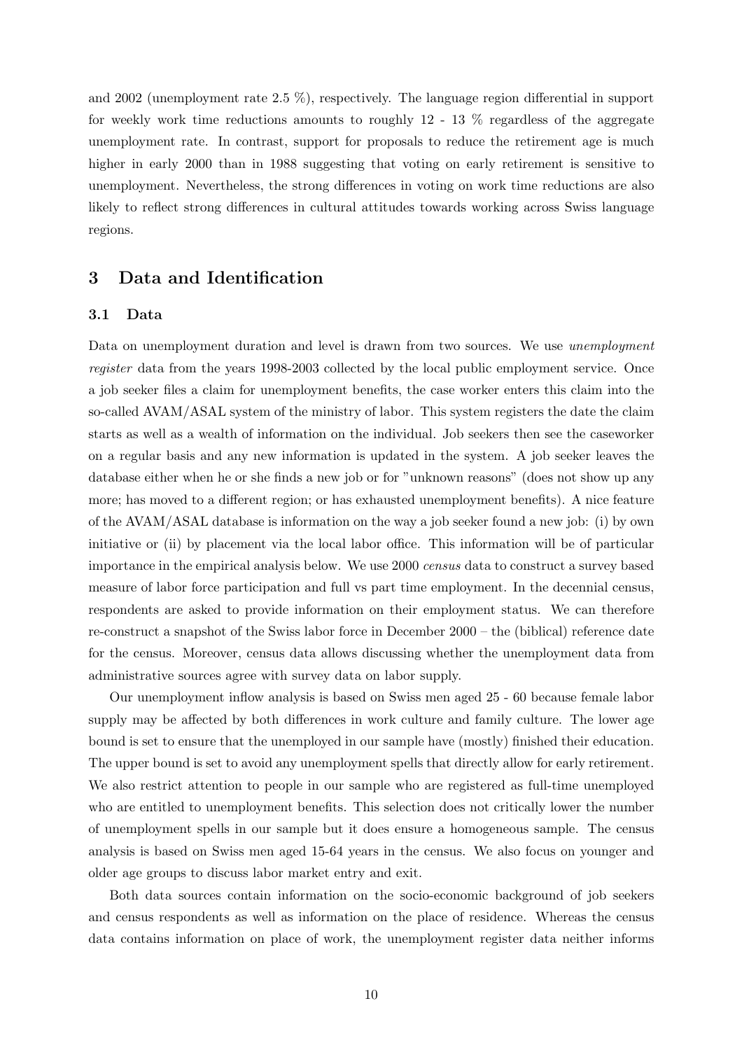and 2002 (unemployment rate 2.5 %), respectively. The language region differential in support for weekly work time reductions amounts to roughly 12 - 13 % regardless of the aggregate unemployment rate. In contrast, support for proposals to reduce the retirement age is much higher in early 2000 than in 1988 suggesting that voting on early retirement is sensitive to unemployment. Nevertheless, the strong differences in voting on work time reductions are also likely to reflect strong differences in cultural attitudes towards working across Swiss language regions.

## 3 Data and Identification

### 3.1 Data

Data on unemployment duration and level is drawn from two sources. We use *unemployment register* data from the years 1998-2003 collected by the local public employment service. Once a job seeker files a claim for unemployment benefits, the case worker enters this claim into the so-called AVAM/ASAL system of the ministry of labor. This system registers the date the claim starts as well as a wealth of information on the individual. Job seekers then see the caseworker on a regular basis and any new information is updated in the system. A job seeker leaves the database either when he or she finds a new job or for "unknown reasons" (does not show up any more; has moved to a different region; or has exhausted unemployment benefits). A nice feature of the AVAM/ASAL database is information on the way a job seeker found a new job: (i) by own initiative or (ii) by placement via the local labor office. This information will be of particular importance in the empirical analysis below. We use 2000 *census* data to construct a survey based measure of labor force participation and full vs part time employment. In the decennial census, respondents are asked to provide information on their employment status. We can therefore re-construct a snapshot of the Swiss labor force in December 2000 – the (biblical) reference date for the census. Moreover, census data allows discussing whether the unemployment data from administrative sources agree with survey data on labor supply.

Our unemployment inflow analysis is based on Swiss men aged 25 - 60 because female labor supply may be affected by both differences in work culture and family culture. The lower age bound is set to ensure that the unemployed in our sample have (mostly) finished their education. The upper bound is set to avoid any unemployment spells that directly allow for early retirement. We also restrict attention to people in our sample who are registered as full-time unemployed who are entitled to unemployment benefits. This selection does not critically lower the number of unemployment spells in our sample but it does ensure a homogeneous sample. The census analysis is based on Swiss men aged 15-64 years in the census. We also focus on younger and older age groups to discuss labor market entry and exit.

Both data sources contain information on the socio-economic background of job seekers and census respondents as well as information on the place of residence. Whereas the census data contains information on place of work, the unemployment register data neither informs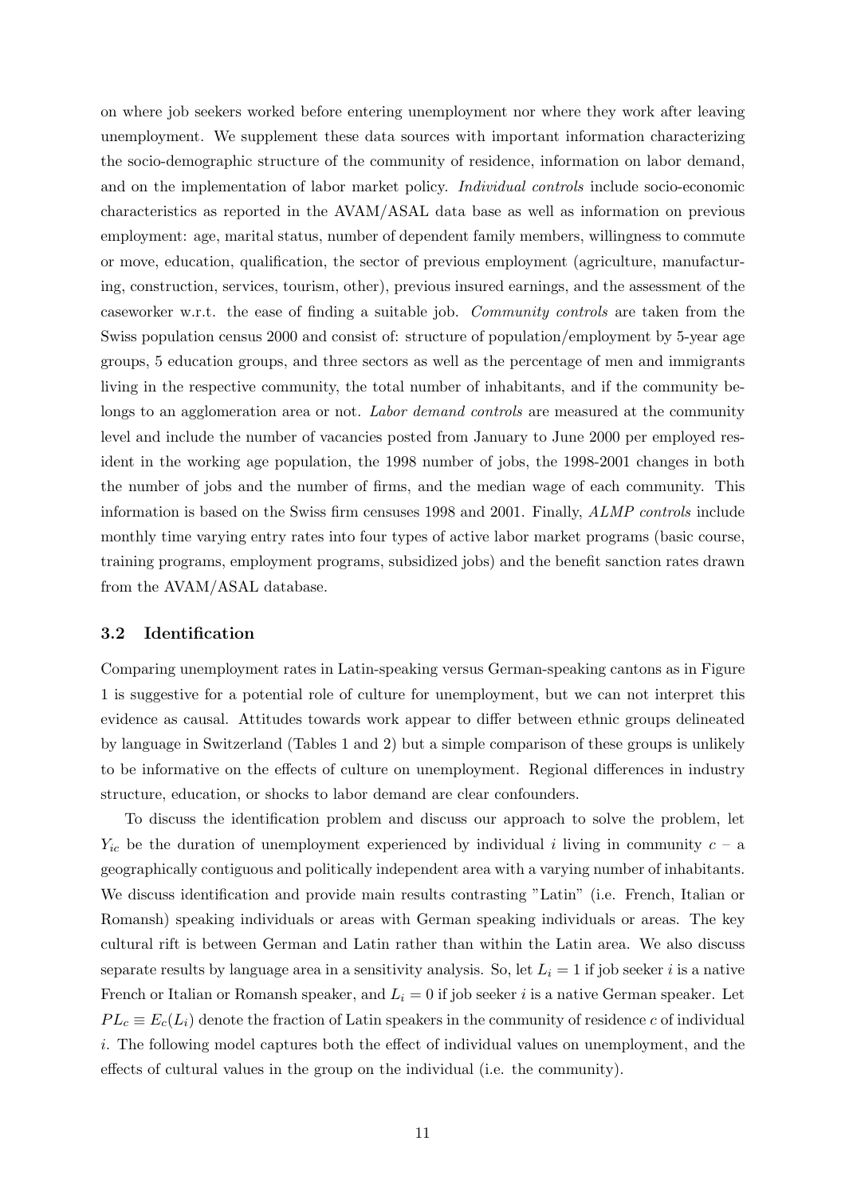on where job seekers worked before entering unemployment nor where they work after leaving unemployment. We supplement these data sources with important information characterizing the socio-demographic structure of the community of residence, information on labor demand, and on the implementation of labor market policy. *Individual controls* include socio-economic characteristics as reported in the AVAM/ASAL data base as well as information on previous employment: age, marital status, number of dependent family members, willingness to commute or move, education, qualification, the sector of previous employment (agriculture, manufacturing, construction, services, tourism, other), previous insured earnings, and the assessment of the caseworker w.r.t. the ease of finding a suitable job. *Community controls* are taken from the Swiss population census 2000 and consist of: structure of population/employment by 5-year age groups, 5 education groups, and three sectors as well as the percentage of men and immigrants living in the respective community, the total number of inhabitants, and if the community belongs to an agglomeration area or not. *Labor demand controls* are measured at the community level and include the number of vacancies posted from January to June 2000 per employed resident in the working age population, the 1998 number of jobs, the 1998-2001 changes in both the number of jobs and the number of firms, and the median wage of each community. This information is based on the Swiss firm censuses 1998 and 2001. Finally, *ALMP controls* include monthly time varying entry rates into four types of active labor market programs (basic course, training programs, employment programs, subsidized jobs) and the benefit sanction rates drawn from the AVAM/ASAL database.

### 3.2 Identification

Comparing unemployment rates in Latin-speaking versus German-speaking cantons as in Figure 1 is suggestive for a potential role of culture for unemployment, but we can not interpret this evidence as causal. Attitudes towards work appear to differ between ethnic groups delineated by language in Switzerland (Tables 1 and 2) but a simple comparison of these groups is unlikely to be informative on the effects of culture on unemployment. Regional differences in industry structure, education, or shocks to labor demand are clear confounders.

To discuss the identification problem and discuss our approach to solve the problem, let $Y_{ic}$ be the duration of unemployment experienced by individual $i$ living in community $c$ – a geographically contiguous and politically independent area with a varying number of inhabitants. We discuss identification and provide main results contrasting "Latin" (i.e. French, Italian or Romansh) speaking individuals or areas with German speaking individuals or areas. The key cultural rift is between German and Latin rather than within the Latin area. We also discuss separate results by language area in a sensitivity analysis. So, let $L_i = 1$ if job seeker $i$ is a native French or Italian or Romansh speaker, and $L_i = 0$ if job seeker $i$ is a native German speaker. Let $PL_c \equiv E_c(L_i)$ denote the fraction of Latin speakers in the community of residence $c$ of individual $i$. The following model captures both the effect of individual values on unemployment, and the effects of cultural values in the group on the individual (i.e. the community).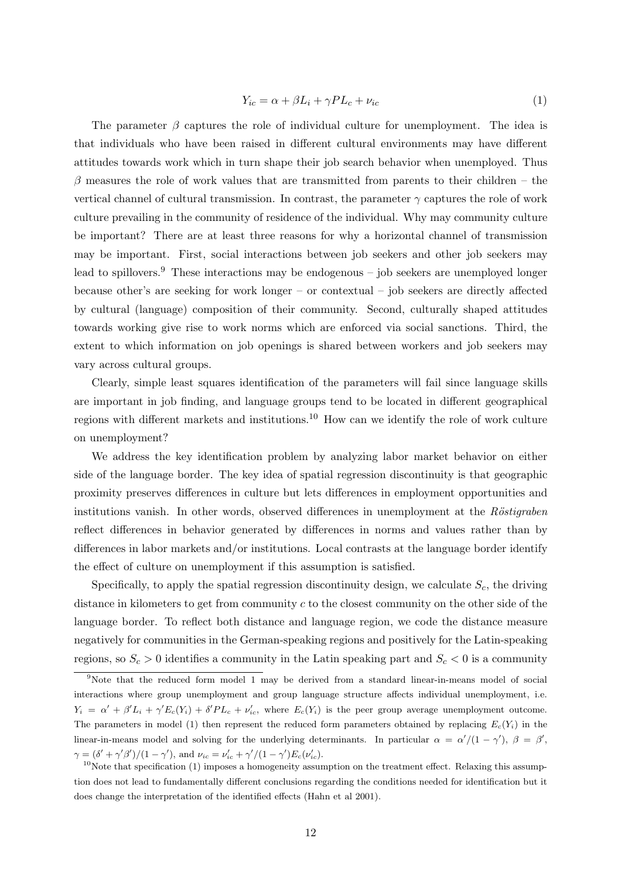$$Y_{ic} = \alpha + \beta L_i + \gamma PL_c + \nu_{ic} \tag{1}$$

The parameter $\beta$ captures the role of individual culture for unemployment. The idea is that individuals who have been raised in different cultural environments may have different attitudes towards work which in turn shape their job search behavior when unemployed. Thus $\beta$ measures the role of work values that are transmitted from parents to their children – the vertical channel of cultural transmission. In contrast, the parameter $\gamma$ captures the role of work culture prevailing in the community of residence of the individual. Why may community culture be important? There are at least three reasons for why a horizontal channel of transmission may be important. First, social interactions between job seekers and other job seekers may lead to spillovers.[9] These interactions may be endogenous – job seekers are unemployed longer because other's are seeking for work longer – or contextual – job seekers are directly affected by cultural (language) composition of their community. Second, culturally shaped attitudes towards working give rise to work norms which are enforced via social sanctions. Third, the extent to which information on job openings is shared between workers and job seekers may vary across cultural groups.

Clearly, simple least squares identification of the parameters will fail since language skills are important in job finding, and language groups tend to be located in different geographical regions with different markets and institutions.[10] How can we identify the role of work culture on unemployment?

We address the key identification problem by analyzing labor market behavior on either side of the language border. The key idea of spatial regression discontinuity is that geographic proximity preserves differences in culture but lets differences in employment opportunities and institutions vanish. In other words, observed differences in unemployment at the *Röstigraben* reflect differences in behavior generated by differences in norms and values rather than by differences in labor markets and/or institutions. Local contrasts at the language border identify the effect of culture on unemployment if this assumption is satisfied.

Specifically, to apply the spatial regression discontinuity design, we calculate $S_c$, the driving distance in kilometers to get from community $c$ to the closest community on the other side of the language border. To reflect both distance and language region, we code the distance measure negatively for communities in the German-speaking regions and positively for the Latin-speaking regions, so $S_c > 0$ identifies a community in the Latin speaking part and $S_c < 0$ is a community

[9] Note that the reduced form model 1 may be derived from a standard linear-in-means model of social interactions where group unemployment and group language structure affects individual unemployment, i.e. $Y_i = \alpha' + \beta' L_i + \gamma' E_c(Y_i) + \delta' PL_c + \nu'_{ic}$, where $E_c(Y_i)$ is the peer group average unemployment outcome. The parameters in model (1) then represent the reduced form parameters obtained by replacing $E_c(Y_i)$ in the linear-in-means model and solving for the underlying determinants. In particular $\alpha = \alpha'/(1-\gamma')$, $\beta = \beta'$, $\gamma = (\delta' + \gamma'\beta')/(1-\gamma')$, and $\nu_{ic} = \nu'_{ic} + \gamma'/(1-\gamma')E_c(\nu'_{ic})$.

[10] Note that specification (1) imposes a homogeneity assumption on the treatment effect. Relaxing this assumption does not lead to fundamentally different conclusions regarding the conditions needed for identification but it does change the interpretation of the identified effects (Hahn et al 2001).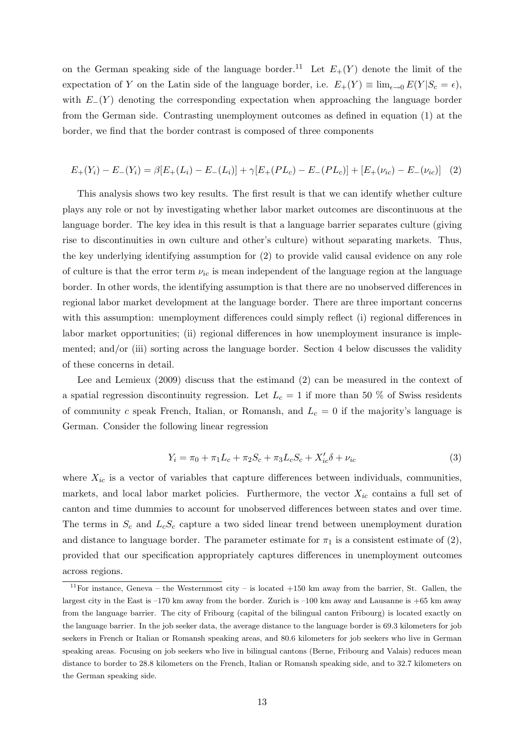on the German speaking side of the language border.[11] Let $E_+(Y)$ denote the limit of the expectation of $Y$ on the Latin side of the language border, i.e. $E_+(Y) \equiv \lim_{\epsilon \to 0} E(Y|S_c = \epsilon)$, with $E_-(Y)$ denoting the corresponding expectation when approaching the language border from the German side. Contrasting unemployment outcomes as defined in equation (1) at the border, we find that the border contrast is composed of three components

$$E_+(Y_i) - E_-(Y_i) = \beta[E_+(L_i) - E_-(L_i)] + \gamma[E_+(PL_c) - E_-(PL_c)] + [E_+(\nu_{ic}) - E_-(\nu_{ic})] \quad (2)$$

This analysis shows two key results. The first result is that we can identify whether culture plays any role or not by investigating whether labor market outcomes are discontinuous at the language border. The key idea in this result is that a language barrier separates culture (giving rise to discontinuities in own culture and other's culture) without separating markets. Thus, the key underlying identifying assumption for (2) to provide valid causal evidence on any role of culture is that the error term $\nu_{ic}$ is mean independent of the language region at the language border. In other words, the identifying assumption is that there are no unobserved differences in regional labor market development at the language border. There are three important concerns with this assumption: unemployment differences could simply reflect (i) regional differences in labor market opportunities; (ii) regional differences in how unemployment insurance is implemented; and/or (iii) sorting across the language border. Section 4 below discusses the validity of these concerns in detail.

Lee and Lemieux (2009) discuss that the estimand (2) can be measured in the context of a spatial regression discontinuity regression. Let $L_c = 1$ if more than 50 % of Swiss residents of community $c$ speak French, Italian, or Romansh, and $L_c = 0$ if the majority's language is German. Consider the following linear regression

$$Y_i = \pi_0 + \pi_1 L_c + \pi_2 S_c + \pi_3 L_c S_c + X'_{ic}\delta + \nu_{ic} \quad (3)$$

where $X_{ic}$ is a vector of variables that capture differences between individuals, communities, markets, and local labor market policies. Furthermore, the vector $X_{ic}$ contains a full set of canton and time dummies to account for unobserved differences between states and over time. The terms in $S_c$ and $L_c S_c$ capture a two sided linear trend between unemployment duration and distance to language border. The parameter estimate for $\pi_1$ is a consistent estimate of (2), provided that our specification appropriately captures differences in unemployment outcomes across regions.

[11] For instance, Geneva – the Westernmost city – is located +150 km away from the barrier, St. Gallen, the largest city in the East is –170 km away from the border. Zurich is –100 km away and Lausanne is +65 km away from the language barrier. The city of Fribourg (capital of the bilingual canton Fribourg) is located exactly on the language barrier. In the job seeker data, the average distance to the language border is 69.3 kilometers for job seekers in French or Italian or Romansh speaking areas, and 80.6 kilometers for job seekers who live in German speaking areas. Focusing on job seekers who live in bilingual cantons (Berne, Fribourg and Valais) reduces mean distance to border to 28.8 kilometers on the French, Italian or Romansh speaking side, and to 32.7 kilometers on the German speaking side.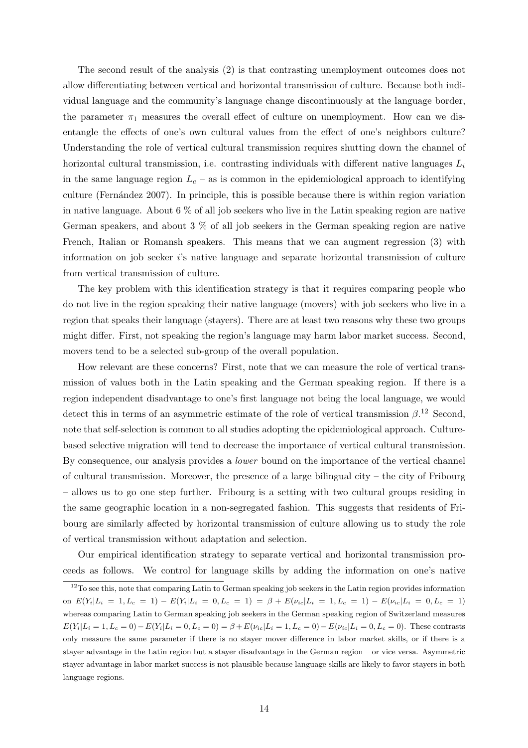The second result of the analysis (2) is that contrasting unemployment outcomes does not allow differentiating between vertical and horizontal transmission of culture. Because both individual language and the community's language change discontinuously at the language border, the parameter $\pi_1$ measures the overall effect of culture on unemployment. How can we disentangle the effects of one's own cultural values from the effect of one's neighbors culture? Understanding the role of vertical cultural transmission requires shutting down the channel of horizontal cultural transmission, i.e. contrasting individuals with different native languages $L_i$ in the same language region $L_c$ – as is common in the epidemiological approach to identifying culture (Fernández 2007). In principle, this is possible because there is within region variation in native language. About 6 % of all job seekers who live in the Latin speaking region are native German speakers, and about 3 % of all job seekers in the German speaking region are native French, Italian or Romansh speakers. This means that we can augment regression (3) with information on job seeker $i$'s native language and separate horizontal transmission of culture from vertical transmission of culture.

The key problem with this identification strategy is that it requires comparing people who do not live in the region speaking their native language (movers) with job seekers who live in a region that speaks their language (stayers). There are at least two reasons why these two groups might differ. First, not speaking the region's language may harm labor market success. Second, movers tend to be a selected sub-group of the overall population.

How relevant are these concerns? First, note that we can measure the role of vertical transmission of values both in the Latin speaking and the German speaking region. If there is a region independent disadvantage to one's first language not being the local language, we would detect this in terms of an asymmetric estimate of the role of vertical transmission $\beta$.[12] Second, note that self-selection is common to all studies adopting the epidemiological approach. Culture-based selective migration will tend to decrease the importance of vertical cultural transmission. By consequence, our analysis provides a *lower* bound on the importance of the vertical channel of cultural transmission. Moreover, the presence of a large bilingual city – the city of Fribourg – allows us to go one step further. Fribourg is a setting with two cultural groups residing in the same geographic location in a non-segregated fashion. This suggests that residents of Fribourg are similarly affected by horizontal transmission of culture allowing us to study the role of vertical transmission without adaptation and selection.

Our empirical identification strategy to separate vertical and horizontal transmission proceeds as follows. We control for language skills by adding the information on one's native

[12] To see this, note that comparing Latin to German speaking job seekers in the Latin region provides information on $E(Y_i|L_i = 1, L_c = 1) - E(Y_i|L_i = 0, L_c = 1) = \beta + E(\nu_{ic}|L_i = 1, L_c = 1) - E(\nu_{ic}|L_i = 0, L_c = 1)$ whereas comparing Latin to German speaking job seekers in the German speaking region of Switzerland measures $E(Y_i|L_i = 1, L_c = 0) - E(Y_i|L_i = 0, L_c = 0) = \beta + E(\nu_{ic}|L_i = 1, L_c = 0) - E(\nu_{ic}|L_i = 0, L_c = 0)$. These contrasts only measure the same parameter if there is no stayer mover difference in labor market skills, or if there is a stayer advantage in the Latin region but a stayer disadvantage in the German region – or vice versa. Asymmetric stayer advantage in labor market success is not plausible because language skills are likely to favor stayers in both language regions.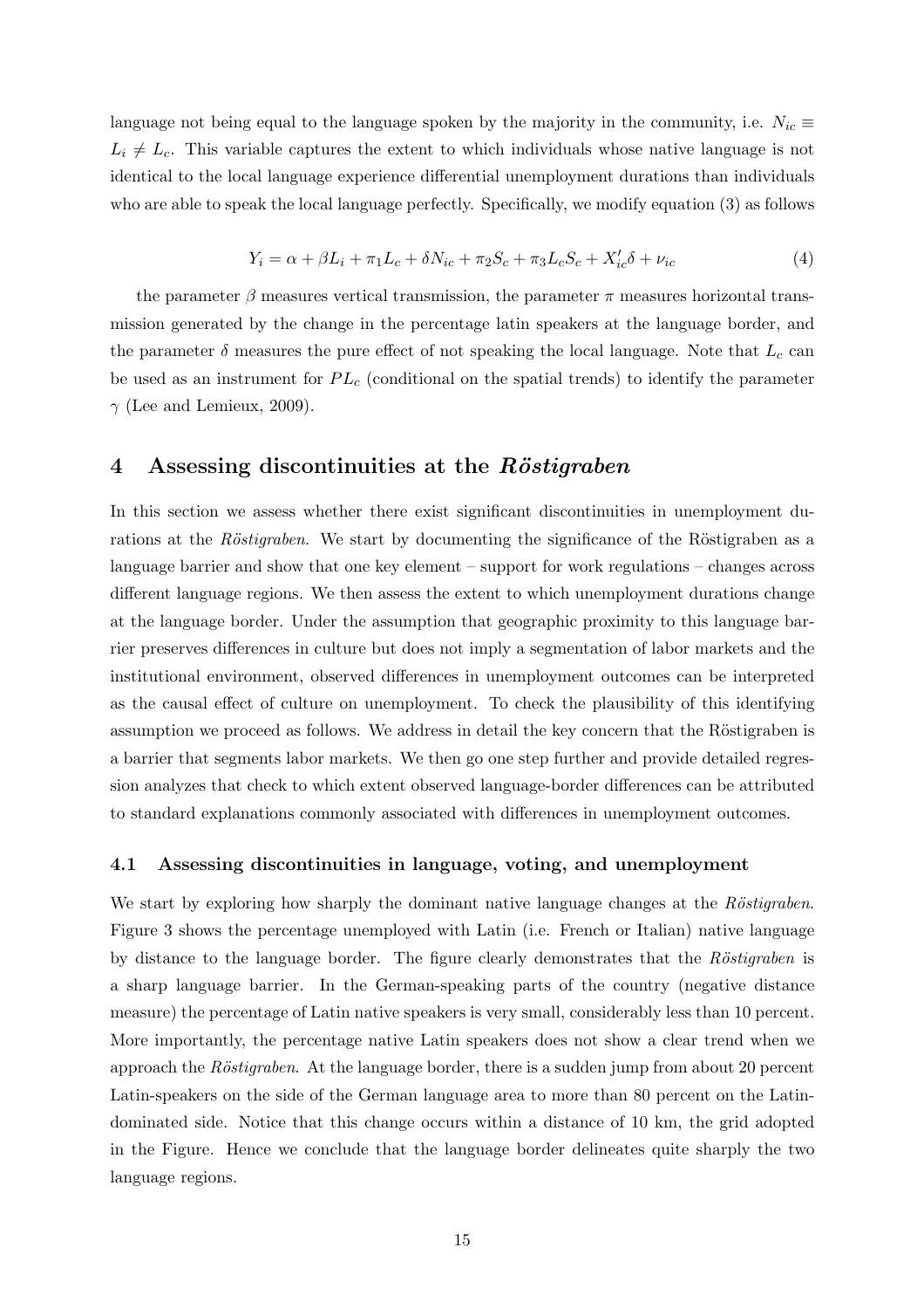language not being equal to the language spoken by the majority in the community, i.e. $N_{ic} \equiv L_i \neq L_c$. This variable captures the extent to which individuals whose native language is not identical to the local language experience differential unemployment durations than individuals who are able to speak the local language perfectly. Specifically, we modify equation (3) as follows

$$Y_i = \alpha + \beta L_i + \pi_1 L_c + \delta N_{ic} + \pi_2 S_c + \pi_3 L_c S_c + X_{ic}'\delta + \nu_{ic} \tag{4}$$

the parameter $\beta$ measures vertical transmission, the parameter $\pi$ measures horizontal transmission generated by the change in the percentage latin speakers at the language border, and the parameter $\delta$ measures the pure effect of not speaking the local language. Note that $L_c$ can be used as an instrument for $PL_c$ (conditional on the spatial trends) to identify the parameter $\gamma$ (Lee and Lemieux, 2009).

## 4 Assessing discontinuities at the *Röstigraben*

In this section we assess whether there exist significant discontinuities in unemployment durations at the *Röstigraben*. We start by documenting the significance of the Röstigraben as a language barrier and show that one key element – support for work regulations – changes across different language regions. We then assess the extent to which unemployment durations change at the language border. Under the assumption that geographic proximity to this language barrier preserves differences in culture but does not imply a segmentation of labor markets and the institutional environment, observed differences in unemployment outcomes can be interpreted as the causal effect of culture on unemployment. To check the plausibility of this identifying assumption we proceed as follows. We address in detail the key concern that the Röstigraben is a barrier that segments labor markets. We then go one step further and provide detailed regression analyzes that check to which extent observed language-border differences can be attributed to standard explanations commonly associated with differences in unemployment outcomes.

### 4.1 Assessing discontinuities in language, voting, and unemployment

We start by exploring how sharply the dominant native language changes at the *Röstigraben*. Figure 3 shows the percentage unemployed with Latin (i.e. French or Italian) native language by distance to the language border. The figure clearly demonstrates that the *Röstigraben* is a sharp language barrier. In the German-speaking parts of the country (negative distance measure) the percentage of Latin native speakers is very small, considerably less than 10 percent. More importantly, the percentage native Latin speakers does not show a clear trend when we approach the *Röstigraben*. At the language border, there is a sudden jump from about 20 percent Latin-speakers on the side of the German language area to more than 80 percent on the Latin-dominated side. Notice that this change occurs within a distance of 10 km, the grid adopted in the Figure. Hence we conclude that the language border delineates quite sharply the two language regions.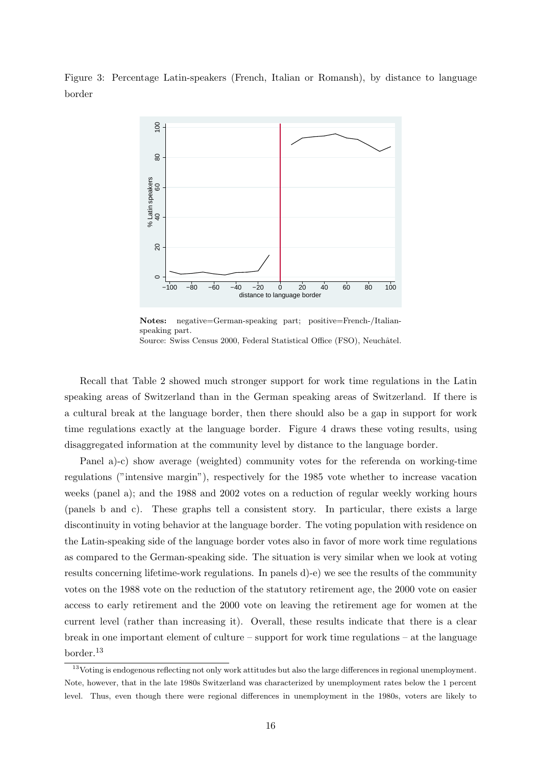Figure 3: Percentage Latin-speakers (French, Italian or Romansh), by distance to language border

**Notes:** negative=German-speaking part; positive=French-/Italian-speaking part.
Source: Swiss Census 2000, Federal Statistical Office (FSO), Neuchâtel.

Recall that Table 2 showed much stronger support for work time regulations in the Latin speaking areas of Switzerland than in the German speaking areas of Switzerland. If there is a cultural break at the language border, then there should also be a gap in support for work time regulations exactly at the language border. Figure 4 draws these voting results, using disaggregated information at the community level by distance to the language border.

Panel a)-c) show average (weighted) community votes for the referenda on working-time regulations ("intensive margin"), respectively for the 1985 vote whether to increase vacation weeks (panel a); and the 1988 and 2002 votes on a reduction of regular weekly working hours (panels b and c). These graphs tell a consistent story. In particular, there exists a large discontinuity in voting behavior at the language border. The voting population with residence on the Latin-speaking side of the language border votes also in favor of more work time regulations as compared to the German-speaking side. The situation is very similar when we look at voting results concerning lifetime-work regulations. In panels d)-e) we see the results of the community votes on the 1988 vote on the reduction of the statutory retirement age, the 2000 vote on easier access to early retirement and the 2000 vote on leaving the retirement age for women at the current level (rather than increasing it). Overall, these results indicate that there is a clear break in one important element of culture – support for work time regulations – at the language border.[13]

[13] Voting is endogenous reflecting not only work attitudes but also the large differences in regional unemployment. Note, however, that in the late 1980s Switzerland was characterized by unemployment rates below the 1 percent level. Thus, even though there were regional differences in unemployment in the 1980s, voters are likely to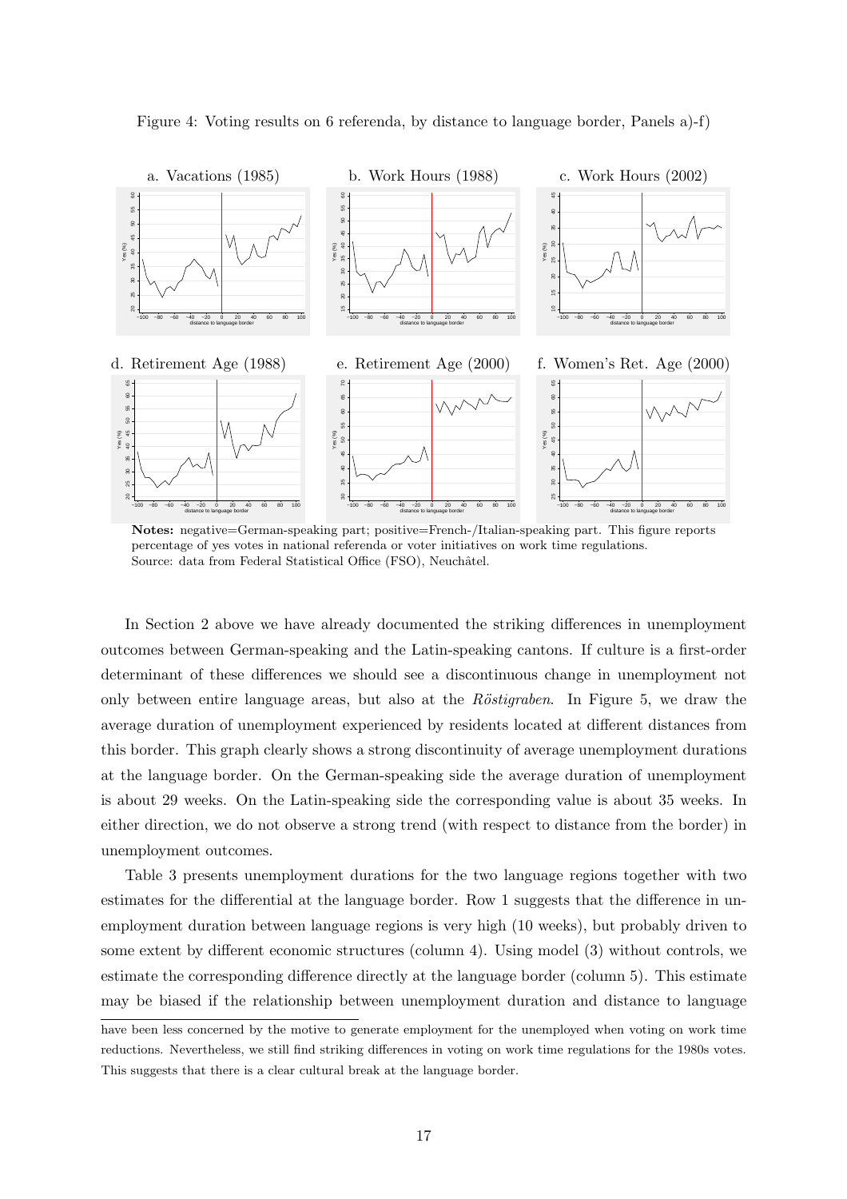Figure 4: Voting results on 6 referenda, by distance to language border, Panels a)-f)

a. Vacations (1985) b. Work Hours (1988) c. Work Hours (2002)

d. Retirement Age (1988) e. Retirement Age (2000) f. Women's Ret. Age (2000)

**Notes:** negative=German-speaking part; positive=French-/Italian-speaking part. This figure reports percentage of yes votes in national referenda or voter initiatives on work time regulations.
Source: data from Federal Statistical Office (FSO), Neuchâtel.

In Section 2 above we have already documented the striking differences in unemployment outcomes between German-speaking and the Latin-speaking cantons. If culture is a first-order determinant of these differences we should see a discontinuous change in unemployment not only between entire language areas, but also at the *Röstigraben*. In Figure 5, we draw the average duration of unemployment experienced by residents located at different distances from this border. This graph clearly shows a strong discontinuity of average unemployment durations at the language border. On the German-speaking side the average duration of unemployment is about 29 weeks. On the Latin-speaking side the corresponding value is about 35 weeks. In either direction, we do not observe a strong trend (with respect to distance from the border) in unemployment outcomes.

Table 3 presents unemployment durations for the two language regions together with two estimates for the differential at the language border. Row 1 suggests that the difference in unemployment duration between language regions is very high (10 weeks), but probably driven to some extent by different economic structures (column 4). Using model (3) without controls, we estimate the corresponding difference directly at the language border (column 5). This estimate may be biased if the relationship between unemployment duration and distance to language

have been less concerned by the motive to generate employment for the unemployed when voting on work time reductions. Nevertheless, we still find striking differences in voting on work time regulations for the 1980s votes. This suggests that there is a clear cultural break at the language border.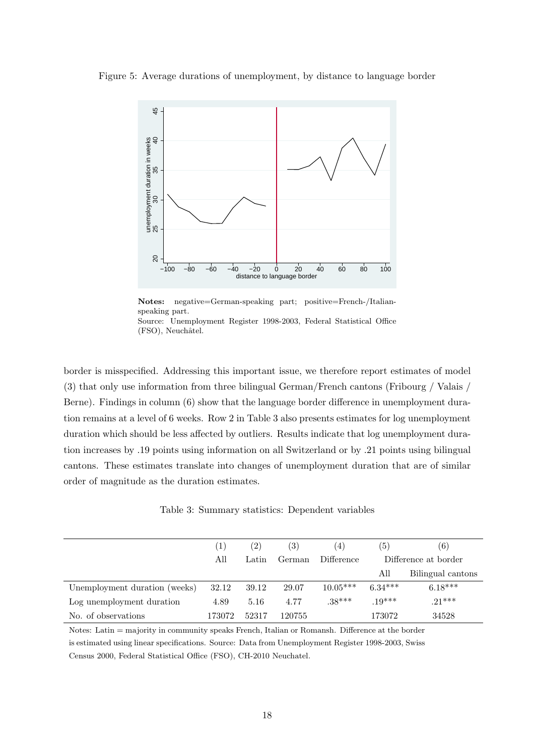Figure 5: Average durations of unemployment, by distance to language border

**Notes:** negative=German-speaking part; positive=French-/Italian-speaking part.
Source: Unemployment Register 1998-2003, Federal Statistical Office (FSO), Neuchâtel.

border is misspecified. Addressing this important issue, we therefore report estimates of model (3) that only use information from three bilingual German/French cantons (Fribourg / Valais / Berne). Findings in column (6) show that the language border difference in unemployment duration remains at a level of 6 weeks. Row 2 in Table 3 also presents estimates for log unemployment duration which should be less affected by outliers. Results indicate that log unemployment duration increases by .19 points using information on all Switzerland or by .21 points using bilingual cantons. These estimates translate into changes of unemployment duration that are of similar order of magnitude as the duration estimates.

Table 3: Summary statistics: Dependent variables

| | (1) | (2) | (3) | (4) | (5) | (6) |
|---|---|---|---|---|---|---|
| | All | Latin | German | Difference | Difference at border | |
| | | | | | All | Bilingual cantons |
| Unemployment duration (weeks) | 32.12 | 39.12 | 29.07 | 10.05*** | 6.34*** | 6.18*** |
| Log unemployment duration | 4.89 | 5.16 | 4.77 | .38*** | .19*** | .21*** |
| No. of observations | 173072 | 52317 | 120755 | | 173072 | 34528 |

Notes: Latin = majority in community speaks French, Italian or Romansh. Difference at the border is estimated using linear specifications. Source: Data from Unemployment Register 1998-2003, Swiss Census 2000, Federal Statistical Office (FSO), CH-2010 Neuchatel.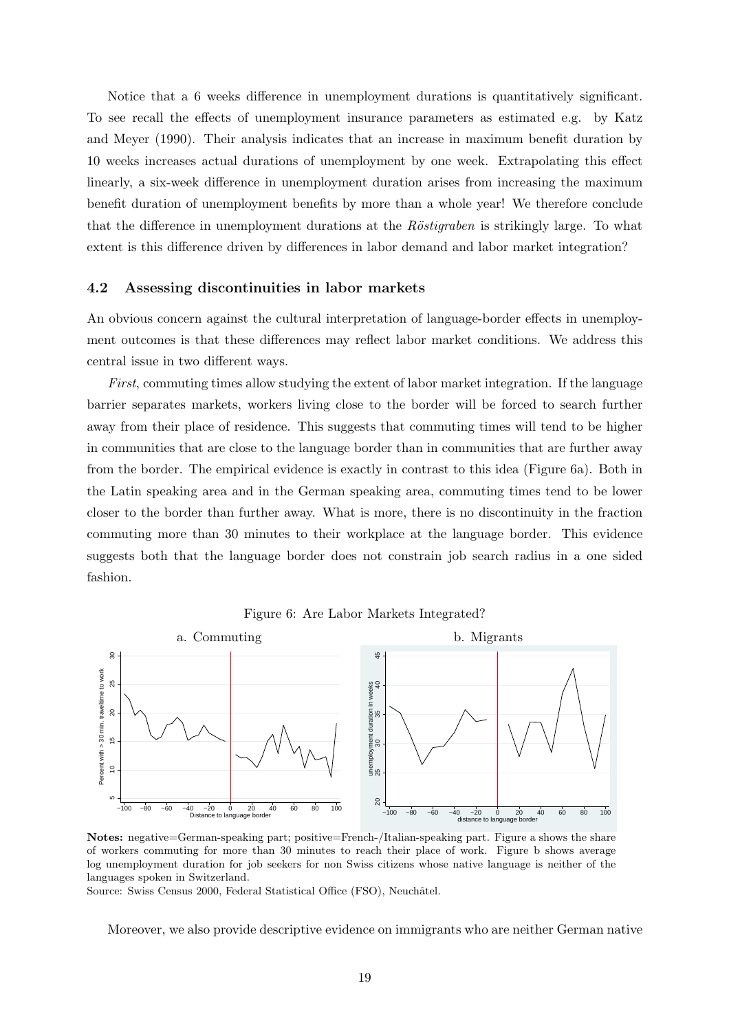Notice that a 6 weeks difference in unemployment durations is quantitatively significant. To see recall the effects of unemployment insurance parameters as estimated e.g. by Katz and Meyer (1990). Their analysis indicates that an increase in maximum benefit duration by 10 weeks increases actual durations of unemployment by one week. Extrapolating this effect linearly, a six-week difference in unemployment duration arises from increasing the maximum benefit duration of unemployment benefits by more than a whole year! We therefore conclude that the difference in unemployment durations at the *Röstigraben* is strikingly large. To what extent is this difference driven by differences in labor demand and labor market integration?

### 4.2 Assessing discontinuities in labor markets

An obvious concern against the cultural interpretation of language-border effects in unemployment outcomes is that these differences may reflect labor market conditions. We address this central issue in two different ways.

*First*, commuting times allow studying the extent of labor market integration. If the language barrier separates markets, workers living close to the border will be forced to search further away from their place of residence. This suggests that commuting times will tend to be higher in communities that are close to the language border than in communities that are further away from the border. The empirical evidence is exactly in contrast to this idea (Figure 6a). Both in the Latin speaking area and in the German speaking area, commuting times tend to be lower closer to the border than further away. What is more, there is no discontinuity in the fraction commuting more than 30 minutes to their workplace at the language border. This evidence suggests both that the language border does not constrain job search radius in a one sided fashion.

Figure 6: Are Labor Markets Integrated?

a. Commuting    b. Migrants

**Notes:** negative=German-speaking part; positive=French-/Italian-speaking part. Figure a shows the share of workers commuting for more than 30 minutes to reach their place of work. Figure b shows average log unemployment duration for job seekers for non Swiss citizens whose native language is neither of the languages spoken in Switzerland.
Source: Swiss Census 2000, Federal Statistical Office (FSO), Neuchâtel.

Moreover, we also provide descriptive evidence on immigrants who are neither German native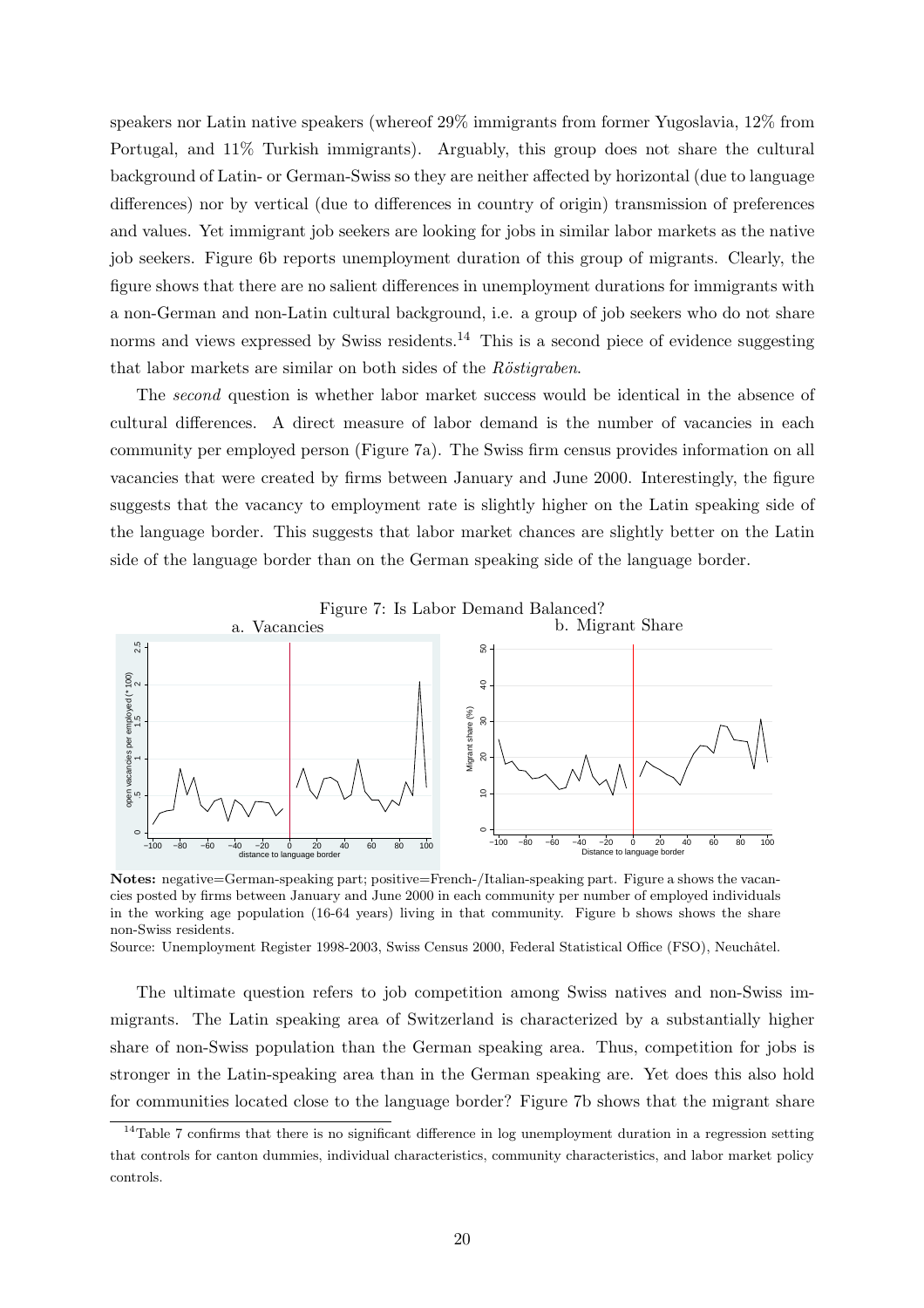speakers nor Latin native speakers (whereof 29% immigrants from former Yugoslavia, 12% from Portugal, and 11% Turkish immigrants). Arguably, this group does not share the cultural background of Latin- or German-Swiss so they are neither affected by horizontal (due to language differences) nor by vertical (due to differences in country of origin) transmission of preferences and values. Yet immigrant job seekers are looking for jobs in similar labor markets as the native job seekers. Figure 6b reports unemployment duration of this group of migrants. Clearly, the figure shows that there are no salient differences in unemployment durations for immigrants with a non-German and non-Latin cultural background, i.e. a group of job seekers who do not share norms and views expressed by Swiss residents.[14] This is a second piece of evidence suggesting that labor markets are similar on both sides of the *Röstigraben*.

The *second* question is whether labor market success would be identical in the absence of cultural differences. A direct measure of labor demand is the number of vacancies in each community per employed person (Figure 7a). The Swiss firm census provides information on all vacancies that were created by firms between January and June 2000. Interestingly, the figure suggests that the vacancy to employment rate is slightly higher on the Latin speaking side of the language border. This suggests that labor market chances are slightly better on the Latin side of the language border than on the German speaking side of the language border.

Figure 7: Is Labor Demand Balanced?

a. Vacancies    b. Migrant Share

**Notes:** negative=German-speaking part; positive=French-/Italian-speaking part. Figure a shows the vacancies posted by firms between January and June 2000 in each community per number of employed individuals in the working age population (16-64 years) living in that community. Figure b shows shows the share non-Swiss residents.

Source: Unemployment Register 1998-2003, Swiss Census 2000, Federal Statistical Office (FSO), Neuchâtel.

The ultimate question refers to job competition among Swiss natives and non-Swiss immigrants. The Latin speaking area of Switzerland is characterized by a substantially higher share of non-Swiss population than the German speaking area. Thus, competition for jobs is stronger in the Latin-speaking area than in the German speaking are. Yet does this also hold for communities located close to the language border? Figure 7b shows that the migrant share

[14] Table 7 confirms that there is no significant difference in log unemployment duration in a regression setting that controls for canton dummies, individual characteristics, community characteristics, and labor market policy controls.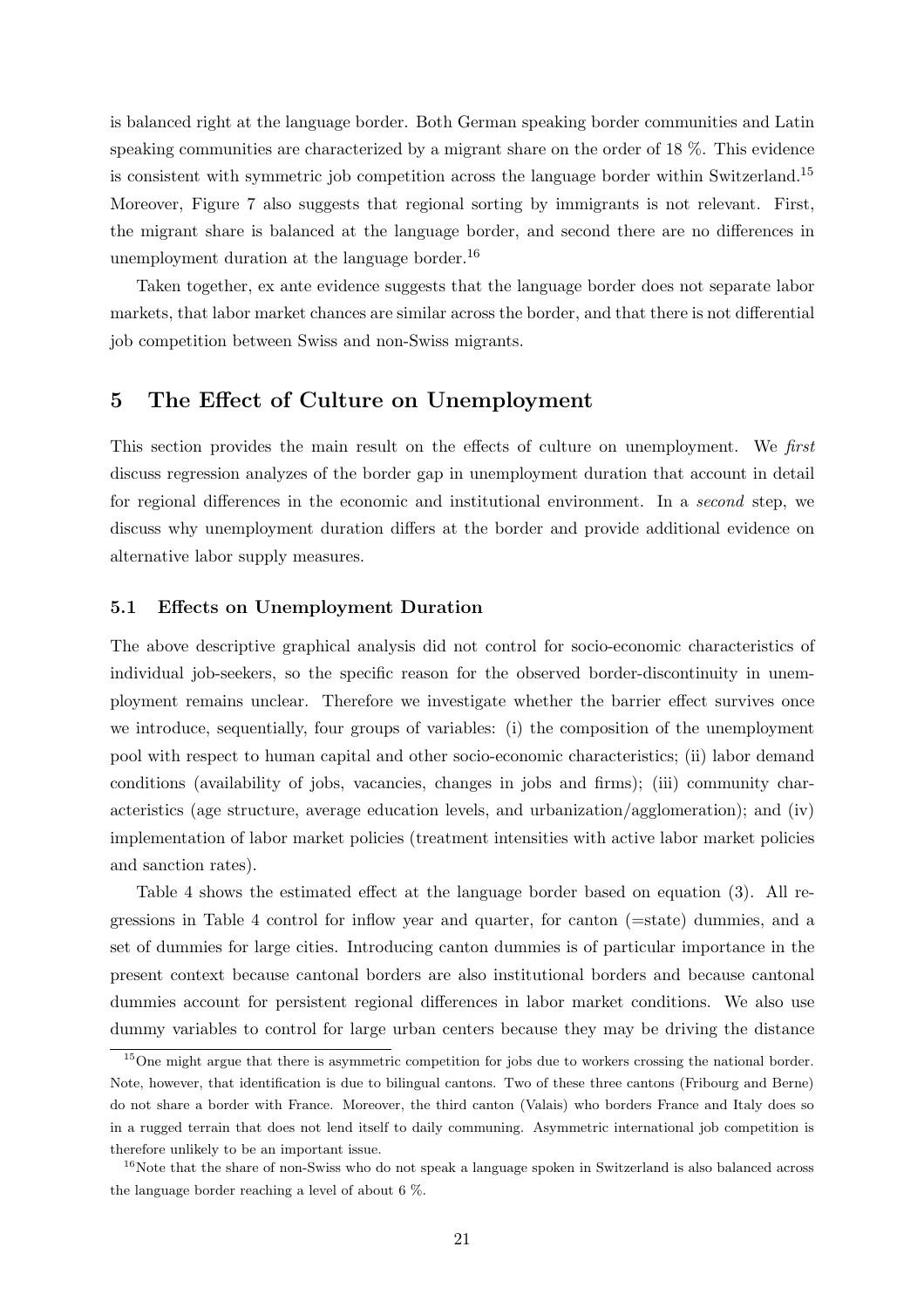is balanced right at the language border. Both German speaking border communities and Latin speaking communities are characterized by a migrant share on the order of 18 %. This evidence is consistent with symmetric job competition across the language border within Switzerland.[15] Moreover, Figure 7 also suggests that regional sorting by immigrants is not relevant. First, the migrant share is balanced at the language border, and second there are no differences in unemployment duration at the language border.[16]

Taken together, ex ante evidence suggests that the language border does not separate labor markets, that labor market chances are similar across the border, and that there is not differential job competition between Swiss and non-Swiss migrants.

## 5 The Effect of Culture on Unemployment

This section provides the main result on the effects of culture on unemployment. We *first* discuss regression analyzes of the border gap in unemployment duration that account in detail for regional differences in the economic and institutional environment. In a *second* step, we discuss why unemployment duration differs at the border and provide additional evidence on alternative labor supply measures.

### 5.1 Effects on Unemployment Duration

The above descriptive graphical analysis did not control for socio-economic characteristics of individual job-seekers, so the specific reason for the observed border-discontinuity in unemployment remains unclear. Therefore we investigate whether the barrier effect survives once we introduce, sequentially, four groups of variables: (i) the composition of the unemployment pool with respect to human capital and other socio-economic characteristics; (ii) labor demand conditions (availability of jobs, vacancies, changes in jobs and firms); (iii) community characteristics (age structure, average education levels, and urbanization/agglomeration); and (iv) implementation of labor market policies (treatment intensities with active labor market policies and sanction rates).

Table 4 shows the estimated effect at the language border based on equation (3). All regressions in Table 4 control for inflow year and quarter, for canton (=state) dummies, and a set of dummies for large cities. Introducing canton dummies is of particular importance in the present context because cantonal borders are also institutional borders and because cantonal dummies account for persistent regional differences in labor market conditions. We also use dummy variables to control for large urban centers because they may be driving the distance

[15] One might argue that there is asymmetric competition for jobs due to workers crossing the national border. Note, however, that identification is due to bilingual cantons. Two of these three cantons (Fribourg and Berne) do not share a border with France. Moreover, the third canton (Valais) who borders France and Italy does so in a rugged terrain that does not lend itself to daily communing. Asymmetric international job competition is therefore unlikely to be an important issue.

[16] Note that the share of non-Swiss who do not speak a language spoken in Switzerland is also balanced across the language border reaching a level of about 6 %.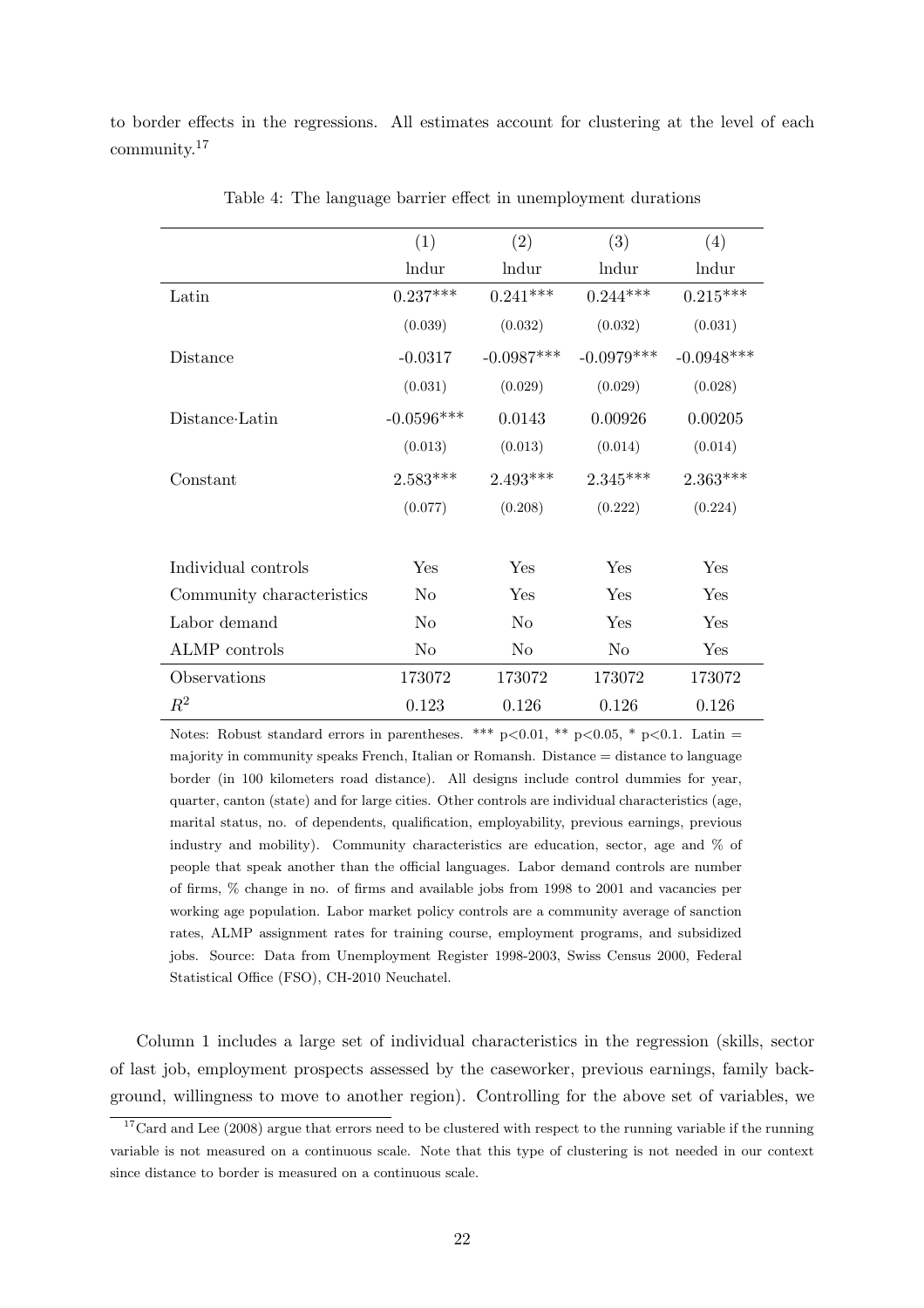to border effects in the regressions. All estimates account for clustering at the level of each community.[17]

Table 4: The language barrier effect in unemployment durations

| | (1) | (2) | (3) | (4) |
|---|---|---|---|---|
| | lndur | lndur | lndur | lndur |
| Latin | 0.237*** | 0.241*** | 0.244*** | 0.215*** |
| | (0.039) | (0.032) | (0.032) | (0.031) |
| Distance | -0.0317 | -0.0987*** | -0.0979*** | -0.0948*** |
| | (0.031) | (0.029) | (0.029) | (0.028) |
| Distance·Latin | -0.0596*** | 0.0143 | 0.00926 | 0.00205 |
| | (0.013) | (0.013) | (0.014) | (0.014) |
| Constant | 2.583*** | 2.493*** | 2.345*** | 2.363*** |
| | (0.077) | (0.208) | (0.222) | (0.224) |
| Individual controls | Yes | Yes | Yes | Yes |
| Community characteristics | No | Yes | Yes | Yes |
| Labor demand | No | No | Yes | Yes |
| ALMP controls | No | No | No | Yes |
| Observations | 173072 | 173072 | 173072 | 173072 |
| $R^2$ | 0.123 | 0.126 | 0.126 | 0.126 |

Notes: Robust standard errors in parentheses. *** p<0.01, ** p<0.05, * p<0.1. Latin = majority in community speaks French, Italian or Romansh. Distance = distance to language border (in 100 kilometers road distance). All designs include control dummies for year, quarter, canton (state) and for large cities. Other controls are individual characteristics (age, marital status, no. of dependents, qualification, employability, previous earnings, previous industry and mobility). Community characteristics are education, sector, age and % of people that speak another than the official languages. Labor demand controls are number of firms, % change in no. of firms and available jobs from 1998 to 2001 and vacancies per working age population. Labor market policy controls are a community average of sanction rates, ALMP assignment rates for training course, employment programs, and subsidized jobs. Source: Data from Unemployment Register 1998-2003, Swiss Census 2000, Federal Statistical Office (FSO), CH-2010 Neuchatel.

Column 1 includes a large set of individual characteristics in the regression (skills, sector of last job, employment prospects assessed by the caseworker, previous earnings, family background, willingness to move to another region). Controlling for the above set of variables, we

[17] Card and Lee (2008) argue that errors need to be clustered with respect to the running variable if the running variable is not measured on a continuous scale. Note that this type of clustering is not needed in our context since distance to border is measured on a continuous scale.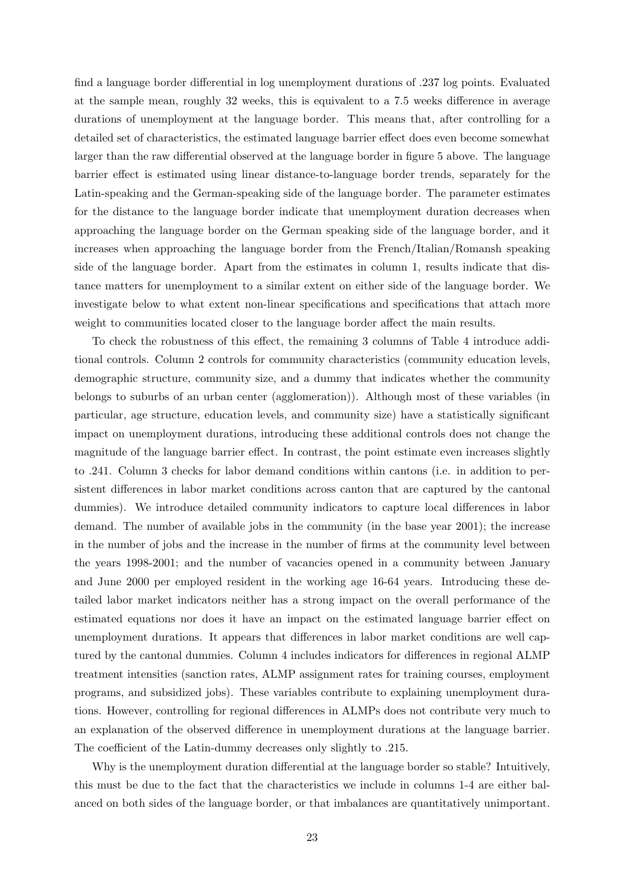find a language border differential in log unemployment durations of .237 log points. Evaluated at the sample mean, roughly 32 weeks, this is equivalent to a 7.5 weeks difference in average durations of unemployment at the language border. This means that, after controlling for a detailed set of characteristics, the estimated language barrier effect does even become somewhat larger than the raw differential observed at the language border in figure 5 above. The language barrier effect is estimated using linear distance-to-language border trends, separately for the Latin-speaking and the German-speaking side of the language border. The parameter estimates for the distance to the language border indicate that unemployment duration decreases when approaching the language border on the German speaking side of the language border, and it increases when approaching the language border from the French/Italian/Romansh speaking side of the language border. Apart from the estimates in column 1, results indicate that distance matters for unemployment to a similar extent on either side of the language border. We investigate below to what extent non-linear specifications and specifications that attach more weight to communities located closer to the language border affect the main results.

To check the robustness of this effect, the remaining 3 columns of Table 4 introduce additional controls. Column 2 controls for community characteristics (community education levels, demographic structure, community size, and a dummy that indicates whether the community belongs to suburbs of an urban center (agglomeration)). Although most of these variables (in particular, age structure, education levels, and community size) have a statistically significant impact on unemployment durations, introducing these additional controls does not change the magnitude of the language barrier effect. In contrast, the point estimate even increases slightly to .241. Column 3 checks for labor demand conditions within cantons (i.e. in addition to persistent differences in labor market conditions across canton that are captured by the cantonal dummies). We introduce detailed community indicators to capture local differences in labor demand. The number of available jobs in the community (in the base year 2001); the increase in the number of jobs and the increase in the number of firms at the community level between the years 1998-2001; and the number of vacancies opened in a community between January and June 2000 per employed resident in the working age 16-64 years. Introducing these detailed labor market indicators neither has a strong impact on the overall performance of the estimated equations nor does it have an impact on the estimated language barrier effect on unemployment durations. It appears that differences in labor market conditions are well captured by the cantonal dummies. Column 4 includes indicators for differences in regional ALMP treatment intensities (sanction rates, ALMP assignment rates for training courses, employment programs, and subsidized jobs). These variables contribute to explaining unemployment durations. However, controlling for regional differences in ALMPs does not contribute very much to an explanation of the observed difference in unemployment durations at the language barrier. The coefficient of the Latin-dummy decreases only slightly to .215.

Why is the unemployment duration differential at the language border so stable? Intuitively, this must be due to the fact that the characteristics we include in columns 1-4 are either balanced on both sides of the language border, or that imbalances are quantitatively unimportant.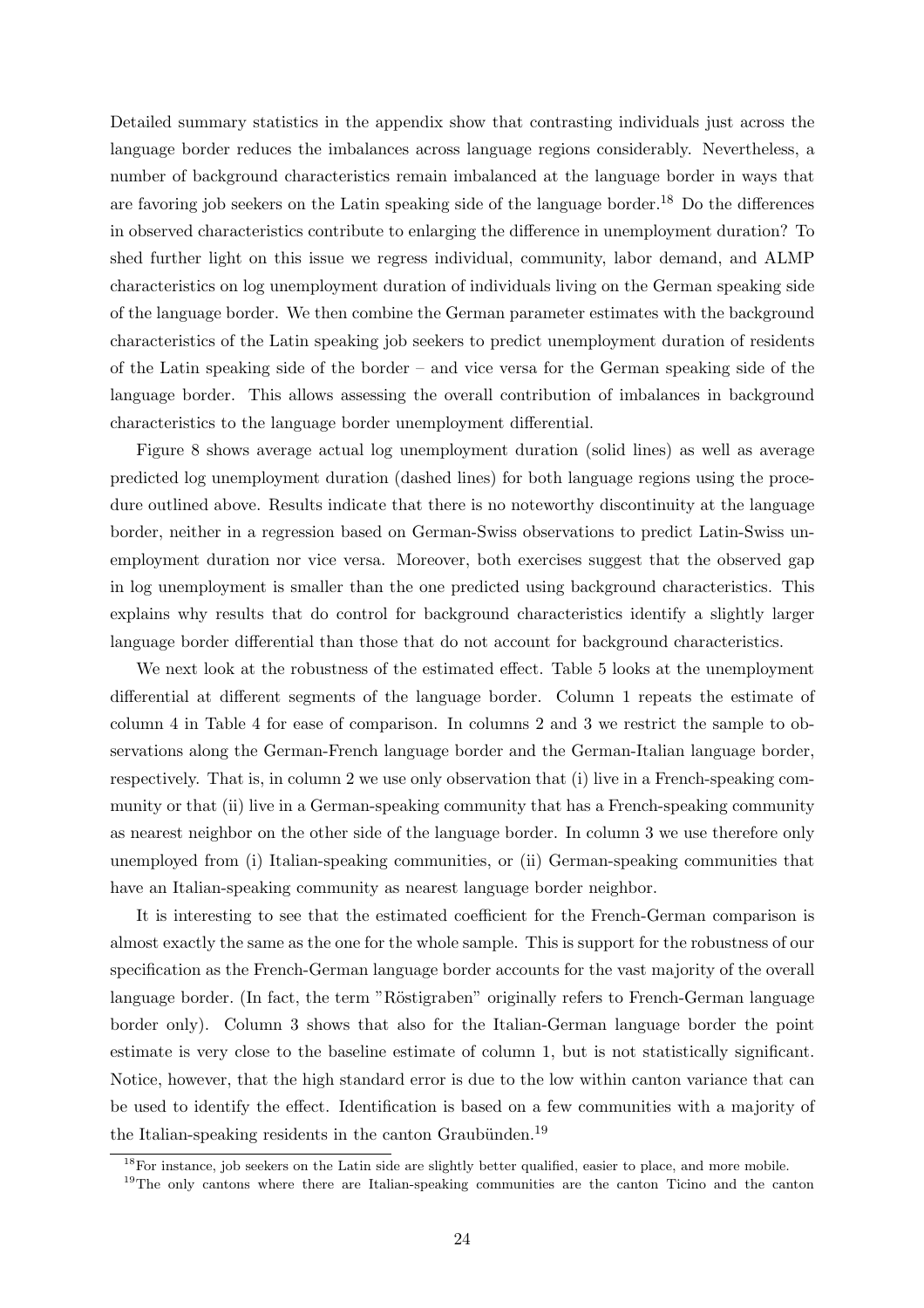Detailed summary statistics in the appendix show that contrasting individuals just across the language border reduces the imbalances across language regions considerably. Nevertheless, a number of background characteristics remain imbalanced at the language border in ways that are favoring job seekers on the Latin speaking side of the language border.[18] Do the differences in observed characteristics contribute to enlarging the difference in unemployment duration? To shed further light on this issue we regress individual, community, labor demand, and ALMP characteristics on log unemployment duration of individuals living on the German speaking side of the language border. We then combine the German parameter estimates with the background characteristics of the Latin speaking job seekers to predict unemployment duration of residents of the Latin speaking side of the border – and vice versa for the German speaking side of the language border. This allows assessing the overall contribution of imbalances in background characteristics to the language border unemployment differential.

Figure 8 shows average actual log unemployment duration (solid lines) as well as average predicted log unemployment duration (dashed lines) for both language regions using the procedure outlined above. Results indicate that there is no noteworthy discontinuity at the language border, neither in a regression based on German-Swiss observations to predict Latin-Swiss unemployment duration nor vice versa. Moreover, both exercises suggest that the observed gap in log unemployment is smaller than the one predicted using background characteristics. This explains why results that do control for background characteristics identify a slightly larger language border differential than those that do not account for background characteristics.

We next look at the robustness of the estimated effect. Table 5 looks at the unemployment differential at different segments of the language border. Column 1 repeats the estimate of column 4 in Table 4 for ease of comparison. In columns 2 and 3 we restrict the sample to observations along the German-French language border and the German-Italian language border, respectively. That is, in column 2 we use only observation that (i) live in a French-speaking community or that (ii) live in a German-speaking community that has a French-speaking community as nearest neighbor on the other side of the language border. In column 3 we use therefore only unemployed from (i) Italian-speaking communities, or (ii) German-speaking communities that have an Italian-speaking community as nearest language border neighbor.

It is interesting to see that the estimated coefficient for the French-German comparison is almost exactly the same as the one for the whole sample. This is support for the robustness of our specification as the French-German language border accounts for the vast majority of the overall language border. (In fact, the term "Röstigraben" originally refers to French-German language border only). Column 3 shows that also for the Italian-German language border the point estimate is very close to the baseline estimate of column 1, but is not statistically significant. Notice, however, that the high standard error is due to the low within canton variance that can be used to identify the effect. Identification is based on a few communities with a majority of the Italian-speaking residents in the canton Graubünden.[19]

[18] For instance, job seekers on the Latin side are slightly better qualified, easier to place, and more mobile.

[19] The only cantons where there are Italian-speaking communities are the canton Ticino and the canton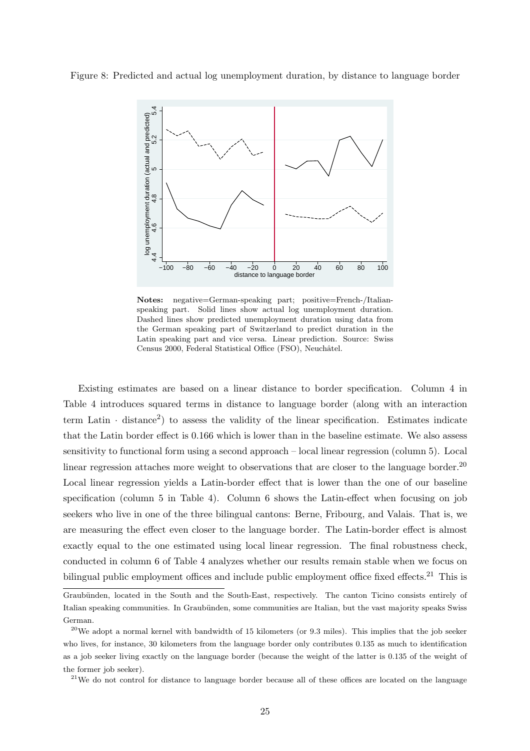Figure 8: Predicted and actual log unemployment duration, by distance to language border

**Notes:** negative=German-speaking part; positive=French-/Italian-speaking part. Solid lines show actual log unemployment duration. Dashed lines show predicted unemployment duration using data from the German speaking part of Switzerland to predict duration in the Latin speaking part and vice versa. Linear prediction. Source: Swiss Census 2000, Federal Statistical Office (FSO), Neuchâtel.

Existing estimates are based on a linear distance to border specification. Column 4 in Table 4 introduces squared terms in distance to language border (along with an interaction term Latin $\cdot$ distance$^2$) to assess the validity of the linear specification. Estimates indicate that the Latin border effect is 0.166 which is lower than in the baseline estimate. We also assess sensitivity to functional form using a second approach – local linear regression (column 5). Local linear regression attaches more weight to observations that are closer to the language border.[20] Local linear regression yields a Latin-border effect that is lower than the one of our baseline specification (column 5 in Table 4). Column 6 shows the Latin-effect when focusing on job seekers who live in one of the three bilingual cantons: Berne, Fribourg, and Valais. That is, we are measuring the effect even closer to the language border. The Latin-border effect is almost exactly equal to the one estimated using local linear regression. The final robustness check, conducted in column 6 of Table 4 analyzes whether our results remain stable when we focus on bilingual public employment offices and include public employment office fixed effects.[21] This is

Graubünden, located in the South and the South-East, respectively. The canton Ticino consists entirely of Italian speaking communities. In Graubünden, some communities are Italian, but the vast majority speaks Swiss German.

[20] We adopt a normal kernel with bandwidth of 15 kilometers (or 9.3 miles). This implies that the job seeker who lives, for instance, 30 kilometers from the language border only contributes 0.135 as much to identification as a job seeker living exactly on the language border (because the weight of the latter is 0.135 of the weight of the former job seeker).

[21] We do not control for distance to language border because all of these offices are located on the language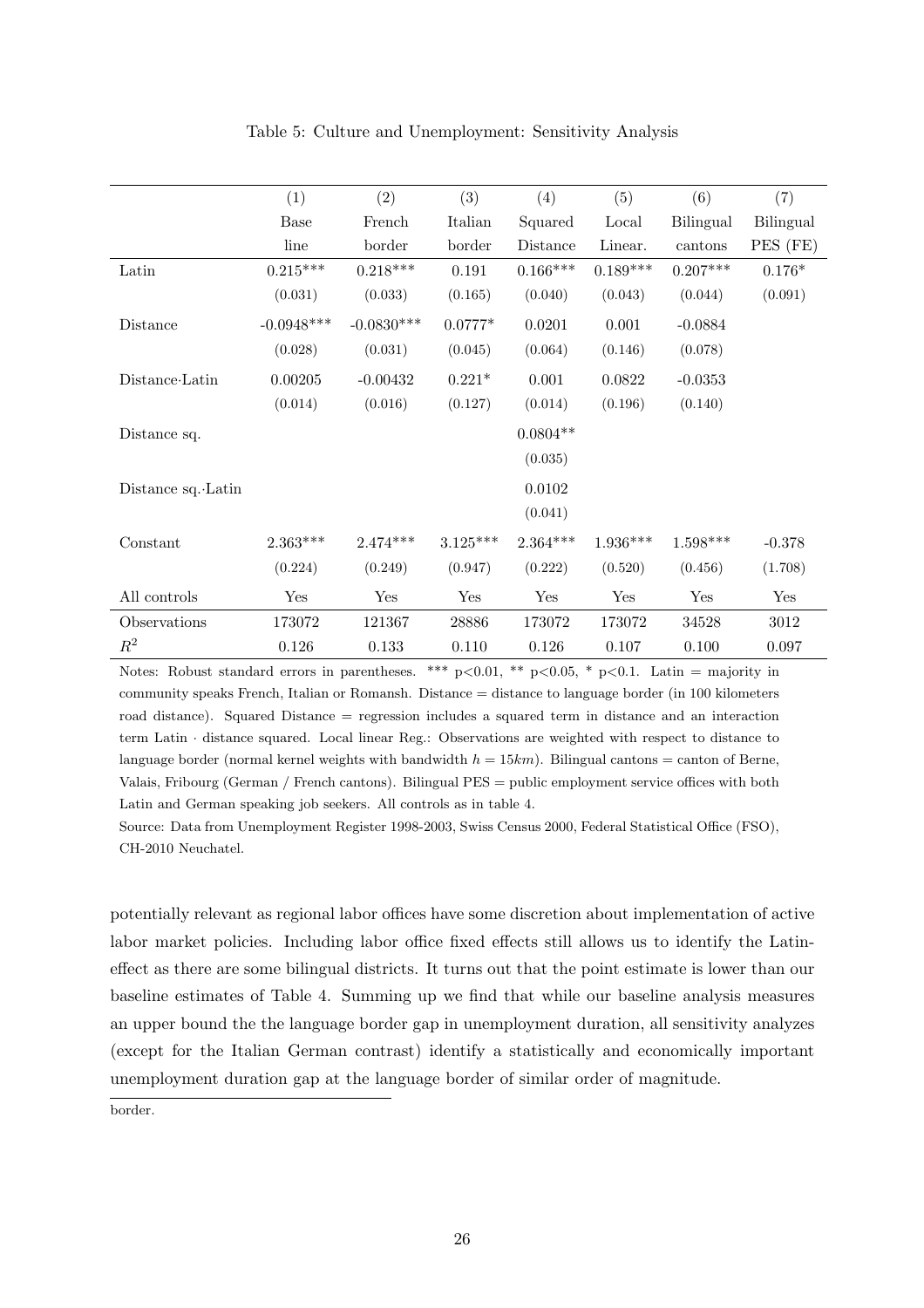Table 5: Culture and Unemployment: Sensitivity Analysis

| | (1) | (2) | (3) | (4) | (5) | (6) | (7) |
|---|---|---|---|---|---|---|---|
| | Base line | French border | Italian border | Squared Distance | Local Linear. | Bilingual cantons | Bilingual PES (FE) |
| Latin | 0.215*** | 0.218*** | 0.191 | 0.166*** | 0.189*** | 0.207*** | 0.176* |
| | (0.031) | (0.033) | (0.165) | (0.040) | (0.043) | (0.044) | (0.091) |
| Distance | -0.0948*** | -0.0830*** | 0.0777* | 0.0201 | 0.001 | -0.0884 | |
| | (0.028) | (0.031) | (0.045) | (0.064) | (0.146) | (0.078) | |
| Distance·Latin | 0.00205 | -0.00432 | 0.221* | 0.001 | 0.0822 | -0.0353 | |
| | (0.014) | (0.016) | (0.127) | (0.014) | (0.196) | (0.140) | |
| Distance sq. | | | | 0.0804** | | | |
| | | | | (0.035) | | | |
| Distance sq.·Latin | | | | 0.0102 | | | |
| | | | | (0.041) | | | |
| Constant | 2.363*** | 2.474*** | 3.125*** | 2.364*** | 1.936*** | 1.598*** | -0.378 |
| | (0.224) | (0.249) | (0.947) | (0.222) | (0.520) | (0.456) | (1.708) |
| All controls | Yes | Yes | Yes | Yes | Yes | Yes | Yes |
| Observations | 173072 | 121367 | 28886 | 173072 | 173072 | 34528 | 3012 |
| $R^2$ | 0.126 | 0.133 | 0.110 | 0.126 | 0.107 | 0.100 | 0.097 |

Notes: Robust standard errors in parentheses. *** p<0.01, ** p<0.05, * p<0.1. Latin = majority in community speaks French, Italian or Romansh. Distance = distance to language border (in 100 kilometers road distance). Squared Distance = regression includes a squared term in distance and an interaction term Latin · distance squared. Local linear Reg.: Observations are weighted with respect to distance to language border (normal kernel weights with bandwidth $h = 15km$). Bilingual cantons = canton of Berne, Valais, Fribourg (German / French cantons). Bilingual PES = public employment service offices with both Latin and German speaking job seekers. All controls as in table 4.

Source: Data from Unemployment Register 1998-2003, Swiss Census 2000, Federal Statistical Office (FSO), CH-2010 Neuchatel.

potentially relevant as regional labor offices have some discretion about implementation of active labor market policies. Including labor office fixed effects still allows us to identify the Latin-effect as there are some bilingual districts. It turns out that the point estimate is lower than our baseline estimates of Table 4. Summing up we find that while our baseline analysis measures an upper bound the the language border gap in unemployment duration, all sensitivity analyzes (except for the Italian German contrast) identify a statistically and economically important unemployment duration gap at the language border of similar order of magnitude.

border.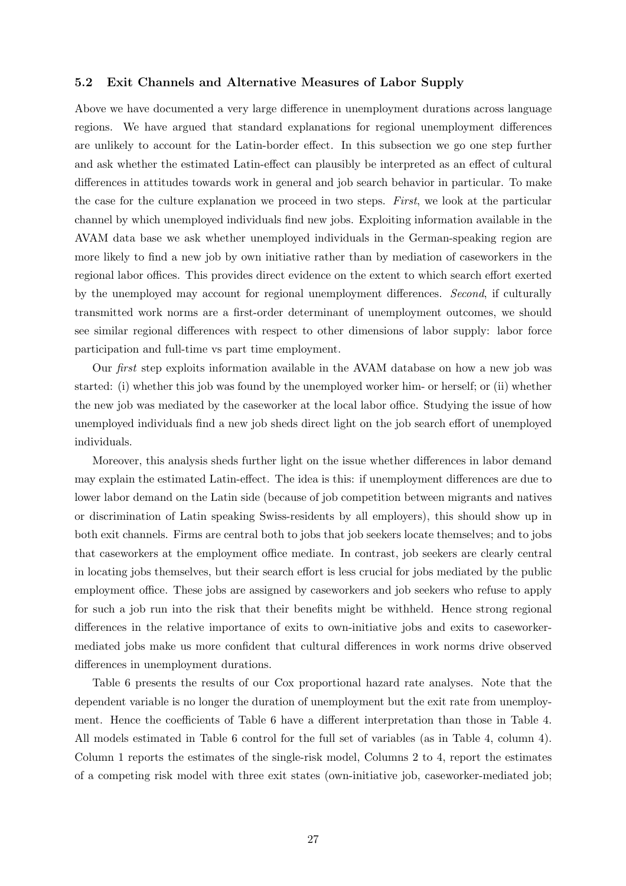### 5.2 Exit Channels and Alternative Measures of Labor Supply

Above we have documented a very large difference in unemployment durations across language regions. We have argued that standard explanations for regional unemployment differences are unlikely to account for the Latin-border effect. In this subsection we go one step further and ask whether the estimated Latin-effect can plausibly be interpreted as an effect of cultural differences in attitudes towards work in general and job search behavior in particular. To make the case for the culture explanation we proceed in two steps. *First*, we look at the particular channel by which unemployed individuals find new jobs. Exploiting information available in the AVAM data base we ask whether unemployed individuals in the German-speaking region are more likely to find a new job by own initiative rather than by mediation of caseworkers in the regional labor offices. This provides direct evidence on the extent to which search effort exerted by the unemployed may account for regional unemployment differences. *Second*, if culturally transmitted work norms are a first-order determinant of unemployment outcomes, we should see similar regional differences with respect to other dimensions of labor supply: labor force participation and full-time vs part time employment.

Our *first* step exploits information available in the AVAM database on how a new job was started: (i) whether this job was found by the unemployed worker him- or herself; or (ii) whether the new job was mediated by the caseworker at the local labor office. Studying the issue of how unemployed individuals find a new job sheds direct light on the job search effort of unemployed individuals.

Moreover, this analysis sheds further light on the issue whether differences in labor demand may explain the estimated Latin-effect. The idea is this: if unemployment differences are due to lower labor demand on the Latin side (because of job competition between migrants and natives or discrimination of Latin speaking Swiss-residents by all employers), this should show up in both exit channels. Firms are central both to jobs that job seekers locate themselves; and to jobs that caseworkers at the employment office mediate. In contrast, job seekers are clearly central in locating jobs themselves, but their search effort is less crucial for jobs mediated by the public employment office. These jobs are assigned by caseworkers and job seekers who refuse to apply for such a job run into the risk that their benefits might be withheld. Hence strong regional differences in the relative importance of exits to own-initiative jobs and exits to caseworker-mediated jobs make us more confident that cultural differences in work norms drive observed differences in unemployment durations.

Table 6 presents the results of our Cox proportional hazard rate analyses. Note that the dependent variable is no longer the duration of unemployment but the exit rate from unemployment. Hence the coefficients of Table 6 have a different interpretation than those in Table 4. All models estimated in Table 6 control for the full set of variables (as in Table 4, column 4). Column 1 reports the estimates of the single-risk model, Columns 2 to 4, report the estimates of a competing risk model with three exit states (own-initiative job, caseworker-mediated job;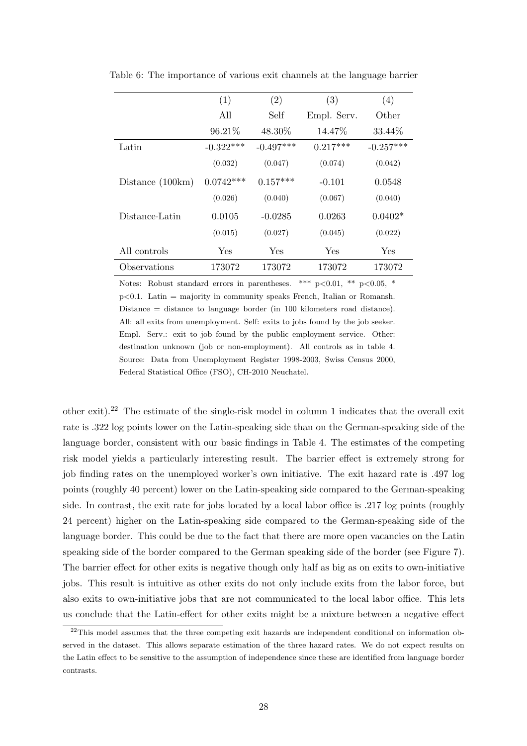Table 6: The importance of various exit channels at the language barrier

| | (1) | (2) | (3) | (4) |
|---|---|---|---|---|
| | All | Self | Empl. Serv. | Other |
| | 96.21% | 48.30% | 14.47% | 33.44% |
| Latin | -0.322*** | -0.497*** | 0.217*** | -0.257*** |
| | (0.032) | (0.047) | (0.074) | (0.042) |
| Distance (100km) | 0.0742*** | 0.157*** | -0.101 | 0.0548 |
| | (0.026) | (0.040) | (0.067) | (0.040) |
| Distance·Latin | 0.0105 | -0.0285 | 0.0263 | 0.0402* |
| | (0.015) | (0.027) | (0.045) | (0.022) |
| All controls | Yes | Yes | Yes | Yes |
| Observations | 173072 | 173072 | 173072 | 173072 |

Notes: Robust standard errors in parentheses. *** p<0.01, ** p<0.05, * p<0.1. Latin = majority in community speaks French, Italian or Romansh. Distance = distance to language border (in 100 kilometers road distance). All: all exits from unemployment. Self: exits to jobs found by the job seeker. Empl. Serv.: exit to job found by the public employment service. Other: destination unknown (job or non-employment). All controls as in table 4. Source: Data from Unemployment Register 1998-2003, Swiss Census 2000, Federal Statistical Office (FSO), CH-2010 Neuchatel.

other exit).[22] The estimate of the single-risk model in column 1 indicates that the overall exit rate is .322 log points lower on the Latin-speaking side than on the German-speaking side of the language border, consistent with our basic findings in Table 4. The estimates of the competing risk model yields a particularly interesting result. The barrier effect is extremely strong for job finding rates on the unemployed worker's own initiative. The exit hazard rate is .497 log points (roughly 40 percent) lower on the Latin-speaking side compared to the German-speaking side. In contrast, the exit rate for jobs located by a local labor office is .217 log points (roughly 24 percent) higher on the Latin-speaking side compared to the German-speaking side of the language border. This could be due to the fact that there are more open vacancies on the Latin speaking side of the border compared to the German speaking side of the border (see Figure 7). The barrier effect for other exits is negative though only half as big as on exits to own-initiative jobs. This result is intuitive as other exits do not only include exits from the labor force, but also exits to own-initiative jobs that are not communicated to the local labor office. This lets us conclude that the Latin-effect for other exits might be a mixture between a negative effect

[22]This model assumes that the three competing exit hazards are independent conditional on information observed in the dataset. This allows separate estimation of the three hazard rates. We do not expect results on the Latin effect to be sensitive to the assumption of independence since these are identified from language border contrasts.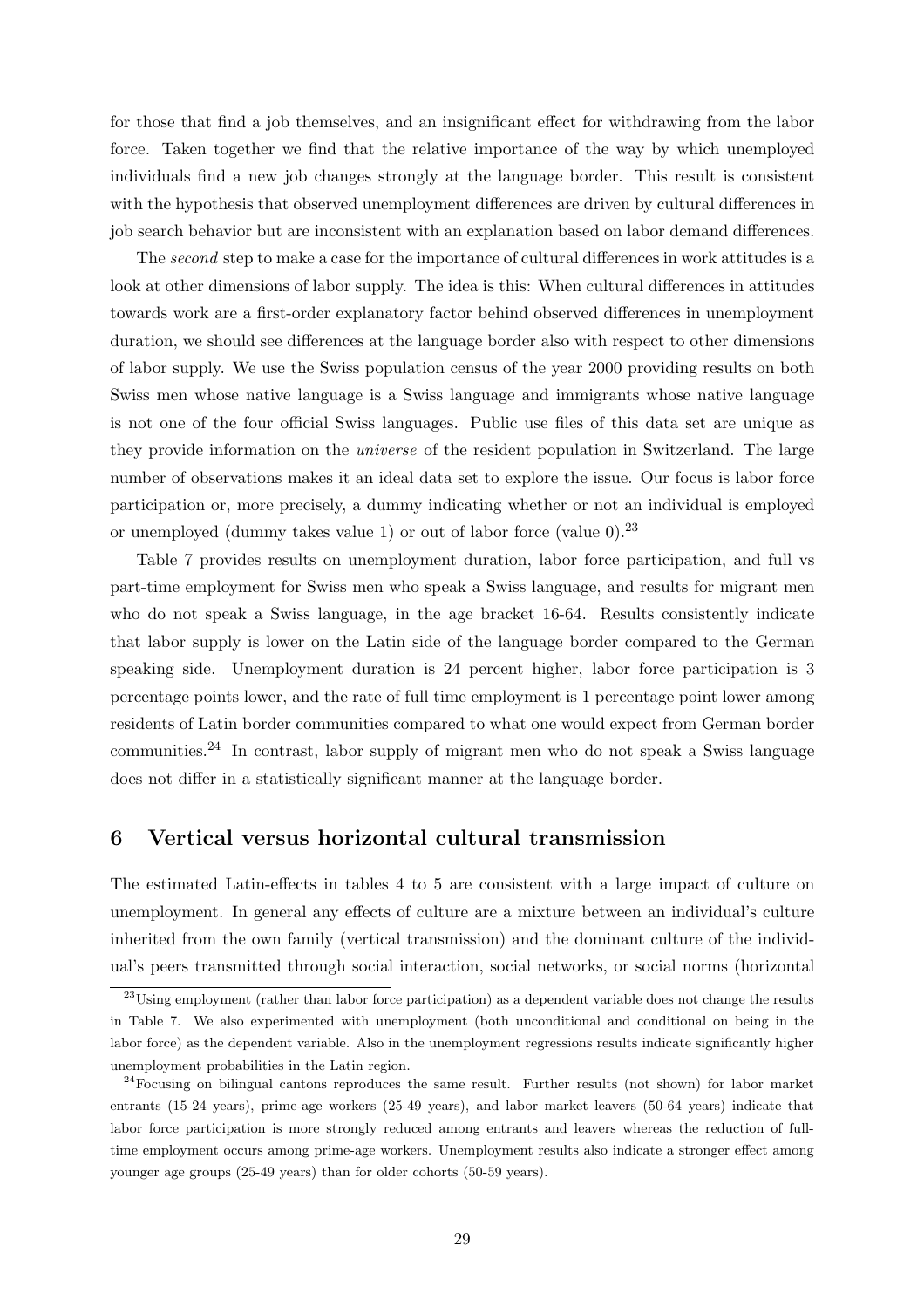for those that find a job themselves, and an insignificant effect for withdrawing from the labor force. Taken together we find that the relative importance of the way by which unemployed individuals find a new job changes strongly at the language border. This result is consistent with the hypothesis that observed unemployment differences are driven by cultural differences in job search behavior but are inconsistent with an explanation based on labor demand differences.

The *second* step to make a case for the importance of cultural differences in work attitudes is a look at other dimensions of labor supply. The idea is this: When cultural differences in attitudes towards work are a first-order explanatory factor behind observed differences in unemployment duration, we should see differences at the language border also with respect to other dimensions of labor supply. We use the Swiss population census of the year 2000 providing results on both Swiss men whose native language is a Swiss language and immigrants whose native language is not one of the four official Swiss languages. Public use files of this data set are unique as they provide information on the *universe* of the resident population in Switzerland. The large number of observations makes it an ideal data set to explore the issue. Our focus is labor force participation or, more precisely, a dummy indicating whether or not an individual is employed or unemployed (dummy takes value 1) or out of labor force (value 0).[23]

Table 7 provides results on unemployment duration, labor force participation, and full vs part-time employment for Swiss men who speak a Swiss language, and results for migrant men who do not speak a Swiss language, in the age bracket 16-64. Results consistently indicate that labor supply is lower on the Latin side of the language border compared to the German speaking side. Unemployment duration is 24 percent higher, labor force participation is 3 percentage points lower, and the rate of full time employment is 1 percentage point lower among residents of Latin border communities compared to what one would expect from German border communities.[24] In contrast, labor supply of migrant men who do not speak a Swiss language does not differ in a statistically significant manner at the language border.

## 6 Vertical versus horizontal cultural transmission

The estimated Latin-effects in tables 4 to 5 are consistent with a large impact of culture on unemployment. In general any effects of culture are a mixture between an individual's culture inherited from the own family (vertical transmission) and the dominant culture of the individual's peers transmitted through social interaction, social networks, or social norms (horizontal

[23] Using employment (rather than labor force participation) as a dependent variable does not change the results in Table 7. We also experimented with unemployment (both unconditional and conditional on being in the labor force) as the dependent variable. Also in the unemployment regressions results indicate significantly higher unemployment probabilities in the Latin region.

[24] Focusing on bilingual cantons reproduces the same result. Further results (not shown) for labor market entrants (15-24 years), prime-age workers (25-49 years), and labor market leavers (50-64 years) indicate that labor force participation is more strongly reduced among entrants and leavers whereas the reduction of full-time employment occurs among prime-age workers. Unemployment results also indicate a stronger effect among younger age groups (25-49 years) than for older cohorts (50-59 years).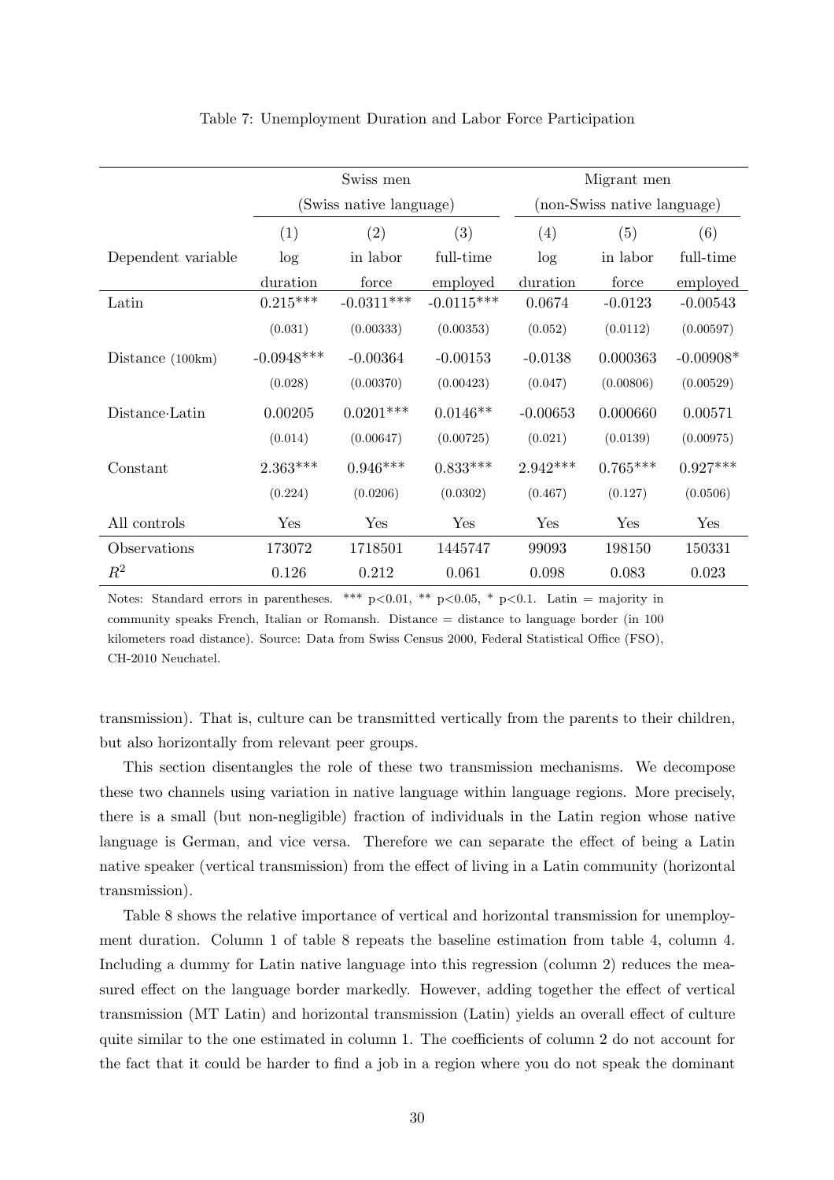Table 7: Unemployment Duration and Labor Force Participation

| | Swiss men (Swiss native language) | | | Migrant men (non-Swiss native language) | | |
|---|---|---|---|---|---|---|
| | (1) | (2) | (3) | (4) | (5) | (6) |
| Dependent variable | log duration | in labor force | full-time employed | log duration | in labor force | full-time employed |
| Latin | 0.215*** | -0.0311*** | -0.0115*** | 0.0674 | -0.0123 | -0.00543 |
| | (0.031) | (0.00333) | (0.00353) | (0.052) | (0.0112) | (0.00597) |
| Distance (100km) | -0.0948*** | -0.00364 | -0.00153 | -0.0138 | 0.000363 | -0.00908* |
| | (0.028) | (0.00370) | (0.00423) | (0.047) | (0.00806) | (0.00529) |
| Distance·Latin | 0.00205 | 0.0201*** | 0.0146** | -0.00653 | 0.000660 | 0.00571 |
| | (0.014) | (0.00647) | (0.00725) | (0.021) | (0.0139) | (0.00975) |
| Constant | 2.363*** | 0.946*** | 0.833*** | 2.942*** | 0.765*** | 0.927*** |
| | (0.224) | (0.0206) | (0.0302) | (0.467) | (0.127) | (0.0506) |
| All controls | Yes | Yes | Yes | Yes | Yes | Yes |
| Observations | 173072 | 1718501 | 1445747 | 99093 | 198150 | 150331 |
| $R^2$ | 0.126 | 0.212 | 0.061 | 0.098 | 0.083 | 0.023 |

Notes: Standard errors in parentheses. *** p<0.01, ** p<0.05, * p<0.1. Latin = majority in community speaks French, Italian or Romansh. Distance = distance to language border (in 100 kilometers road distance). Source: Data from Swiss Census 2000, Federal Statistical Office (FSO), CH-2010 Neuchatel.

transmission). That is, culture can be transmitted vertically from the parents to their children, but also horizontally from relevant peer groups.

This section disentangles the role of these two transmission mechanisms. We decompose these two channels using variation in native language within language regions. More precisely, there is a small (but non-negligible) fraction of individuals in the Latin region whose native language is German, and vice versa. Therefore we can separate the effect of being a Latin native speaker (vertical transmission) from the effect of living in a Latin community (horizontal transmission).

Table 8 shows the relative importance of vertical and horizontal transmission for unemployment duration. Column 1 of table 8 repeats the baseline estimation from table 4, column 4. Including a dummy for Latin native language into this regression (column 2) reduces the measured effect on the language border markedly. However, adding together the effect of vertical transmission (MT Latin) and horizontal transmission (Latin) yields an overall effect of culture quite similar to the one estimated in column 1. The coefficients of column 2 do not account for the fact that it could be harder to find a job in a region where you do not speak the dominant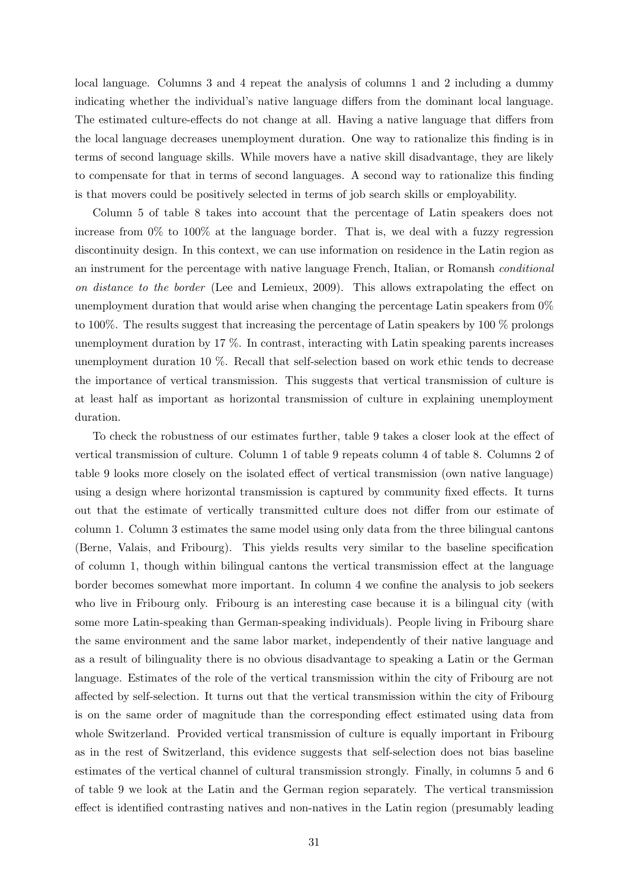local language. Columns 3 and 4 repeat the analysis of columns 1 and 2 including a dummy indicating whether the individual's native language differs from the dominant local language. The estimated culture-effects do not change at all. Having a native language that differs from the local language decreases unemployment duration. One way to rationalize this finding is in terms of second language skills. While movers have a native skill disadvantage, they are likely to compensate for that in terms of second languages. A second way to rationalize this finding is that movers could be positively selected in terms of job search skills or employability.

Column 5 of table 8 takes into account that the percentage of Latin speakers does not increase from 0% to 100% at the language border. That is, we deal with a fuzzy regression discontinuity design. In this context, we can use information on residence in the Latin region as an instrument for the percentage with native language French, Italian, or Romansh *conditional on distance to the border* (Lee and Lemieux, 2009). This allows extrapolating the effect on unemployment duration that would arise when changing the percentage Latin speakers from 0% to 100%. The results suggest that increasing the percentage of Latin speakers by 100 % prolongs unemployment duration by 17 %. In contrast, interacting with Latin speaking parents increases unemployment duration 10 %. Recall that self-selection based on work ethic tends to decrease the importance of vertical transmission. This suggests that vertical transmission of culture is at least half as important as horizontal transmission of culture in explaining unemployment duration.

To check the robustness of our estimates further, table 9 takes a closer look at the effect of vertical transmission of culture. Column 1 of table 9 repeats column 4 of table 8. Columns 2 of table 9 looks more closely on the isolated effect of vertical transmission (own native language) using a design where horizontal transmission is captured by community fixed effects. It turns out that the estimate of vertically transmitted culture does not differ from our estimate of column 1. Column 3 estimates the same model using only data from the three bilingual cantons (Berne, Valais, and Fribourg). This yields results very similar to the baseline specification of column 1, though within bilingual cantons the vertical transmission effect at the language border becomes somewhat more important. In column 4 we confine the analysis to job seekers who live in Fribourg only. Fribourg is an interesting case because it is a bilingual city (with some more Latin-speaking than German-speaking individuals). People living in Fribourg share the same environment and the same labor market, independently of their native language and as a result of bilinguality there is no obvious disadvantage to speaking a Latin or the German language. Estimates of the role of the vertical transmission within the city of Fribourg are not affected by self-selection. It turns out that the vertical transmission within the city of Fribourg is on the same order of magnitude than the corresponding effect estimated using data from whole Switzerland. Provided vertical transmission of culture is equally important in Fribourg as in the rest of Switzerland, this evidence suggests that self-selection does not bias baseline estimates of the vertical channel of cultural transmission strongly. Finally, in columns 5 and 6 of table 9 we look at the Latin and the German region separately. The vertical transmission effect is identified contrasting natives and non-natives in the Latin region (presumably leading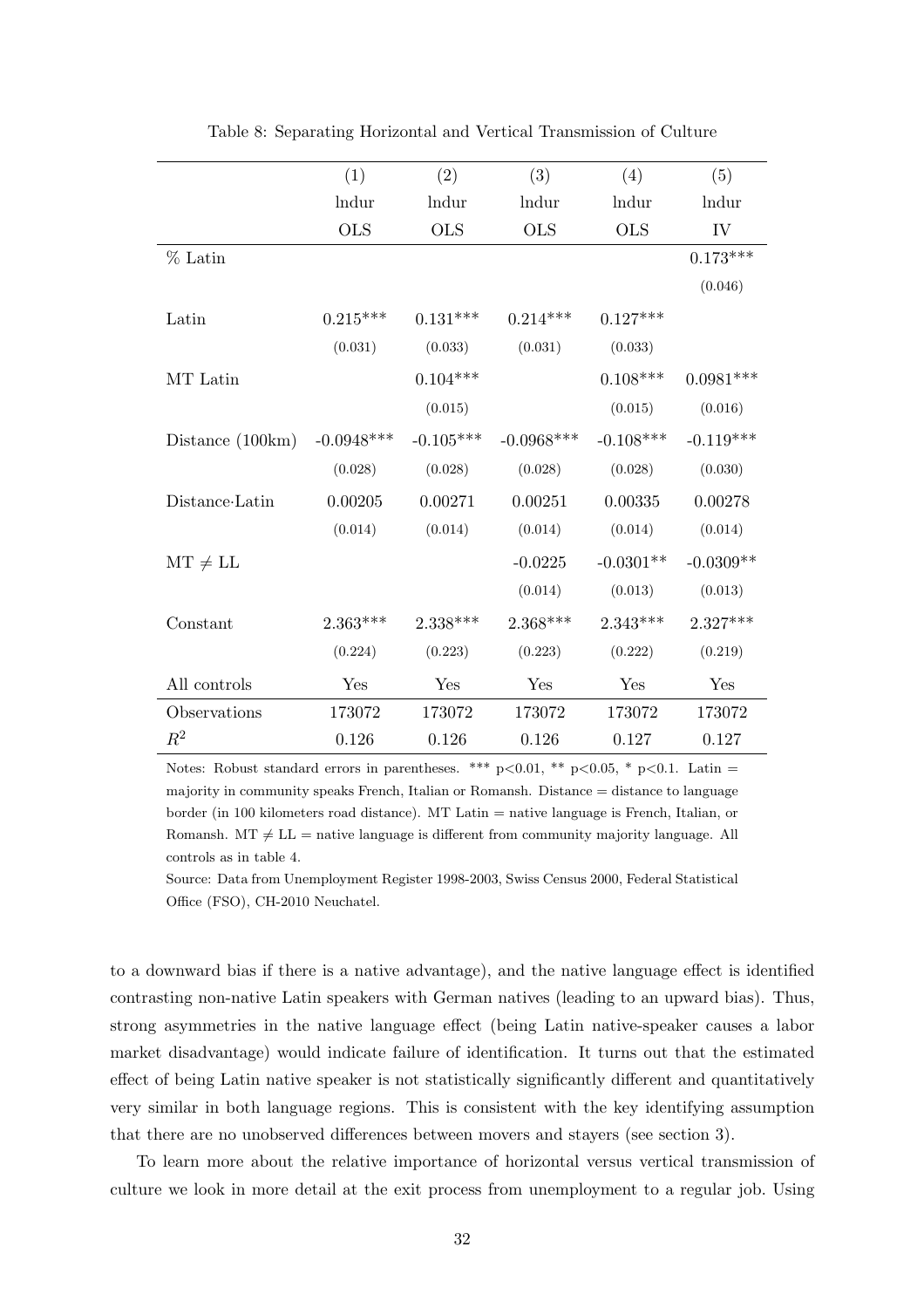Table 8: Separating Horizontal and Vertical Transmission of Culture

| | (1) | (2) | (3) | (4) | (5) |
|---|---|---|---|---|---|
| | lndur | lndur | lndur | lndur | lndur |
| | OLS | OLS | OLS | OLS | IV |
| % Latin | | | | | 0.173*** |
| | | | | | (0.046) |
| Latin | 0.215*** | 0.131*** | 0.214*** | 0.127*** | |
| | (0.031) | (0.033) | (0.031) | (0.033) | |
| MT Latin | | 0.104*** | | 0.108*** | 0.0981*** |
| | | (0.015) | | (0.015) | (0.016) |
| Distance (100km) | -0.0948*** | -0.105*** | -0.0968*** | -0.108*** | -0.119*** |
| | (0.028) | (0.028) | (0.028) | (0.028) | (0.030) |
| Distance·Latin | 0.00205 | 0.00271 | 0.00251 | 0.00335 | 0.00278 |
| | (0.014) | (0.014) | (0.014) | (0.014) | (0.014) |
| MT $\neq$ LL | | | -0.0225 | -0.0301** | -0.0309** |
| | | | (0.014) | (0.013) | (0.013) |
| Constant | 2.363*** | 2.338*** | 2.368*** | 2.343*** | 2.327*** |
| | (0.224) | (0.223) | (0.223) | (0.222) | (0.219) |
| All controls | Yes | Yes | Yes | Yes | Yes |
| Observations | 173072 | 173072 | 173072 | 173072 | 173072 |
| $R^2$ | 0.126 | 0.126 | 0.126 | 0.127 | 0.127 |

Notes: Robust standard errors in parentheses. *** p<0.01, ** p<0.05, * p<0.1. Latin = majority in community speaks French, Italian or Romansh. Distance = distance to language border (in 100 kilometers road distance). MT Latin = native language is French, Italian, or Romansh. MT $\neq$ LL = native language is different from community majority language. All controls as in table 4.

Source: Data from Unemployment Register 1998-2003, Swiss Census 2000, Federal Statistical Office (FSO), CH-2010 Neuchatel.

to a downward bias if there is a native advantage), and the native language effect is identified contrasting non-native Latin speakers with German natives (leading to an upward bias). Thus, strong asymmetries in the native language effect (being Latin native-speaker causes a labor market disadvantage) would indicate failure of identification. It turns out that the estimated effect of being Latin native speaker is not statistically significantly different and quantitatively very similar in both language regions. This is consistent with the key identifying assumption that there are no unobserved differences between movers and stayers (see section 3).

To learn more about the relative importance of horizontal versus vertical transmission of culture we look in more detail at the exit process from unemployment to a regular job. Using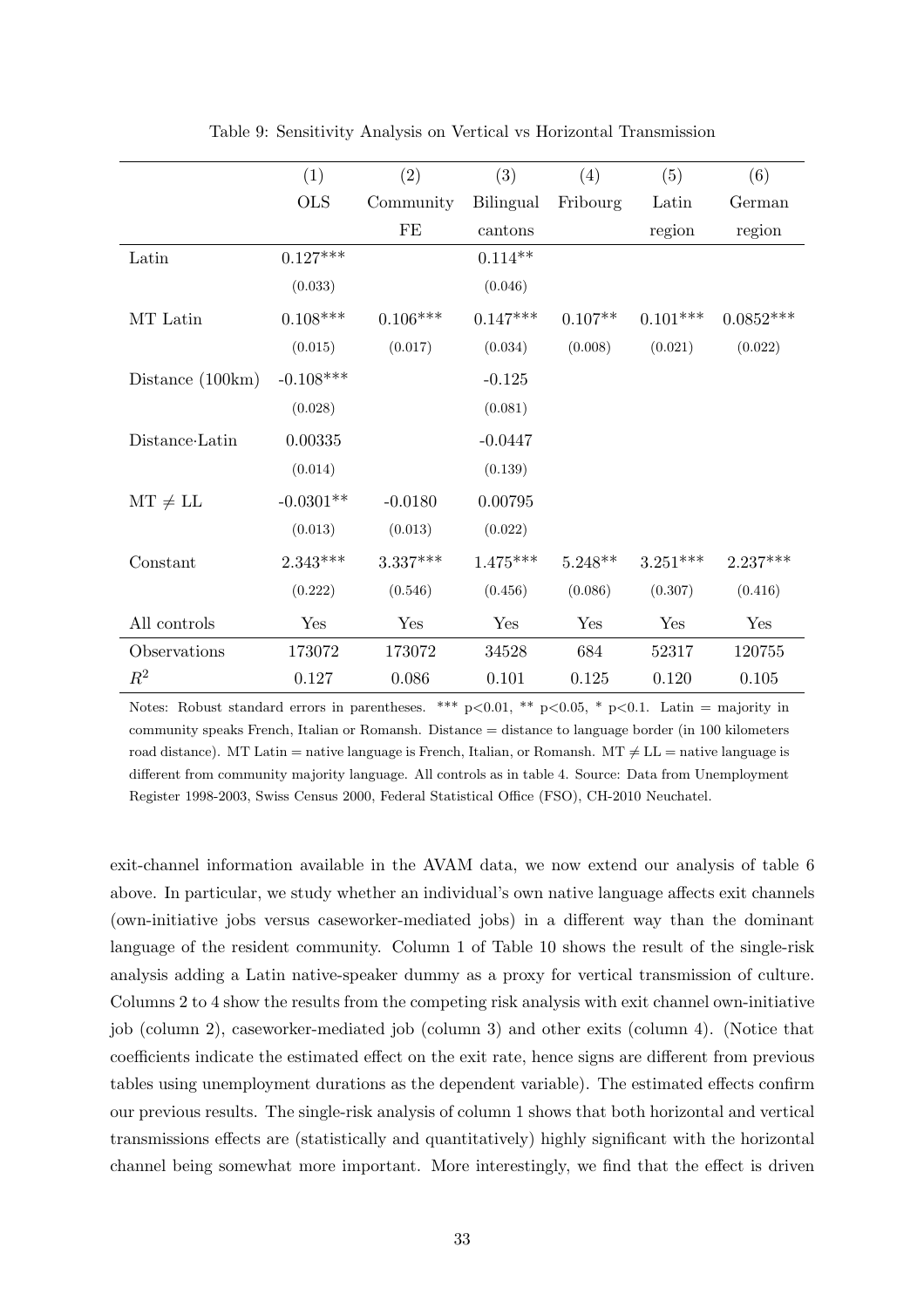Table 9: Sensitivity Analysis on Vertical vs Horizontal Transmission

| | (1) | (2) | (3) | (4) | (5) | (6) |
|---|---|---|---|---|---|---|
| | OLS | Community FE | Bilingual cantons | Fribourg | Latin region | German region |
| Latin | 0.127*** | | 0.114** | | | |
| | (0.033) | | (0.046) | | | |
| MT Latin | 0.108*** | 0.106*** | 0.147*** | 0.107** | 0.101*** | 0.0852*** |
| | (0.015) | (0.017) | (0.034) | (0.008) | (0.021) | (0.022) |
| Distance (100km) | -0.108*** | | -0.125 | | | |
| | (0.028) | | (0.081) | | | |
| Distance·Latin | 0.00335 | | -0.0447 | | | |
| | (0.014) | | (0.139) | | | |
| MT $\neq$ LL | -0.0301** | -0.0180 | 0.00795 | | | |
| | (0.013) | (0.013) | (0.022) | | | |
| Constant | 2.343*** | 3.337*** | 1.475*** | 5.248** | 3.251*** | 2.237*** |
| | (0.222) | (0.546) | (0.456) | (0.086) | (0.307) | (0.416) |
| All controls | Yes | Yes | Yes | Yes | Yes | Yes |
| Observations | 173072 | 173072 | 34528 | 684 | 52317 | 120755 |
| $R^2$ | 0.127 | 0.086 | 0.101 | 0.125 | 0.120 | 0.105 |

Notes: Robust standard errors in parentheses. *** p<0.01, ** p<0.05, * p<0.1. Latin = majority in community speaks French, Italian or Romansh. Distance = distance to language border (in 100 kilometers road distance). MT Latin = native language is French, Italian, or Romansh. MT $\neq$ LL = native language is different from community majority language. All controls as in table 4. Source: Data from Unemployment Register 1998-2003, Swiss Census 2000, Federal Statistical Office (FSO), CH-2010 Neuchatel.

exit-channel information available in the AVAM data, we now extend our analysis of table 6 above. In particular, we study whether an individual's own native language affects exit channels (own-initiative jobs versus caseworker-mediated jobs) in a different way than the dominant language of the resident community. Column 1 of Table 10 shows the result of the single-risk analysis adding a Latin native-speaker dummy as a proxy for vertical transmission of culture. Columns 2 to 4 show the results from the competing risk analysis with exit channel own-initiative job (column 2), caseworker-mediated job (column 3) and other exits (column 4). (Notice that coefficients indicate the estimated effect on the exit rate, hence signs are different from previous tables using unemployment durations as the dependent variable). The estimated effects confirm our previous results. The single-risk analysis of column 1 shows that both horizontal and vertical transmissions effects are (statistically and quantitatively) highly significant with the horizontal channel being somewhat more important. More interestingly, we find that the effect is driven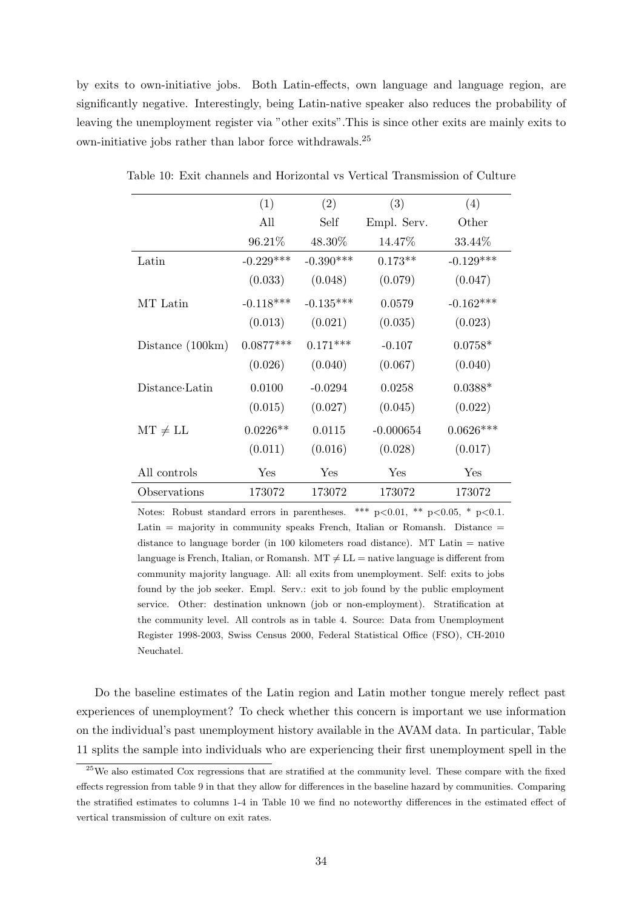by exits to own-initiative jobs. Both Latin-effects, own language and language region, are significantly negative. Interestingly, being Latin-native speaker also reduces the probability of leaving the unemployment register via "other exits".This is since other exits are mainly exits to own-initiative jobs rather than labor force withdrawals.[25]

Table 10: Exit channels and Horizontal vs Vertical Transmission of Culture

| | (1) | (2) | (3) | (4) |
|---|---|---|---|---|
| | All | Self | Empl. Serv. | Other |
| | 96.21% | 48.30% | 14.47% | 33.44% |
| Latin | -0.229*** | -0.390*** | 0.173** | -0.129*** |
| | (0.033) | (0.048) | (0.079) | (0.047) |
| MT Latin | -0.118*** | -0.135*** | 0.0579 | -0.162*** |
| | (0.013) | (0.021) | (0.035) | (0.023) |
| Distance (100km) | 0.0877*** | 0.171*** | -0.107 | 0.0758* |
| | (0.026) | (0.040) | (0.067) | (0.040) |
| Distance·Latin | 0.0100 | -0.0294 | 0.0258 | 0.0388* |
| | (0.015) | (0.027) | (0.045) | (0.022) |
| $MT \neq LL$ | 0.0226** | 0.0115 | -0.000654 | 0.0626*** |
| | (0.011) | (0.016) | (0.028) | (0.017) |
| All controls | Yes | Yes | Yes | Yes |
| Observations | 173072 | 173072 | 173072 | 173072 |

Notes: Robust standard errors in parentheses. *** $p<0.01$, ** $p<0.05$, * $p<0.1$. Latin = majority in community speaks French, Italian or Romansh. Distance = distance to language border (in 100 kilometers road distance). MT Latin = native language is French, Italian, or Romansh. $MT \neq LL$ = native language is different from community majority language. All: all exits from unemployment. Self: exits to jobs found by the job seeker. Empl. Serv.: exit to job found by the public employment service. Other: destination unknown (job or non-employment). Stratification at the community level. All controls as in table 4. Source: Data from Unemployment Register 1998-2003, Swiss Census 2000, Federal Statistical Office (FSO), CH-2010 Neuchatel.

Do the baseline estimates of the Latin region and Latin mother tongue merely reflect past experiences of unemployment? To check whether this concern is important we use information on the individual's past unemployment history available in the AVAM data. In particular, Table 11 splits the sample into individuals who are experiencing their first unemployment spell in the

[25] We also estimated Cox regressions that are stratified at the community level. These compare with the fixed effects regression from table 9 in that they allow for differences in the baseline hazard by communities. Comparing the stratified estimates to columns 1-4 in Table 10 we find no noteworthy differences in the estimated effect of vertical transmission of culture on exit rates.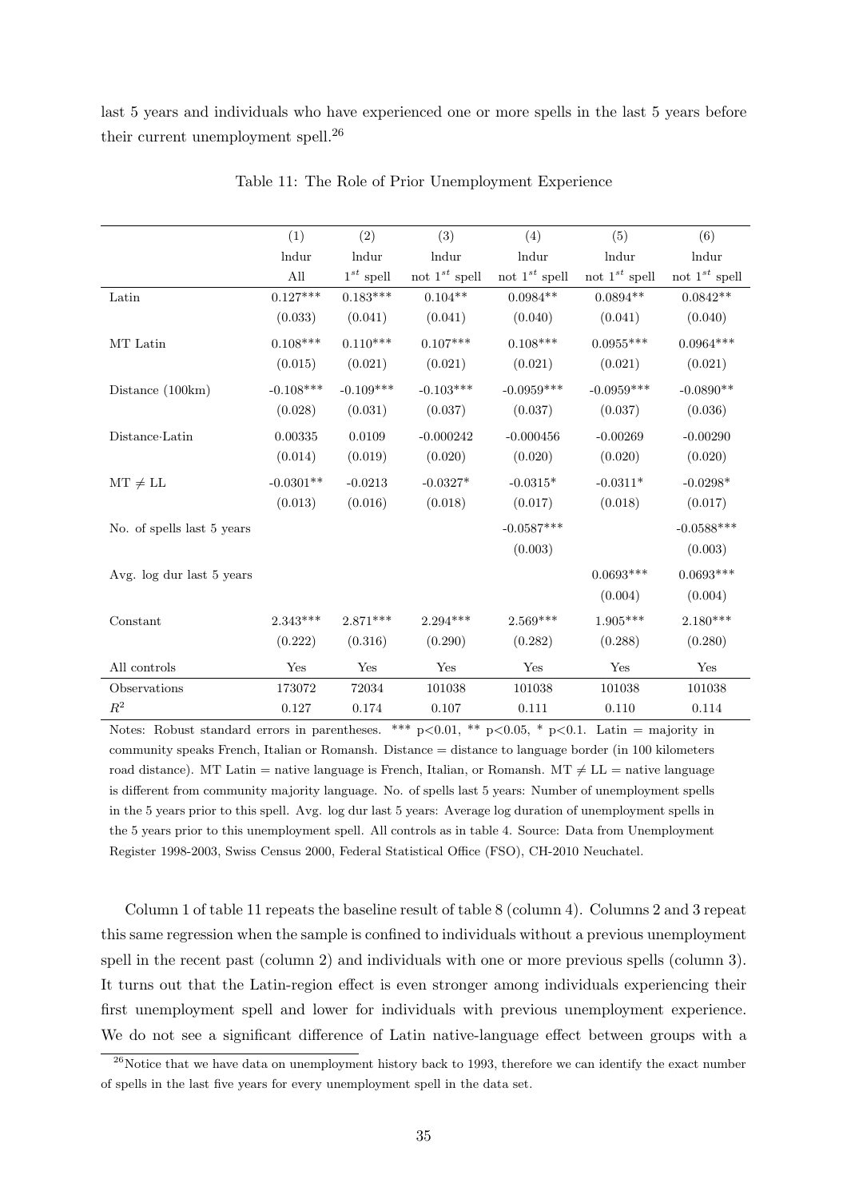last 5 years and individuals who have experienced one or more spells in the last 5 years before their current unemployment spell.[26]

Table 11: The Role of Prior Unemployment Experience

| | (1) | (2) | (3) | (4) | (5) | (6) |
|---|---|---|---|---|---|---|
| | lndur | lndur | lndur | lndur | lndur | lndur |
| | All | $1^{st}$ spell | not $1^{st}$ spell | not $1^{st}$ spell | not $1^{st}$ spell | not $1^{st}$ spell |
| Latin | 0.127*** | 0.183*** | 0.104** | 0.0984** | 0.0894** | 0.0842** |
| | (0.033) | (0.041) | (0.041) | (0.040) | (0.041) | (0.040) |
| MT Latin | 0.108*** | 0.110*** | 0.107*** | 0.108*** | 0.0955*** | 0.0964*** |
| | (0.015) | (0.021) | (0.021) | (0.021) | (0.021) | (0.021) |
| Distance (100km) | -0.108*** | -0.109*** | -0.103*** | -0.0959*** | -0.0959*** | -0.0890** |
| | (0.028) | (0.031) | (0.037) | (0.037) | (0.037) | (0.036) |
| Distance·Latin | 0.00335 | 0.0109 | -0.000242 | -0.000456 | -0.00269 | -0.00290 |
| | (0.014) | (0.019) | (0.020) | (0.020) | (0.020) | (0.020) |
| MT $\neq$ LL | -0.0301** | -0.0213 | -0.0327* | -0.0315* | -0.0311* | -0.0298* |
| | (0.013) | (0.016) | (0.018) | (0.017) | (0.018) | (0.017) |
| No. of spells last 5 years | | | | -0.0587*** | | -0.0588*** |
| | | | | (0.003) | | (0.003) |
| Avg. log dur last 5 years | | | | | 0.0693*** | 0.0693*** |
| | | | | | (0.004) | (0.004) |
| Constant | 2.343*** | 2.871*** | 2.294*** | 2.569*** | 1.905*** | 2.180*** |
| | (0.222) | (0.316) | (0.290) | (0.282) | (0.288) | (0.280) |
| All controls | Yes | Yes | Yes | Yes | Yes | Yes |
| Observations | 173072 | 72034 | 101038 | 101038 | 101038 | 101038 |
| $R^2$ | 0.127 | 0.174 | 0.107 | 0.111 | 0.110 | 0.114 |

Notes: Robust standard errors in parentheses. *** p<0.01, ** p<0.05, * p<0.1. Latin = majority in community speaks French, Italian or Romansh. Distance = distance to language border (in 100 kilometers road distance). MT Latin = native language is French, Italian, or Romansh. MT $\neq$ LL = native language is different from community majority language. No. of spells last 5 years: Number of unemployment spells in the 5 years prior to this spell. Avg. log dur last 5 years: Average log duration of unemployment spells in the 5 years prior to this unemployment spell. All controls as in table 4. Source: Data from Unemployment Register 1998-2003, Swiss Census 2000, Federal Statistical Office (FSO), CH-2010 Neuchatel.

Column 1 of table 11 repeats the baseline result of table 8 (column 4). Columns 2 and 3 repeat this same regression when the sample is confined to individuals without a previous unemployment spell in the recent past (column 2) and individuals with one or more previous spells (column 3). It turns out that the Latin-region effect is even stronger among individuals experiencing their first unemployment spell and lower for individuals with previous unemployment experience. We do not see a significant difference of Latin native-language effect between groups with a

[26] Notice that we have data on unemployment history back to 1993, therefore we can identify the exact number of spells in the last five years for every unemployment spell in the data set.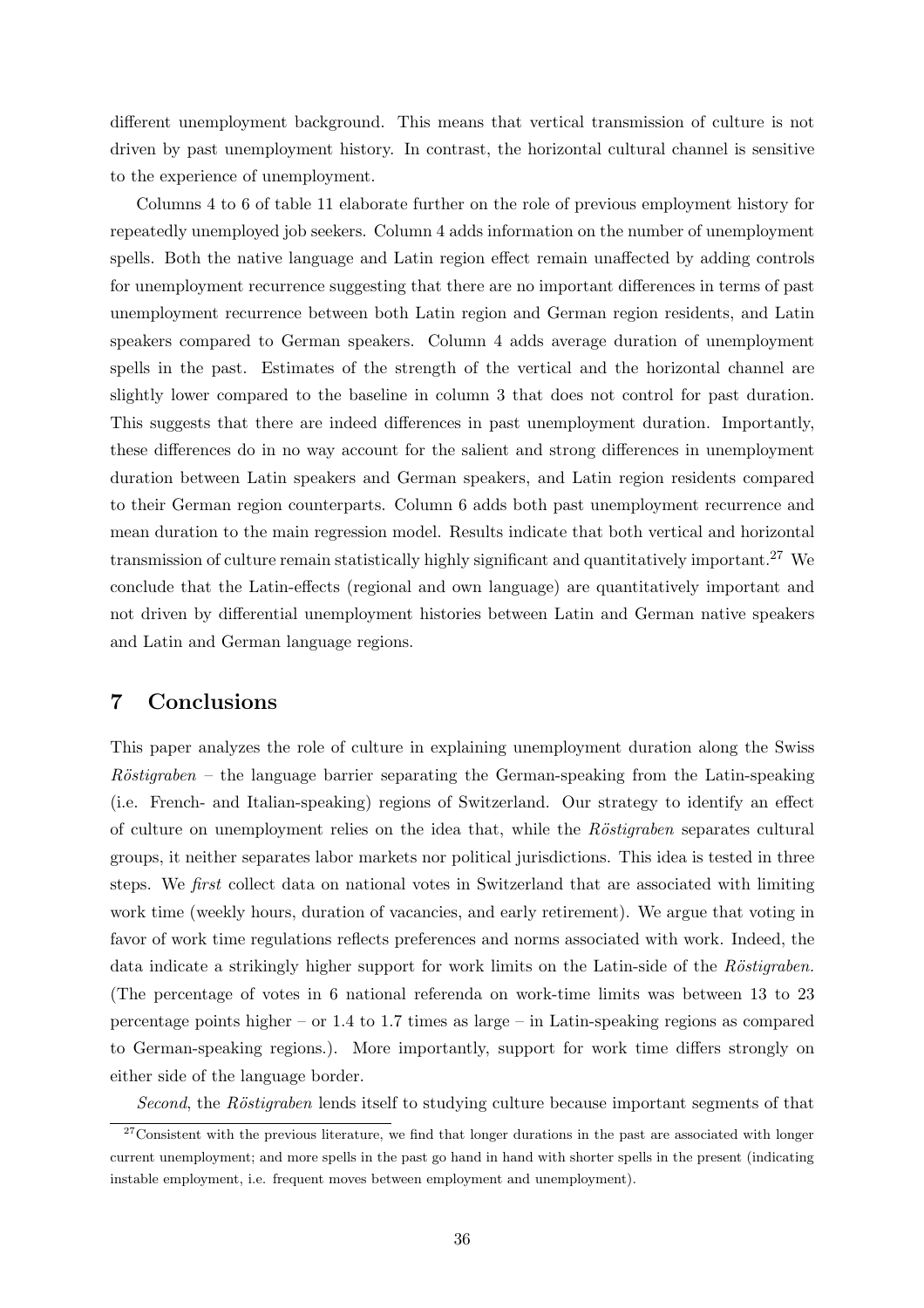different unemployment background. This means that vertical transmission of culture is not driven by past unemployment history. In contrast, the horizontal cultural channel is sensitive to the experience of unemployment.

Columns 4 to 6 of table 11 elaborate further on the role of previous employment history for repeatedly unemployed job seekers. Column 4 adds information on the number of unemployment spells. Both the native language and Latin region effect remain unaffected by adding controls for unemployment recurrence suggesting that there are no important differences in terms of past unemployment recurrence between both Latin region and German region residents, and Latin speakers compared to German speakers. Column 4 adds average duration of unemployment spells in the past. Estimates of the strength of the vertical and the horizontal channel are slightly lower compared to the baseline in column 3 that does not control for past duration. This suggests that there are indeed differences in past unemployment duration. Importantly, these differences do in no way account for the salient and strong differences in unemployment duration between Latin speakers and German speakers, and Latin region residents compared to their German region counterparts. Column 6 adds both past unemployment recurrence and mean duration to the main regression model. Results indicate that both vertical and horizontal transmission of culture remain statistically highly significant and quantitatively important.[27] We conclude that the Latin-effects (regional and own language) are quantitatively important and not driven by differential unemployment histories between Latin and German native speakers and Latin and German language regions.

## 7 Conclusions

This paper analyzes the role of culture in explaining unemployment duration along the Swiss *Röstigraben* – the language barrier separating the German-speaking from the Latin-speaking (i.e. French- and Italian-speaking) regions of Switzerland. Our strategy to identify an effect of culture on unemployment relies on the idea that, while the *Röstigraben* separates cultural groups, it neither separates labor markets nor political jurisdictions. This idea is tested in three steps. We *first* collect data on national votes in Switzerland that are associated with limiting work time (weekly hours, duration of vacancies, and early retirement). We argue that voting in favor of work time regulations reflects preferences and norms associated with work. Indeed, the data indicate a strikingly higher support for work limits on the Latin-side of the *Röstigraben*. (The percentage of votes in 6 national referenda on work-time limits was between 13 to 23 percentage points higher – or 1.4 to 1.7 times as large – in Latin-speaking regions as compared to German-speaking regions.). More importantly, support for work time differs strongly on either side of the language border.

*Second*, the *Röstigraben* lends itself to studying culture because important segments of that

[27] Consistent with the previous literature, we find that longer durations in the past are associated with longer current unemployment; and more spells in the past go hand in hand with shorter spells in the present (indicating instable employment, i.e. frequent moves between employment and unemployment).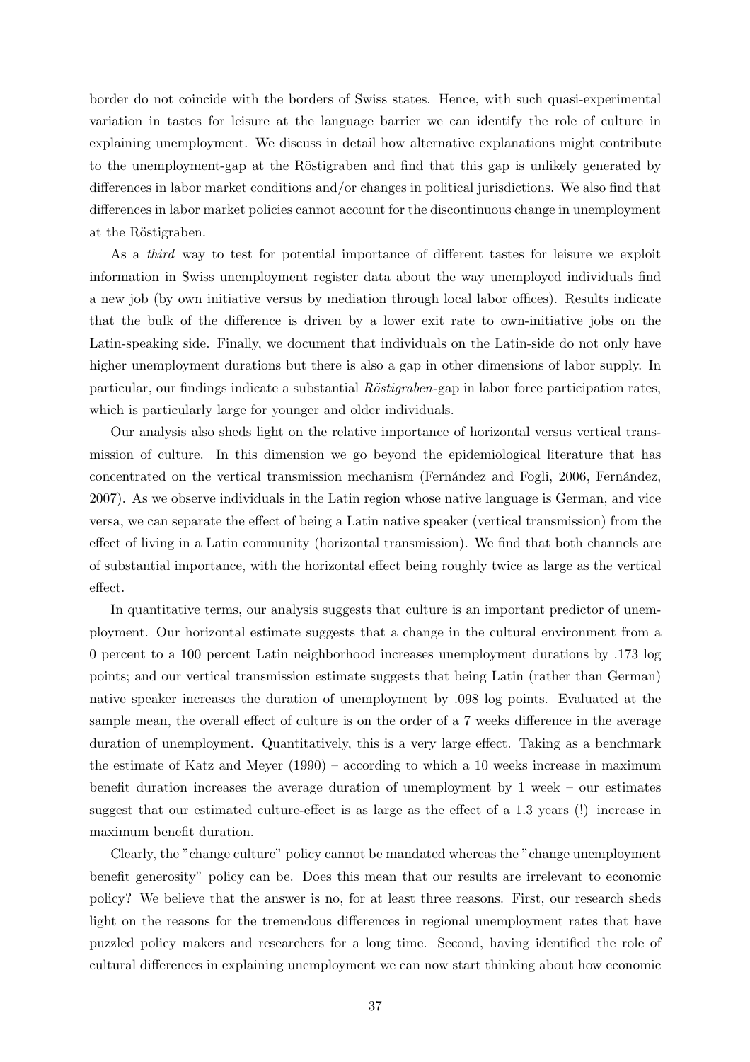border do not coincide with the borders of Swiss states. Hence, with such quasi-experimental variation in tastes for leisure at the language barrier we can identify the role of culture in explaining unemployment. We discuss in detail how alternative explanations might contribute to the unemployment-gap at the Röstigraben and find that this gap is unlikely generated by differences in labor market conditions and/or changes in political jurisdictions. We also find that differences in labor market policies cannot account for the discontinuous change in unemployment at the Röstigraben.

As a *third* way to test for potential importance of different tastes for leisure we exploit information in Swiss unemployment register data about the way unemployed individuals find a new job (by own initiative versus by mediation through local labor offices). Results indicate that the bulk of the difference is driven by a lower exit rate to own-initiative jobs on the Latin-speaking side. Finally, we document that individuals on the Latin-side do not only have higher unemployment durations but there is also a gap in other dimensions of labor supply. In particular, our findings indicate a substantial *Röstigraben*-gap in labor force participation rates, which is particularly large for younger and older individuals.

Our analysis also sheds light on the relative importance of horizontal versus vertical transmission of culture. In this dimension we go beyond the epidemiological literature that has concentrated on the vertical transmission mechanism (Fernández and Fogli, 2006, Fernández, 2007). As we observe individuals in the Latin region whose native language is German, and vice versa, we can separate the effect of being a Latin native speaker (vertical transmission) from the effect of living in a Latin community (horizontal transmission). We find that both channels are of substantial importance, with the horizontal effect being roughly twice as large as the vertical effect.

In quantitative terms, our analysis suggests that culture is an important predictor of unemployment. Our horizontal estimate suggests that a change in the cultural environment from a 0 percent to a 100 percent Latin neighborhood increases unemployment durations by .173 log points; and our vertical transmission estimate suggests that being Latin (rather than German) native speaker increases the duration of unemployment by .098 log points. Evaluated at the sample mean, the overall effect of culture is on the order of a 7 weeks difference in the average duration of unemployment. Quantitatively, this is a very large effect. Taking as a benchmark the estimate of Katz and Meyer (1990) – according to which a 10 weeks increase in maximum benefit duration increases the average duration of unemployment by 1 week – our estimates suggest that our estimated culture-effect is as large as the effect of a 1.3 years (!) increase in maximum benefit duration.

Clearly, the "change culture" policy cannot be mandated whereas the "change unemployment benefit generosity" policy can be. Does this mean that our results are irrelevant to economic policy? We believe that the answer is no, for at least three reasons. First, our research sheds light on the reasons for the tremendous differences in regional unemployment rates that have puzzled policy makers and researchers for a long time. Second, having identified the role of cultural differences in explaining unemployment we can now start thinking about how economic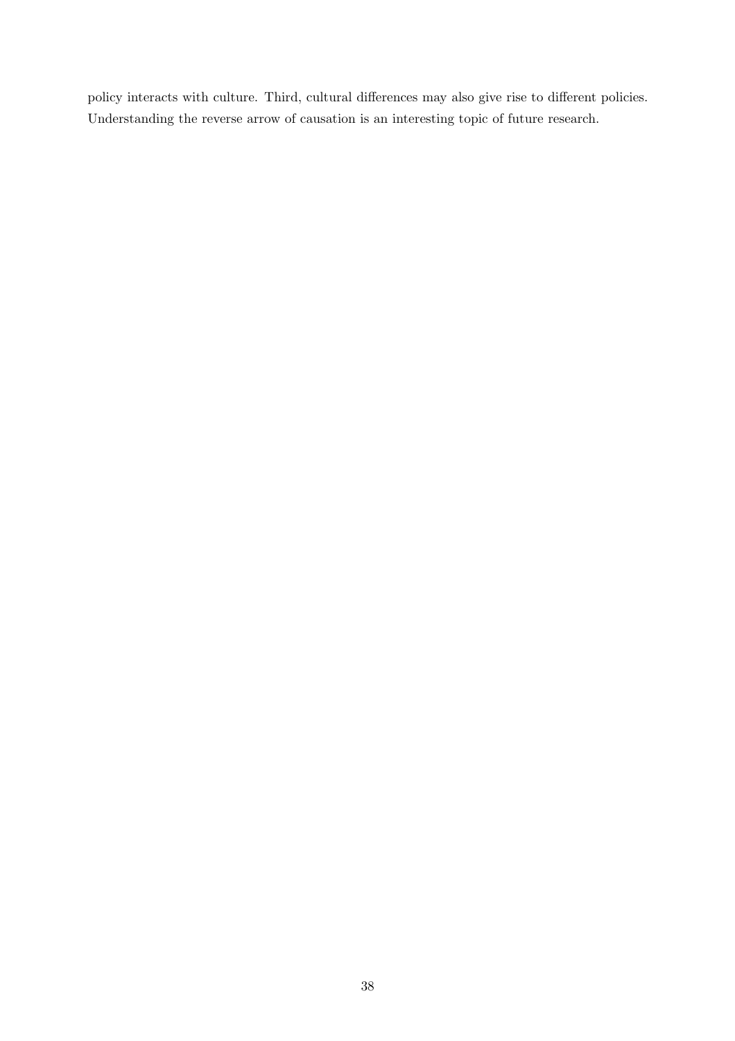policy interacts with culture. Third, cultural differences may also give rise to different policies. Understanding the reverse arrow of causation is an interesting topic of future research.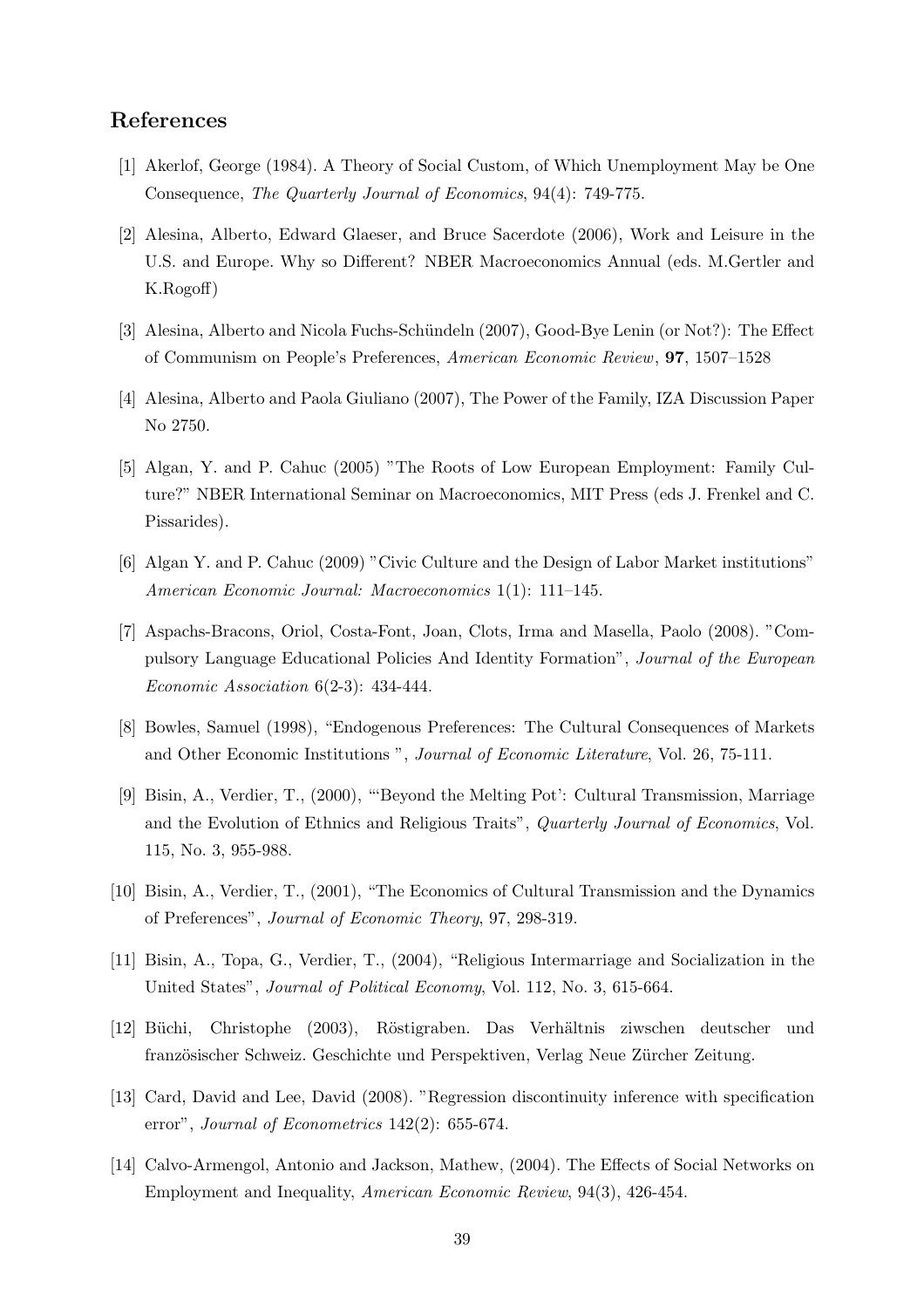## References

[1] Akerlof, George (1984). A Theory of Social Custom, of Which Unemployment May be One Consequence, *The Quarterly Journal of Economics*, 94(4): 749-775.

[2] Alesina, Alberto, Edward Glaeser, and Bruce Sacerdote (2006), Work and Leisure in the U.S. and Europe. Why so Different? NBER Macroeconomics Annual (eds. M.Gertler and K.Rogoff)

[3] Alesina, Alberto and Nicola Fuchs-Schündeln (2007), Good-Bye Lenin (or Not?): The Effect of Communism on People's Preferences, *American Economic Review*, **97**, 1507–1528

[4] Alesina, Alberto and Paola Giuliano (2007), The Power of the Family, IZA Discussion Paper No 2750.

[5] Algan, Y. and P. Cahuc (2005) "The Roots of Low European Employment: Family Culture?" NBER International Seminar on Macroeconomics, MIT Press (eds J. Frenkel and C. Pissarides).

[6] Algan Y. and P. Cahuc (2009) "Civic Culture and the Design of Labor Market institutions" *American Economic Journal: Macroeconomics* 1(1): 111–145.

[7] Aspachs-Bracons, Oriol, Costa-Font, Joan, Clots, Irma and Masella, Paolo (2008). "Compulsory Language Educational Policies And Identity Formation", *Journal of the European Economic Association* 6(2-3): 434-444.

[8] Bowles, Samuel (1998), "Endogenous Preferences: The Cultural Consequences of Markets and Other Economic Institutions ", *Journal of Economic Literature*, Vol. 26, 75-111.

[9] Bisin, A., Verdier, T., (2000), "'Beyond the Melting Pot': Cultural Transmission, Marriage and the Evolution of Ethnics and Religious Traits", *Quarterly Journal of Economics*, Vol. 115, No. 3, 955-988.

[10] Bisin, A., Verdier, T., (2001), "The Economics of Cultural Transmission and the Dynamics of Preferences", *Journal of Economic Theory*, 97, 298-319.

[11] Bisin, A., Topa, G., Verdier, T., (2004), "Religious Intermarriage and Socialization in the United States", *Journal of Political Economy*, Vol. 112, No. 3, 615-664.

[12] Büchi, Christophe (2003), Röstigraben. Das Verhältnis ziwschen deutscher und französischer Schweiz. Geschichte und Perspektiven, Verlag Neue Zürcher Zeitung.

[13] Card, David and Lee, David (2008). "Regression discontinuity inference with specification error", *Journal of Econometrics* 142(2): 655-674.

[14] Calvo-Armengol, Antonio and Jackson, Mathew, (2004). The Effects of Social Networks on Employment and Inequality, *American Economic Review*, 94(3), 426-454.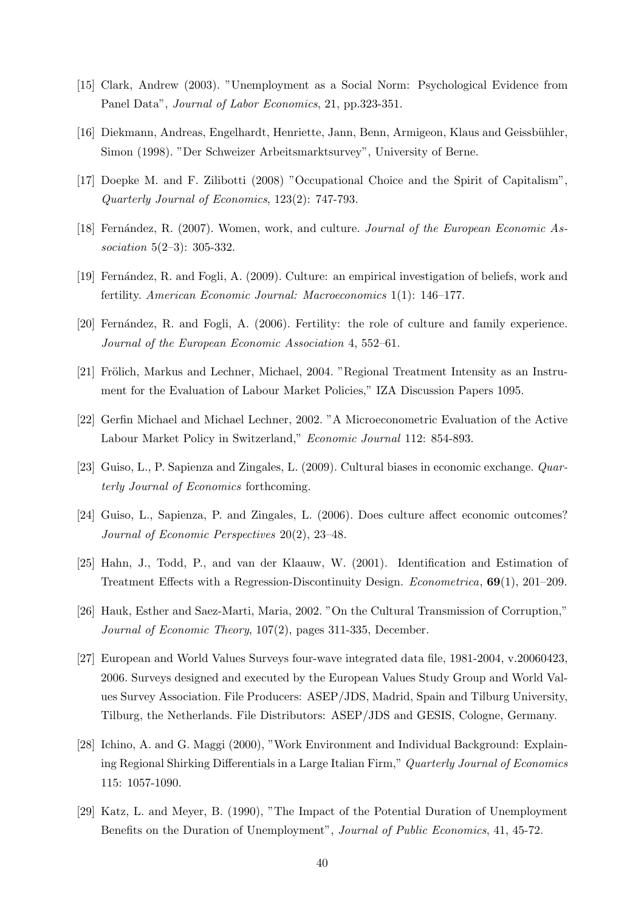[15] Clark, Andrew (2003). "Unemployment as a Social Norm: Psychological Evidence from Panel Data", *Journal of Labor Economics*, 21, pp.323-351.

[16] Diekmann, Andreas, Engelhardt, Henriette, Jann, Benn, Armigeon, Klaus and Geissbühler, Simon (1998). "Der Schweizer Arbeitsmarktsurvey", University of Berne.

[17] Doepke M. and F. Zilibotti (2008) "Occupational Choice and the Spirit of Capitalism", *Quarterly Journal of Economics*, 123(2): 747-793.

[18] Fernández, R. (2007). Women, work, and culture. *Journal of the European Economic Association* 5(2–3): 305-332.

[19] Fernández, R. and Fogli, A. (2009). Culture: an empirical investigation of beliefs, work and fertility. *American Economic Journal: Macroeconomics* 1(1): 146–177.

[20] Fernández, R. and Fogli, A. (2006). Fertility: the role of culture and family experience. *Journal of the European Economic Association* 4, 552–61.

[21] Frölich, Markus and Lechner, Michael, 2004. "Regional Treatment Intensity as an Instrument for the Evaluation of Labour Market Policies," IZA Discussion Papers 1095.

[22] Gerfin Michael and Michael Lechner, 2002. "A Microeconometric Evaluation of the Active Labour Market Policy in Switzerland," *Economic Journal* 112: 854-893.

[23] Guiso, L., P. Sapienza and Zingales, L. (2009). Cultural biases in economic exchange. *Quarterly Journal of Economics* forthcoming.

[24] Guiso, L., Sapienza, P. and Zingales, L. (2006). Does culture affect economic outcomes? *Journal of Economic Perspectives* 20(2), 23–48.

[25] Hahn, J., Todd, P., and van der Klaauw, W. (2001). Identification and Estimation of Treatment Effects with a Regression-Discontinuity Design. *Econometrica*, **69**(1), 201–209.

[26] Hauk, Esther and Saez-Marti, Maria, 2002. "On the Cultural Transmission of Corruption," *Journal of Economic Theory*, 107(2), pages 311-335, December.

[27] European and World Values Surveys four-wave integrated data file, 1981-2004, v.20060423, 2006. Surveys designed and executed by the European Values Study Group and World Values Survey Association. File Producers: ASEP/JDS, Madrid, Spain and Tilburg University, Tilburg, the Netherlands. File Distributors: ASEP/JDS and GESIS, Cologne, Germany.

[28] Ichino, A. and G. Maggi (2000), "Work Environment and Individual Background: Explaining Regional Shirking Differentials in a Large Italian Firm," *Quarterly Journal of Economics* 115: 1057-1090.

[29] Katz, L. and Meyer, B. (1990), "The Impact of the Potential Duration of Unemployment Benefits on the Duration of Unemployment", *Journal of Public Economics*, 41, 45-72.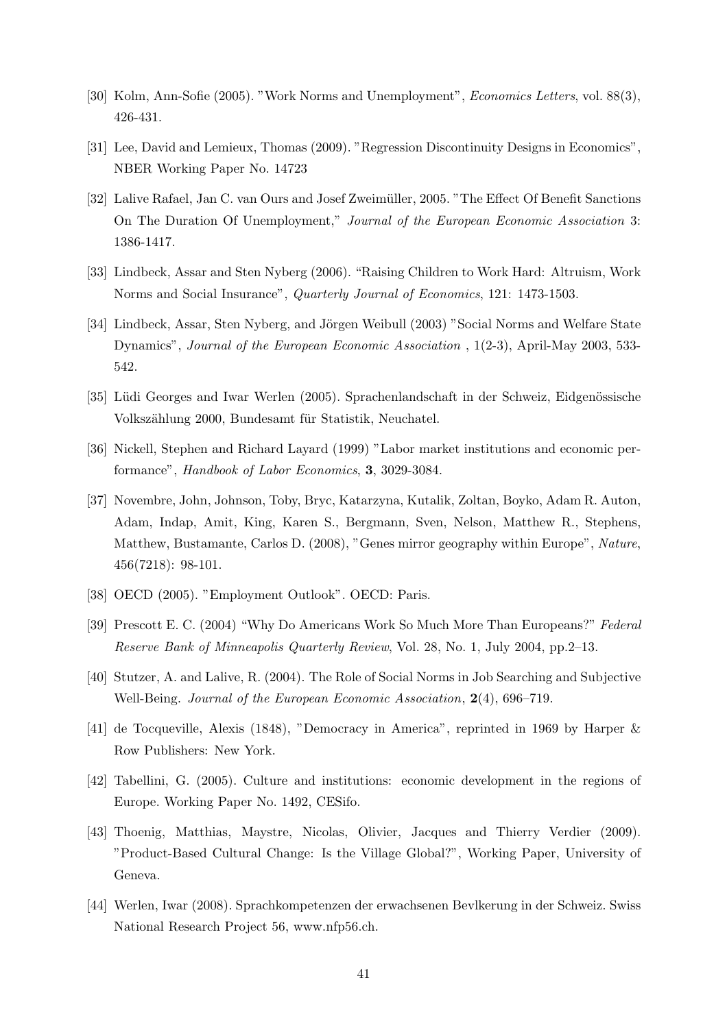[30] Kolm, Ann-Sofie (2005). "Work Norms and Unemployment", *Economics Letters*, vol. 88(3), 426-431.

[31] Lee, David and Lemieux, Thomas (2009). "Regression Discontinuity Designs in Economics", NBER Working Paper No. 14723

[32] Lalive Rafael, Jan C. van Ours and Josef Zweimüller, 2005. "The Effect Of Benefit Sanctions On The Duration Of Unemployment," *Journal of the European Economic Association* 3: 1386-1417.

[33] Lindbeck, Assar and Sten Nyberg (2006). "Raising Children to Work Hard: Altruism, Work Norms and Social Insurance", *Quarterly Journal of Economics*, 121: 1473-1503.

[34] Lindbeck, Assar, Sten Nyberg, and Jörgen Weibull (2003) "Social Norms and Welfare State Dynamics", *Journal of the European Economic Association* , 1(2-3), April-May 2003, 533-542.

[35] Lüdi Georges and Iwar Werlen (2005). Sprachenlandschaft in der Schweiz, Eidgenössische Volkszählung 2000, Bundesamt für Statistik, Neuchatel.

[36] Nickell, Stephen and Richard Layard (1999) "Labor market institutions and economic performance", *Handbook of Labor Economics*, **3**, 3029-3084.

[37] Novembre, John, Johnson, Toby, Bryc, Katarzyna, Kutalik, Zoltan, Boyko, Adam R. Auton, Adam, Indap, Amit, King, Karen S., Bergmann, Sven, Nelson, Matthew R., Stephens, Matthew, Bustamante, Carlos D. (2008), "Genes mirror geography within Europe", *Nature*, 456(7218): 98-101.

[38] OECD (2005). "Employment Outlook". OECD: Paris.

[39] Prescott E. C. (2004) "Why Do Americans Work So Much More Than Europeans?" *Federal Reserve Bank of Minneapolis Quarterly Review*, Vol. 28, No. 1, July 2004, pp.2–13.

[40] Stutzer, A. and Lalive, R. (2004). The Role of Social Norms in Job Searching and Subjective Well-Being. *Journal of the European Economic Association*, **2**(4), 696–719.

[41] de Tocqueville, Alexis (1848), "Democracy in America", reprinted in 1969 by Harper & Row Publishers: New York.

[42] Tabellini, G. (2005). Culture and institutions: economic development in the regions of Europe. Working Paper No. 1492, CESifo.

[43] Thoenig, Matthias, Maystre, Nicolas, Olivier, Jacques and Thierry Verdier (2009). "Product-Based Cultural Change: Is the Village Global?", Working Paper, University of Geneva.

[44] Werlen, Iwar (2008). Sprachkompetenzen der erwachsenen Bevlkerung in der Schweiz. Swiss National Research Project 56, www.nfp56.ch.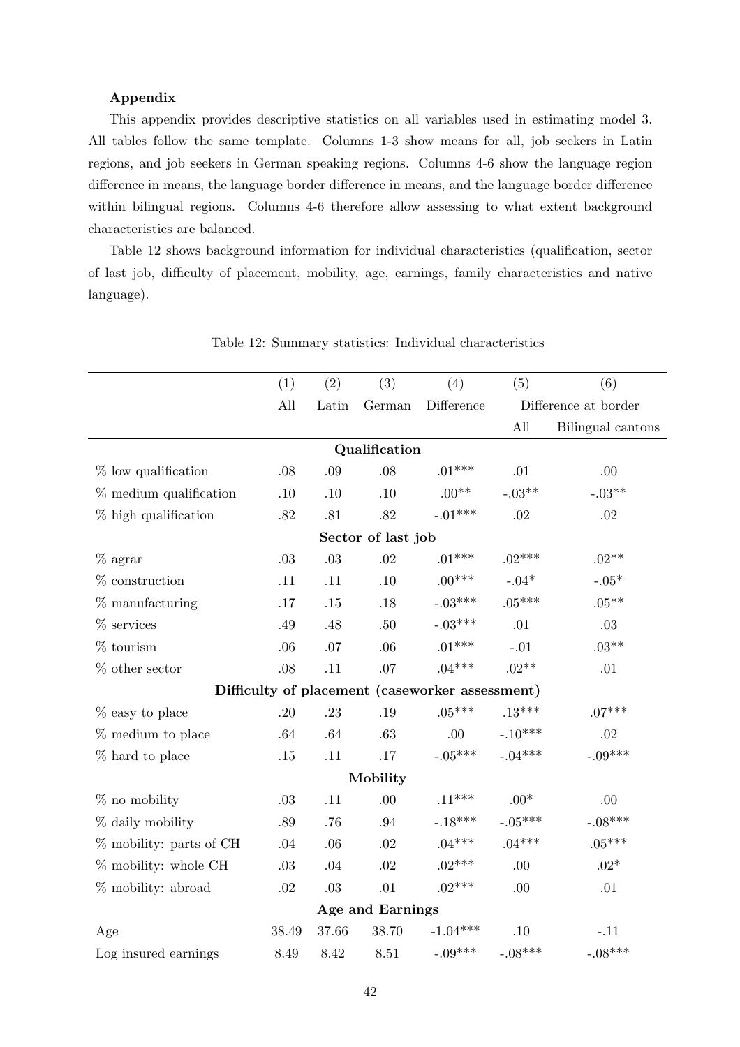**Appendix**

This appendix provides descriptive statistics on all variables used in estimating model 3. All tables follow the same template. Columns 1-3 show means for all, job seekers in Latin regions, and job seekers in German speaking regions. Columns 4-6 show the language region difference in means, the language border difference in means, and the language border difference within bilingual regions. Columns 4-6 therefore allow assessing to what extent background characteristics are balanced.

Table 12 shows background information for individual characteristics (qualification, sector of last job, difficulty of placement, mobility, age, earnings, family characteristics and native language).

Table 12: Summary statistics: Individual characteristics

| | (1) | (2) | (3) | (4) | (5) | (6) |
|---|---|---|---|---|---|---|
| | All | Latin | German | Difference | Difference at border | |
| | | | | | All | Bilingual cantons |
| **Qualification** | | | | | | |
| % low qualification | .08 | .09 | .08 | .01*** | .01 | .00 |
| % medium qualification | .10 | .10 | .10 | .00** | -.03** | -.03** |
| % high qualification | .82 | .81 | .82 | -.01*** | .02 | .02 |
| **Sector of last job** | | | | | | |
| % agrar | .03 | .03 | .02 | .01*** | .02*** | .02** |
| % construction | .11 | .11 | .10 | .00*** | -.04* | -.05* |
| % manufacturing | .17 | .15 | .18 | -.03*** | .05*** | .05** |
| % services | .49 | .48 | .50 | -.03*** | .01 | .03 |
| % tourism | .06 | .07 | .06 | .01*** | -.01 | .03** |
| % other sector | .08 | .11 | .07 | .04*** | .02** | .01 |
| **Difficulty of placement (caseworker assessment)** | | | | | | |
| % easy to place | .20 | .23 | .19 | .05*** | .13*** | .07*** |
| % medium to place | .64 | .64 | .63 | .00 | -.10*** | .02 |
| % hard to place | .15 | .11 | .17 | -.05*** | -.04*** | -.09*** |
| **Mobility** | | | | | | |
| % no mobility | .03 | .11 | .00 | .11*** | .00* | .00 |
| % daily mobility | .89 | .76 | .94 | -.18*** | -.05*** | -.08*** |
| % mobility: parts of CH | .04 | .06 | .02 | .04*** | .04*** | .05*** |
| % mobility: whole CH | .03 | .04 | .02 | .02*** | .00 | .02* |
| % mobility: abroad | .02 | .03 | .01 | .02*** | .00 | .01 |
| **Age and Earnings** | | | | | | |
| Age | 38.49 | 37.66 | 38.70 | -1.04*** | .10 | -.11 |
| Log insured earnings | 8.49 | 8.42 | 8.51 | -.09*** | -.08*** | -.08*** |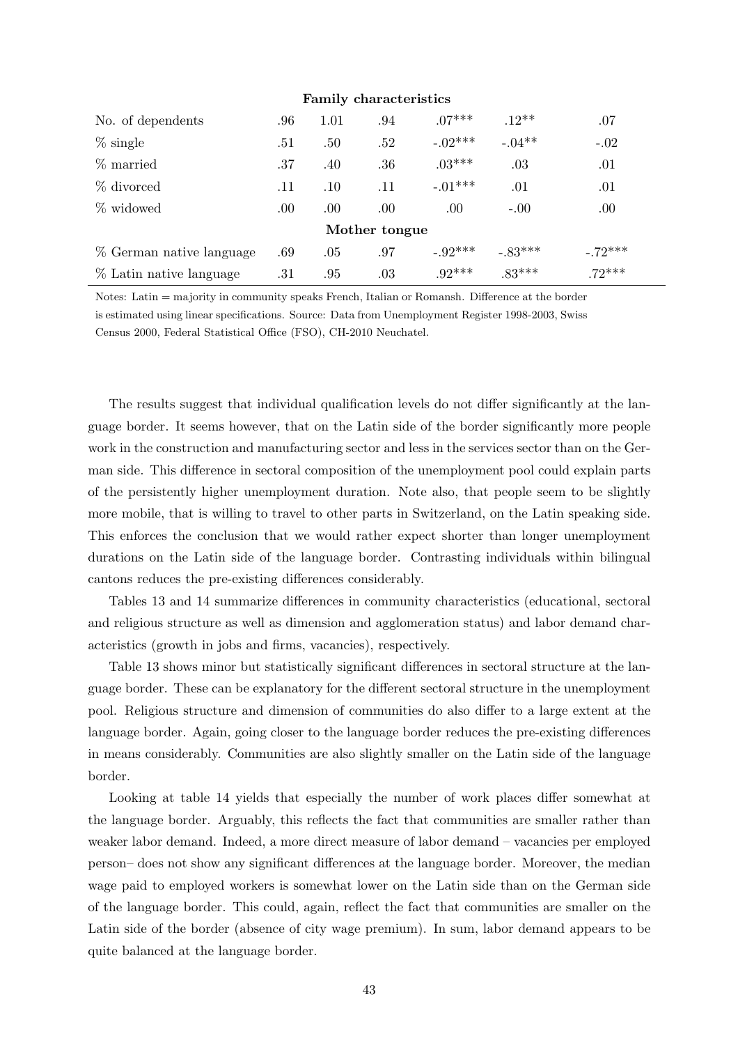| | | | | | | |
|---|---|---|---|---|---|---|
| **Family characteristics** | | | | | | |
| No. of dependents | .96 | 1.01 | .94 | .07*** | .12** | .07 |
| % single | .51 | .50 | .52 | -.02*** | -.04** | -.02 |
| % married | .37 | .40 | .36 | .03*** | .03 | .01 |
| % divorced | .11 | .10 | .11 | -.01*** | .01 | .01 |
| % widowed | .00 | .00 | .00 | .00 | -.00 | .00 |
| **Mother tongue** | | | | | | |
| % German native language | .69 | .05 | .97 | -.92*** | -.83*** | -.72*** |
| % Latin native language | .31 | .95 | .03 | .92*** | .83*** | .72*** |

Notes: Latin = majority in community speaks French, Italian or Romansh. Difference at the border is estimated using linear specifications. Source: Data from Unemployment Register 1998-2003, Swiss Census 2000, Federal Statistical Office (FSO), CH-2010 Neuchatel.

The results suggest that individual qualification levels do not differ significantly at the language border. It seems however, that on the Latin side of the border significantly more people work in the construction and manufacturing sector and less in the services sector than on the German side. This difference in sectoral composition of the unemployment pool could explain parts of the persistently higher unemployment duration. Note also, that people seem to be slightly more mobile, that is willing to travel to other parts in Switzerland, on the Latin speaking side. This enforces the conclusion that we would rather expect shorter than longer unemployment durations on the Latin side of the language border. Contrasting individuals within bilingual cantons reduces the pre-existing differences considerably.

Tables 13 and 14 summarize differences in community characteristics (educational, sectoral and religious structure as well as dimension and agglomeration status) and labor demand characteristics (growth in jobs and firms, vacancies), respectively.

Table 13 shows minor but statistically significant differences in sectoral structure at the language border. These can be explanatory for the different sectoral structure in the unemployment pool. Religious structure and dimension of communities do also differ to a large extent at the language border. Again, going closer to the language border reduces the pre-existing differences in means considerably. Communities are also slightly smaller on the Latin side of the language border.

Looking at table 14 yields that especially the number of work places differ somewhat at the language border. Arguably, this reflects the fact that communities are smaller rather than weaker labor demand. Indeed, a more direct measure of labor demand – vacancies per employed person– does not show any significant differences at the language border. Moreover, the median wage paid to employed workers is somewhat lower on the Latin side than on the German side of the language border. This could, again, reflect the fact that communities are smaller on the Latin side of the border (absence of city wage premium). In sum, labor demand appears to be quite balanced at the language border.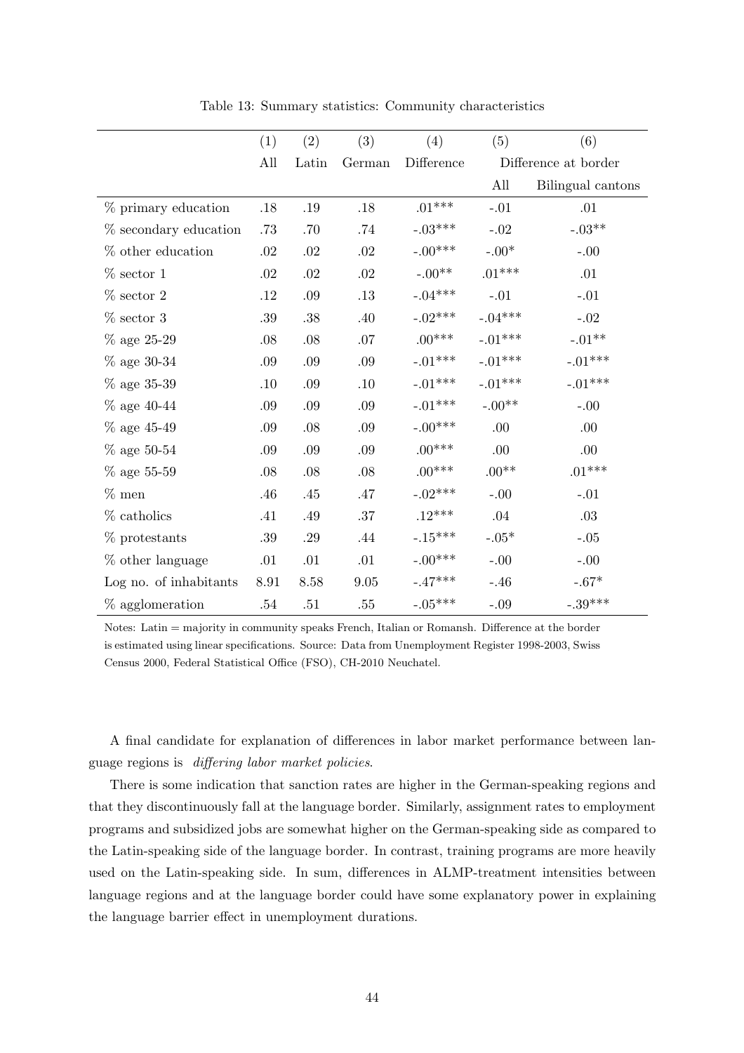Table 13: Summary statistics: Community characteristics

| | (1) | (2) | (3) | (4) | (5) | (6) |
|---|---|---|---|---|---|---|
| | All | Latin | German | Difference | Difference at border | |
| | | | | | All | Bilingual cantons |
| % primary education | .18 | .19 | .18 | .01*** | -.01 | .01 |
| % secondary education | .73 | .70 | .74 | -.03*** | -.02 | -.03** |
| % other education | .02 | .02 | .02 | -.00*** | -.00* | -.00 |
| % sector 1 | .02 | .02 | .02 | -.00** | .01*** | .01 |
| % sector 2 | .12 | .09 | .13 | -.04*** | -.01 | -.01 |
| % sector 3 | .39 | .38 | .40 | -.02*** | -.04*** | -.02 |
| % age 25-29 | .08 | .08 | .07 | .00*** | -.01*** | -.01** |
| % age 30-34 | .09 | .09 | .09 | -.01*** | -.01*** | -.01*** |
| % age 35-39 | .10 | .09 | .10 | -.01*** | -.01*** | -.01*** |
| % age 40-44 | .09 | .09 | .09 | -.01*** | -.00** | -.00 |
| % age 45-49 | .09 | .08 | .09 | -.00*** | .00 | .00 |
| % age 50-54 | .09 | .09 | .09 | .00*** | .00 | .00 |
| % age 55-59 | .08 | .08 | .08 | .00*** | .00** | .01*** |
| % men | .46 | .45 | .47 | -.02*** | -.00 | -.01 |
| % catholics | .41 | .49 | .37 | .12*** | .04 | .03 |
| % protestants | .39 | .29 | .44 | -.15*** | -.05* | -.05 |
| % other language | .01 | .01 | .01 | -.00*** | -.00 | -.00 |
| Log no. of inhabitants | 8.91 | 8.58 | 9.05 | -.47*** | -.46 | -.67* |
| % agglomeration | .54 | .51 | .55 | -.05*** | -.09 | -.39*** |

Notes: Latin = majority in community speaks French, Italian or Romansh. Difference at the border is estimated using linear specifications. Source: Data from Unemployment Register 1998-2003, Swiss Census 2000, Federal Statistical Office (FSO), CH-2010 Neuchatel.

A final candidate for explanation of differences in labor market performance between language regions is *differing labor market policies*.

There is some indication that sanction rates are higher in the German-speaking regions and that they discontinuously fall at the language border. Similarly, assignment rates to employment programs and subsidized jobs are somewhat higher on the German-speaking side as compared to the Latin-speaking side of the language border. In contrast, training programs are more heavily used on the Latin-speaking side. In sum, differences in ALMP-treatment intensities between language regions and at the language border could have some explanatory power in explaining the language barrier effect in unemployment durations.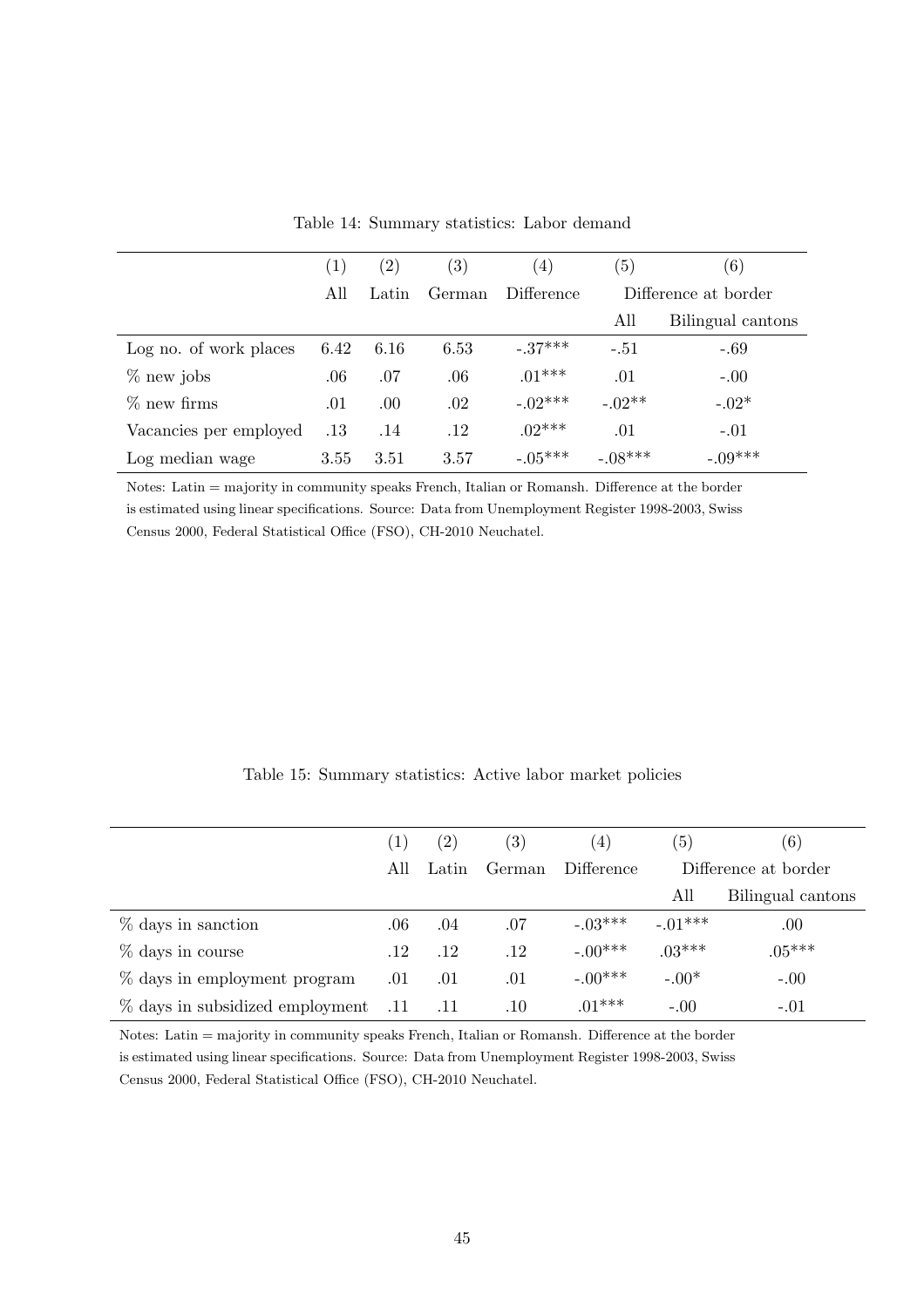Table 14: Summary statistics: Labor demand

| | (1) | (2) | (3) | (4) | (5) | (6) |
|---|---|---|---|---|---|---|
| | All | Latin | German | Difference | Difference at border | |
| | | | | | All | Bilingual cantons |
| Log no. of work places | 6.42 | 6.16 | 6.53 | -.37*** | -.51 | -.69 |
| % new jobs | .06 | .07 | .06 | .01*** | .01 | -.00 |
| % new firms | .01 | .00 | .02 | -.02*** | -.02** | -.02* |
| Vacancies per employed | .13 | .14 | .12 | .02*** | .01 | -.01 |
| Log median wage | 3.55 | 3.51 | 3.57 | -.05*** | -.08*** | -.09*** |

Notes: Latin = majority in community speaks French, Italian or Romansh. Difference at the border is estimated using linear specifications. Source: Data from Unemployment Register 1998-2003, Swiss Census 2000, Federal Statistical Office (FSO), CH-2010 Neuchatel.

Table 15: Summary statistics: Active labor market policies

| | (1) | (2) | (3) | (4) | (5) | (6) |
|---|---|---|---|---|---|---|
| | All | Latin | German | Difference | Difference at border | |
| | | | | | All | Bilingual cantons |
| % days in sanction | .06 | .04 | .07 | -.03*** | -.01*** | .00 |
| % days in course | .12 | .12 | .12 | -.00*** | .03*** | .05*** |
| % days in employment program | .01 | .01 | .01 | -.00*** | -.00* | -.00 |
| % days in subsidized employment | .11 | .11 | .10 | .01*** | -.00 | -.01 |

Notes: Latin = majority in community speaks French, Italian or Romansh. Difference at the border is estimated using linear specifications. Source: Data from Unemployment Register 1998-2003, Swiss Census 2000, Federal Statistical Office (FSO), CH-2010 Neuchatel.